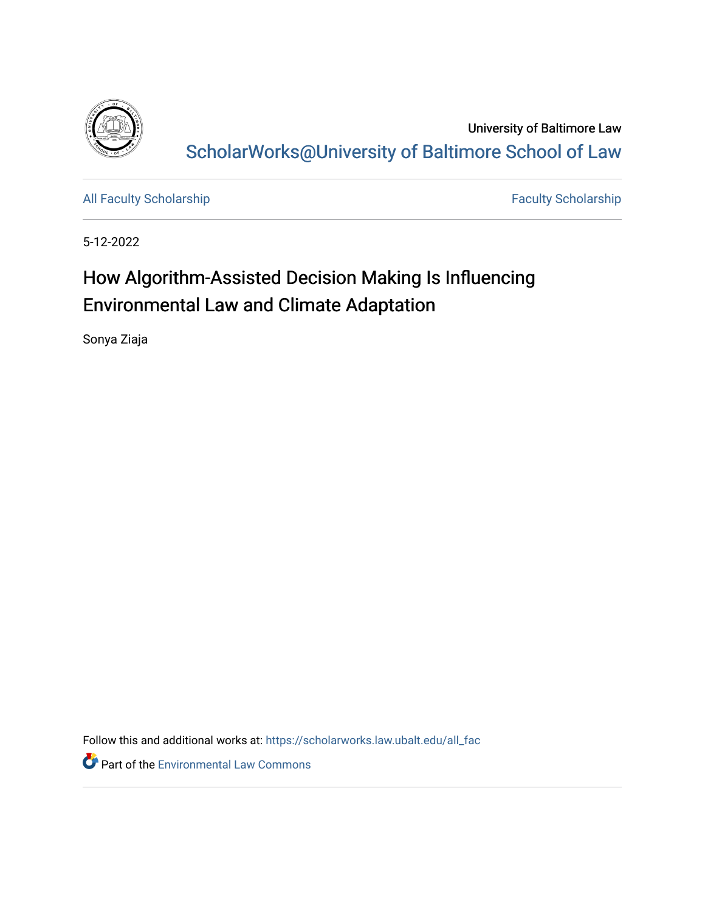University of Baltimore Law

ScholarWorks@University of Baltimore School of Law

All Faculty Scholarship

Faculty Scholarship

5-12-2022

# How Algorithm-Assisted Decision Making Is Influencing Environmental Law and Climate Adaptation

Sonya Ziaja

Follow this and additional works at: https://scholarworks.law.ubalt.edu/all_fac

Part of the Environmental Law Commons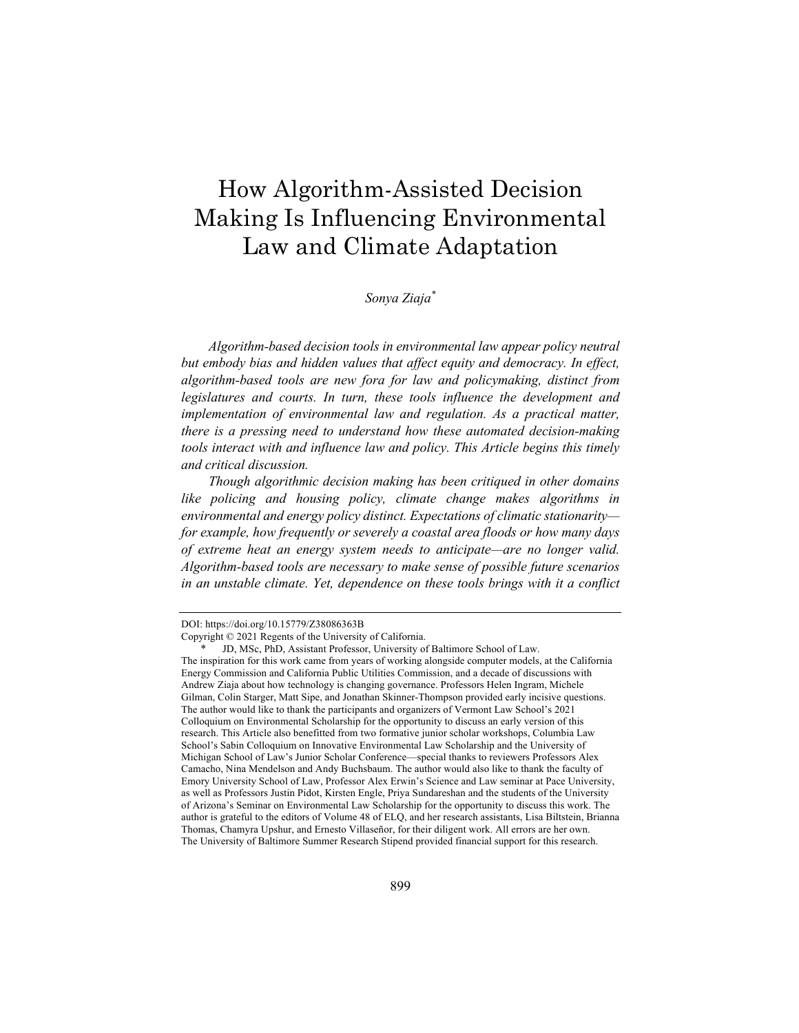# How Algorithm-Assisted Decision Making Is Influencing Environmental Law and Climate Adaptation

*Sonya Ziaja*[*]

*Algorithm-based decision tools in environmental law appear policy neutral but embody bias and hidden values that affect equity and democracy. In effect, algorithm-based tools are new fora for law and policymaking, distinct from legislatures and courts. In turn, these tools influence the development and implementation of environmental law and regulation. As a practical matter, there is a pressing need to understand how these automated decision-making tools interact with and influence law and policy. This Article begins this timely and critical discussion.*

*Though algorithmic decision making has been critiqued in other domains like policing and housing policy, climate change makes algorithms in environmental and energy policy distinct. Expectations of climatic stationarity—for example, how frequently or severely a coastal area floods or how many days of extreme heat an energy system needs to anticipate—are no longer valid. Algorithm-based tools are necessary to make sense of possible future scenarios in an unstable climate. Yet, dependence on these tools brings with it a conflict*

---

DOI: https://doi.org/10.15779/Z38086363B

Copyright © 2021 Regents of the University of California.

[*] JD, MSc, PhD, Assistant Professor, University of Baltimore School of Law.

The inspiration for this work came from years of working alongside computer models, at the California Energy Commission and California Public Utilities Commission, and a decade of discussions with Andrew Ziaja about how technology is changing governance. Professors Helen Ingram, Michele Gilman, Colin Starger, Matt Sipe, and Jonathan Skinner-Thompson provided early incisive questions. The author would like to thank the participants and organizers of Vermont Law School's 2021 Colloquium on Environmental Scholarship for the opportunity to discuss an early version of this research. This Article also benefitted from two formative junior scholar workshops, Columbia Law School's Sabin Colloquium on Innovative Environmental Law Scholarship and the University of Michigan School of Law's Junior Scholar Conference—special thanks to reviewers Professors Alex Camacho, Nina Mendelson and Andy Buchsbaum. The author would also like to thank the faculty of Emory University School of Law, Professor Alex Erwin's Science and Law seminar at Pace University, as well as Professors Justin Pidot, Kirsten Engle, Priya Sundareshan and the students of the University of Arizona's Seminar on Environmental Law Scholarship for the opportunity to discuss this work. The author is grateful to the editors of Volume 48 of ELQ, and her research assistants, Lisa Biltstein, Brianna Thomas, Chamyra Upshur, and Ernesto Villaseñor, for their diligent work. All errors are her own. The University of Baltimore Summer Research Stipend provided financial support for this research.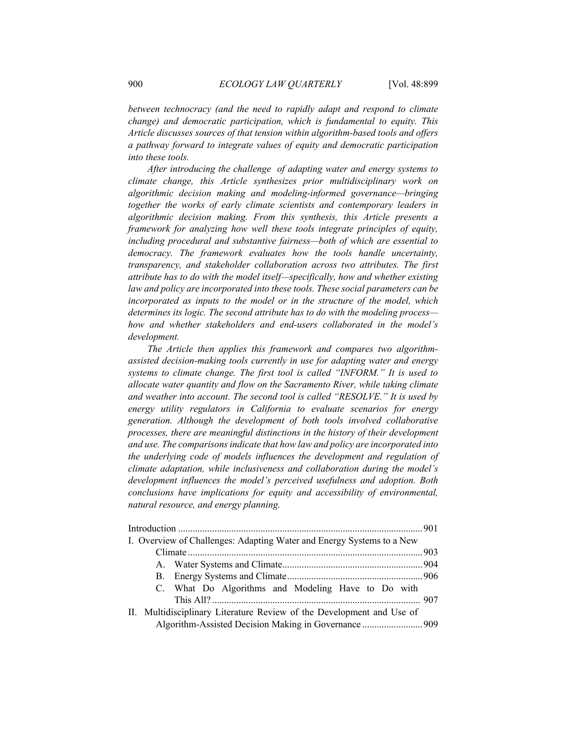*between technocracy (and the need to rapidly adapt and respond to climate change) and democratic participation, which is fundamental to equity. This Article discusses sources of that tension within algorithm-based tools and offers a pathway forward to integrate values of equity and democratic participation into these tools.*

*After introducing the challenge of adapting water and energy systems to climate change, this Article synthesizes prior multidisciplinary work on algorithmic decision making and modeling-informed governance—bringing together the works of early climate scientists and contemporary leaders in algorithmic decision making. From this synthesis, this Article presents a framework for analyzing how well these tools integrate principles of equity, including procedural and substantive fairness—both of which are essential to democracy. The framework evaluates how the tools handle uncertainty, transparency, and stakeholder collaboration across two attributes. The first attribute has to do with the model itself—specifically, how and whether existing law and policy are incorporated into these tools. These social parameters can be incorporated as inputs to the model or in the structure of the model, which determines its logic. The second attribute has to do with the modeling process—how and whether stakeholders and end-users collaborated in the model's development.*

*The Article then applies this framework and compares two algorithm-assisted decision-making tools currently in use for adapting water and energy systems to climate change. The first tool is called "INFORM." It is used to allocate water quantity and flow on the Sacramento River, while taking climate and weather into account. The second tool is called "RESOLVE." It is used by energy utility regulators in California to evaluate scenarios for energy generation. Although the development of both tools involved collaborative processes, there are meaningful distinctions in the history of their development and use. The comparisons indicate that how law and policy are incorporated into the underlying code of models influences the development and regulation of climate adaptation, while inclusiveness and collaboration during the model's development influences the model's perceived usefulness and adoption. Both conclusions have implications for equity and accessibility of environmental, natural resource, and energy planning.*

- Introduction ..... 901
- I. Overview of Challenges: Adapting Water and Energy Systems to a New Climate ..... 903
  - A. Water Systems and Climate ..... 904
  - B. Energy Systems and Climate ..... 906
  - C. What Do Algorithms and Modeling Have to Do with This All? ..... 907
- II. Multidisciplinary Literature Review of the Development and Use of Algorithm-Assisted Decision Making in Governance ..... 909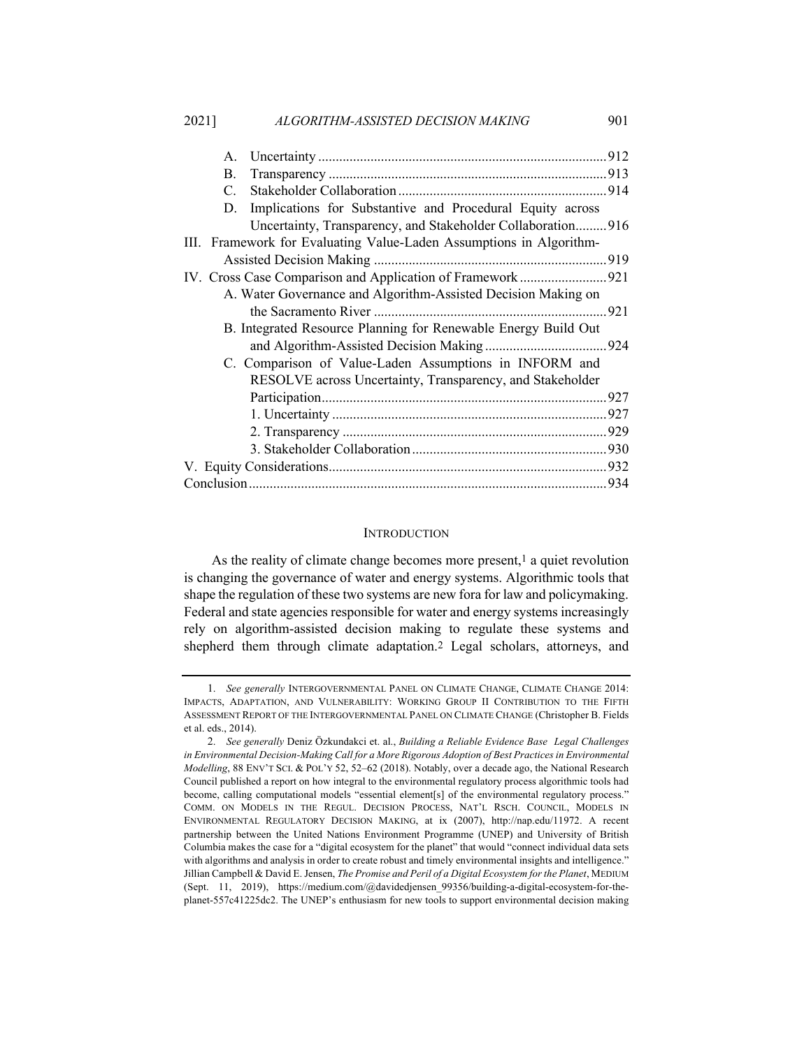A. Uncertainty ..................................................................................912

B. Transparency ...............................................................................913

C. Stakeholder Collaboration ...........................................................914

D. Implications for Substantive and Procedural Equity across Uncertainty, Transparency, and Stakeholder Collaboration.........916

III. Framework for Evaluating Value-Laden Assumptions in Algorithm-Assisted Decision Making ..................................................................919

IV. Cross Case Comparison and Application of Framework .........................921

A. Water Governance and Algorithm-Assisted Decision Making on the Sacramento River ..................................................................921

B. Integrated Resource Planning for Renewable Energy Build Out and Algorithm-Assisted Decision Making ...................................924

C. Comparison of Value-Laden Assumptions in INFORM and RESOLVE across Uncertainty, Transparency, and Stakeholder Participation.................................................................................927

1. Uncertainty ...............................................................................927

2. Transparency ............................................................................929

3. Stakeholder Collaboration ........................................................930

V. Equity Considerations...............................................................................932

Conclusion......................................................................................................934

## Introduction

As the reality of climate change becomes more present,[1] a quiet revolution is changing the governance of water and energy systems. Algorithmic tools that shape the regulation of these two systems are new fora for law and policymaking. Federal and state agencies responsible for water and energy systems increasingly rely on algorithm-assisted decision making to regulate these systems and shepherd them through climate adaptation.[2] Legal scholars, attorneys, and

---

1. *See generally* INTERGOVERNMENTAL PANEL ON CLIMATE CHANGE, CLIMATE CHANGE 2014: IMPACTS, ADAPTATION, AND VULNERABILITY: WORKING GROUP II CONTRIBUTION TO THE FIFTH ASSESSMENT REPORT OF THE INTERGOVERNMENTAL PANEL ON CLIMATE CHANGE (Christopher B. Fields et al. eds., 2014).

2. *See generally* Deniz Özkundakci et. al., *Building a Reliable Evidence Base Legal Challenges in Environmental Decision-Making Call for a More Rigorous Adoption of Best Practices in Environmental Modelling*, 88 ENV'T SCI. & POL'Y 52, 52–62 (2018). Notably, over a decade ago, the National Research Council published a report on how integral to the environmental regulatory process algorithmic tools had become, calling computational models "essential element[s] of the environmental regulatory process." COMM. ON MODELS IN THE REGUL. DECISION PROCESS, NAT'L RSCH. COUNCIL, MODELS IN ENVIRONMENTAL REGULATORY DECISION MAKING, at ix (2007), http://nap.edu/11972. A recent partnership between the United Nations Environment Programme (UNEP) and University of British Columbia makes the case for a "digital ecosystem for the planet" that would "connect individual data sets with algorithms and analysis in order to create robust and timely environmental insights and intelligence." Jillian Campbell & David E. Jensen, *The Promise and Peril of a Digital Ecosystem for the Planet*, MEDIUM (Sept. 11, 2019), https://medium.com/@davidedjensen_99356/building-a-digital-ecosystem-for-the-planet-557c41225dc2. The UNEP's enthusiasm for new tools to support environmental decision making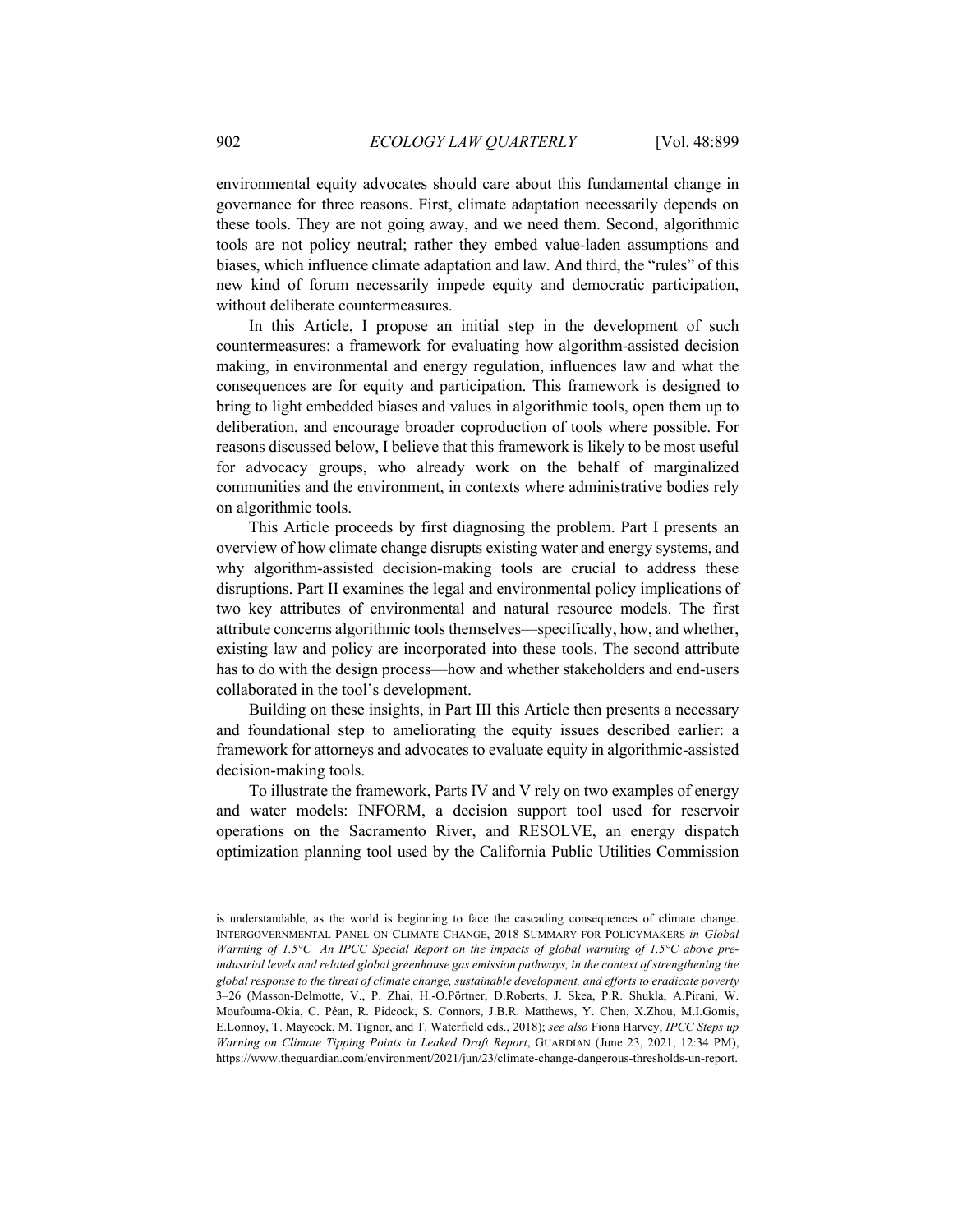environmental equity advocates should care about this fundamental change in governance for three reasons. First, climate adaptation necessarily depends on these tools. They are not going away, and we need them. Second, algorithmic tools are not policy neutral; rather they embed value-laden assumptions and biases, which influence climate adaptation and law. And third, the "rules" of this new kind of forum necessarily impede equity and democratic participation, without deliberate countermeasures.

In this Article, I propose an initial step in the development of such countermeasures: a framework for evaluating how algorithm-assisted decision making, in environmental and energy regulation, influences law and what the consequences are for equity and participation. This framework is designed to bring to light embedded biases and values in algorithmic tools, open them up to deliberation, and encourage broader coproduction of tools where possible. For reasons discussed below, I believe that this framework is likely to be most useful for advocacy groups, who already work on the behalf of marginalized communities and the environment, in contexts where administrative bodies rely on algorithmic tools.

This Article proceeds by first diagnosing the problem. Part I presents an overview of how climate change disrupts existing water and energy systems, and why algorithm-assisted decision-making tools are crucial to address these disruptions. Part II examines the legal and environmental policy implications of two key attributes of environmental and natural resource models. The first attribute concerns algorithmic tools themselves—specifically, how, and whether, existing law and policy are incorporated into these tools. The second attribute has to do with the design process—how and whether stakeholders and end-users collaborated in the tool's development.

Building on these insights, in Part III this Article then presents a necessary and foundational step to ameliorating the equity issues described earlier: a framework for attorneys and advocates to evaluate equity in algorithmic-assisted decision-making tools.

To illustrate the framework, Parts IV and V rely on two examples of energy and water models: INFORM, a decision support tool used for reservoir operations on the Sacramento River, and RESOLVE, an energy dispatch optimization planning tool used by the California Public Utilities Commission

---

is understandable, as the world is beginning to face the cascading consequences of climate change. INTERGOVERNMENTAL PANEL ON CLIMATE CHANGE, 2018 SUMMARY FOR POLICYMAKERS *in Global Warming of 1.5°C An IPCC Special Report on the impacts of global warming of 1.5°C above pre-industrial levels and related global greenhouse gas emission pathways, in the context of strengthening the global response to the threat of climate change, sustainable development, and efforts to eradicate poverty* 3–26 (Masson-Delmotte, V., P. Zhai, H.-O.Pörtner, D.Roberts, J. Skea, P.R. Shukla, A.Pirani, W. Moufouma-Okia, C. Péan, R. Pidcock, S. Connors, J.B.R. Matthews, Y. Chen, X.Zhou, M.I.Gomis, E.Lonnoy, T. Maycock, M. Tignor, and T. Waterfield eds., 2018); *see also* Fiona Harvey, *IPCC Steps up Warning on Climate Tipping Points in Leaked Draft Report*, GUARDIAN (June 23, 2021, 12:34 PM), https://www.theguardian.com/environment/2021/jun/23/climate-change-dangerous-thresholds-un-report.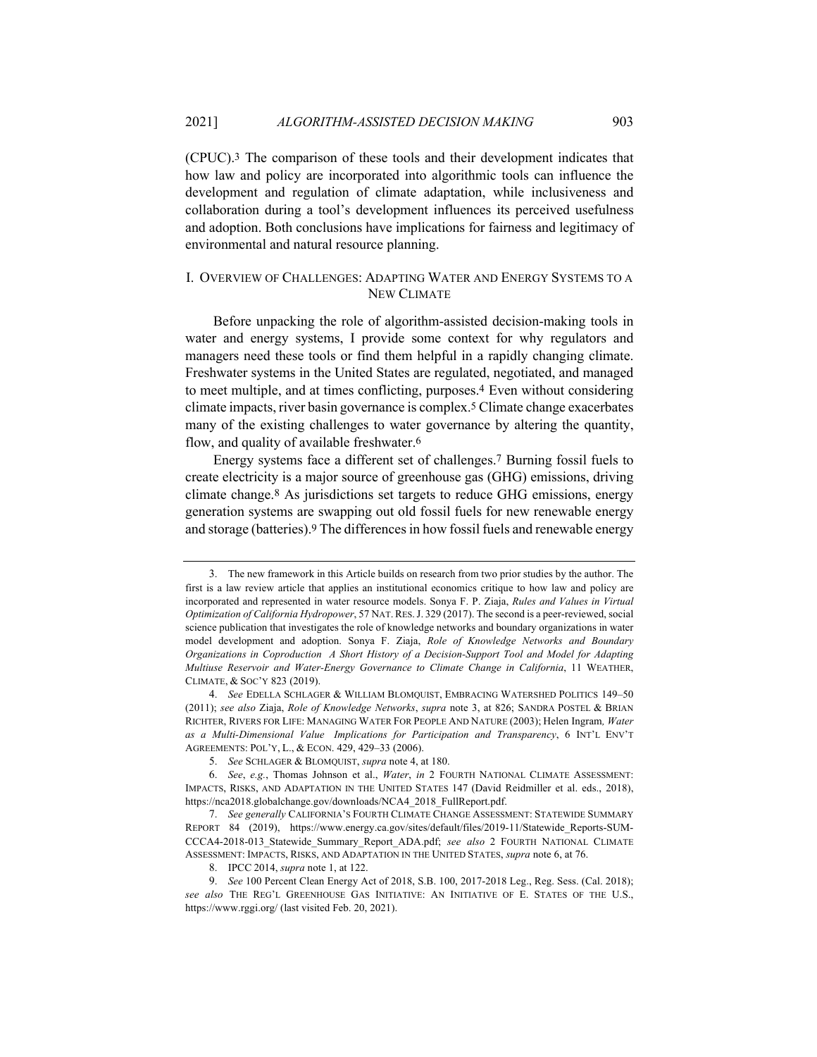(CPUC).[3] The comparison of these tools and their development indicates that how law and policy are incorporated into algorithmic tools can influence the development and regulation of climate adaptation, while inclusiveness and collaboration during a tool's development influences its perceived usefulness and adoption. Both conclusions have implications for fairness and legitimacy of environmental and natural resource planning.

## I. OVERVIEW OF CHALLENGES: ADAPTING WATER AND ENERGY SYSTEMS TO A NEW CLIMATE

Before unpacking the role of algorithm-assisted decision-making tools in water and energy systems, I provide some context for why regulators and managers need these tools or find them helpful in a rapidly changing climate. Freshwater systems in the United States are regulated, negotiated, and managed to meet multiple, and at times conflicting, purposes.[4] Even without considering climate impacts, river basin governance is complex.[5] Climate change exacerbates many of the existing challenges to water governance by altering the quantity, flow, and quality of available freshwater.[6]

Energy systems face a different set of challenges.[7] Burning fossil fuels to create electricity is a major source of greenhouse gas (GHG) emissions, driving climate change.[8] As jurisdictions set targets to reduce GHG emissions, energy generation systems are swapping out old fossil fuels for new renewable energy and storage (batteries).[9] The differences in how fossil fuels and renewable energy

---

3. The new framework in this Article builds on research from two prior studies by the author. The first is a law review article that applies an institutional economics critique to how law and policy are incorporated and represented in water resource models. Sonya F. P. Ziaja, *Rules and Values in Virtual Optimization of California Hydropower*, 57 NAT. RES. J. 329 (2017). The second is a peer-reviewed, social science publication that investigates the role of knowledge networks and boundary organizations in water model development and adoption. Sonya F. Ziaja, *Role of Knowledge Networks and Boundary Organizations in Coproduction A Short History of a Decision-Support Tool and Model for Adapting Multiuse Reservoir and Water-Energy Governance to Climate Change in California*, 11 WEATHER, CLIMATE, & SOC'Y 823 (2019).

4. *See* EDELLA SCHLAGER & WILLIAM BLOMQUIST, EMBRACING WATERSHED POLITICS 149–50 (2011); *see also* Ziaja, *Role of Knowledge Networks*, *supra* note 3, at 826; SANDRA POSTEL & BRIAN RICHTER, RIVERS FOR LIFE: MANAGING WATER FOR PEOPLE AND NATURE (2003); Helen Ingram, *Water as a Multi-Dimensional Value Implications for Participation and Transparency*, 6 INT'L ENV'T AGREEMENTS: POL'Y, L., & ECON. 429, 429–33 (2006).

5. *See* SCHLAGER & BLOMQUIST, *supra* note 4, at 180.

6. *See*, *e.g.*, Thomas Johnson et al., *Water*, *in* 2 FOURTH NATIONAL CLIMATE ASSESSMENT: IMPACTS, RISKS, AND ADAPTATION IN THE UNITED STATES 147 (David Reidmiller et al. eds., 2018), https://nca2018.globalchange.gov/downloads/NCA4_2018_FullReport.pdf.

7. *See generally* CALIFORNIA'S FOURTH CLIMATE CHANGE ASSESSMENT: STATEWIDE SUMMARY REPORT 84 (2019), https://www.energy.ca.gov/sites/default/files/2019-11/Statewide_Reports-SUM-CCCA4-2018-013_Statewide_Summary_Report_ADA.pdf; *see also* 2 FOURTH NATIONAL CLIMATE ASSESSMENT: IMPACTS, RISKS, AND ADAPTATION IN THE UNITED STATES, *supra* note 6, at 76.

8. IPCC 2014, *supra* note 1, at 122.

9. *See* 100 Percent Clean Energy Act of 2018, S.B. 100, 2017-2018 Leg., Reg. Sess. (Cal. 2018); *see also* THE REG'L GREENHOUSE GAS INITIATIVE: AN INITIATIVE OF E. STATES OF THE U.S., https://www.rggi.org/ (last visited Feb. 20, 2021).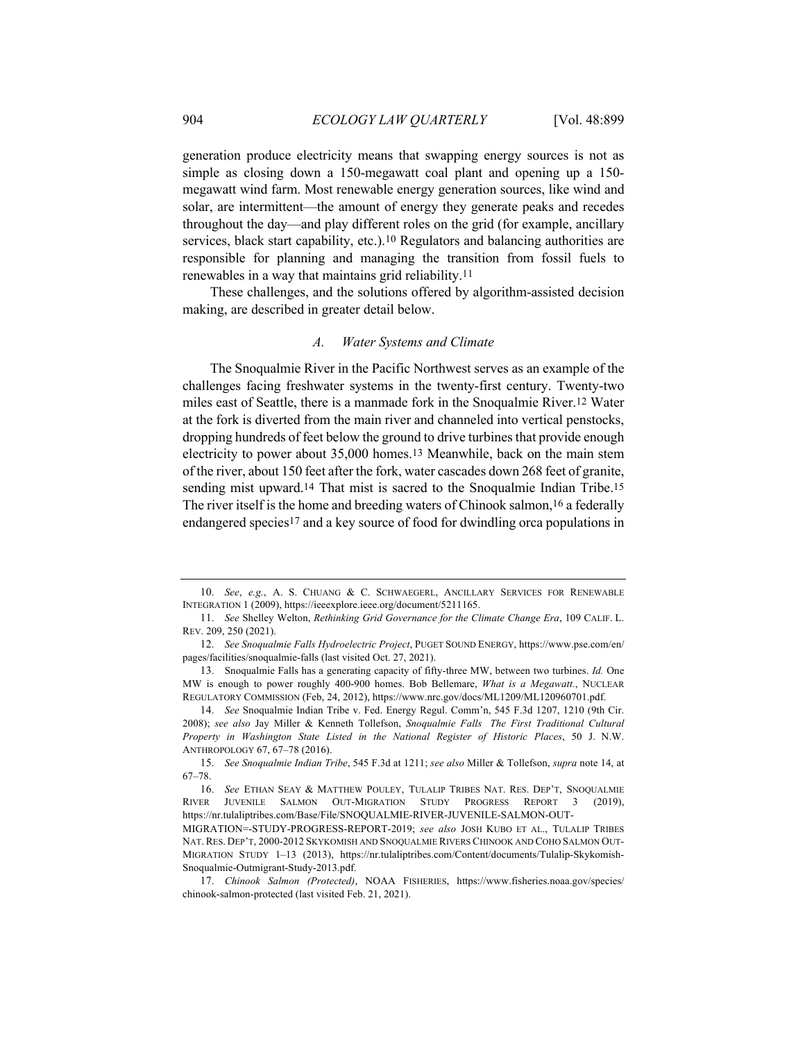generation produce electricity means that swapping energy sources is not as simple as closing down a 150-megawatt coal plant and opening up a 150-megawatt wind farm. Most renewable energy generation sources, like wind and solar, are intermittent—the amount of energy they generate peaks and recedes throughout the day—and play different roles on the grid (for example, ancillary services, black start capability, etc.).[10] Regulators and balancing authorities are responsible for planning and managing the transition from fossil fuels to renewables in a way that maintains grid reliability.[11]

These challenges, and the solutions offered by algorithm-assisted decision making, are described in greater detail below.

### *A. Water Systems and Climate*

The Snoqualmie River in the Pacific Northwest serves as an example of the challenges facing freshwater systems in the twenty-first century. Twenty-two miles east of Seattle, there is a manmade fork in the Snoqualmie River.[12] Water at the fork is diverted from the main river and channeled into vertical penstocks, dropping hundreds of feet below the ground to drive turbines that provide enough electricity to power about 35,000 homes.[13] Meanwhile, back on the main stem of the river, about 150 feet after the fork, water cascades down 268 feet of granite, sending mist upward.[14] That mist is sacred to the Snoqualmie Indian Tribe.[15] The river itself is the home and breeding waters of Chinook salmon,[16] a federally endangered species[17] and a key source of food for dwindling orca populations in

---

10. *See*, *e.g.*, A. S. CHUANG & C. SCHWAEGERL, ANCILLARY SERVICES FOR RENEWABLE INTEGRATION 1 (2009), https://ieeexplore.ieee.org/document/5211165.

11. *See* Shelley Welton, *Rethinking Grid Governance for the Climate Change Era*, 109 CALIF. L. REV. 209, 250 (2021).

12. *See Snoqualmie Falls Hydroelectric Project*, PUGET SOUND ENERGY, https://www.pse.com/en/pages/facilities/snoqualmie-falls (last visited Oct. 27, 2021).

13. Snoqualmie Falls has a generating capacity of fifty-three MW, between two turbines. *Id.* One MW is enough to power roughly 400-900 homes. Bob Bellemare, *What is a Megawatt.*, NUCLEAR REGULATORY COMMISSION (Feb, 24, 2012), https://www.nrc.gov/docs/ML1209/ML120960701.pdf.

14. *See* Snoqualmie Indian Tribe v. Fed. Energy Regul. Comm'n, 545 F.3d 1207, 1210 (9th Cir. 2008); *see also* Jay Miller & Kenneth Tollefson, *Snoqualmie Falls The First Traditional Cultural Property in Washington State Listed in the National Register of Historic Places*, 50 J. N.W. ANTHROPOLOGY 67, 67–78 (2016).

15. *See Snoqualmie Indian Tribe*, 545 F.3d at 1211; *see also* Miller & Tollefson, *supra* note 14, at 67–78.

16. *See* ETHAN SEAY & MATTHEW POULEY, TULALIP TRIBES NAT. RES. DEP'T, SNOQUALMIE RIVER JUVENILE SALMON OUT-MIGRATION STUDY PROGRESS REPORT 3 (2019), https://nr.tulaliptribes.com/Base/File/SNOQUALMIE-RIVER-JUVENILE-SALMON-OUT-MIGRATION=-STUDY-PROGRESS-REPORT-2019; *see also* JOSH KUBO ET AL., TULALIP TRIBES NAT. RES. DEP'T, 2000-2012 SKYKOMISH AND SNOQUALMIE RIVERS CHINOOK AND COHO SALMON OUT-MIGRATION STUDY 1–13 (2013), https://nr.tulaliptribes.com/Content/documents/Tulalip-Skykomish-Snoqualmie-Outmigrant-Study-2013.pdf.

17. *Chinook Salmon (Protected)*, NOAA FISHERIES, https://www.fisheries.noaa.gov/species/chinook-salmon-protected (last visited Feb. 21, 2021).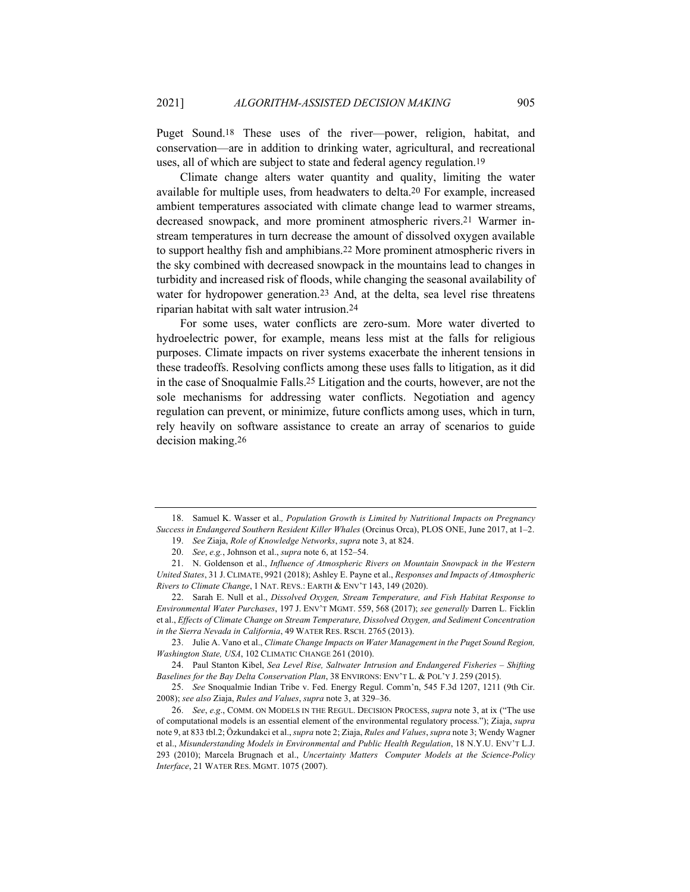Puget Sound.[18] These uses of the river—power, religion, habitat, and conservation—are in addition to drinking water, agricultural, and recreational uses, all of which are subject to state and federal agency regulation.[19]

Climate change alters water quantity and quality, limiting the water available for multiple uses, from headwaters to delta.[20] For example, increased ambient temperatures associated with climate change lead to warmer streams, decreased snowpack, and more prominent atmospheric rivers.[21] Warmer in-stream temperatures in turn decrease the amount of dissolved oxygen available to support healthy fish and amphibians.[22] More prominent atmospheric rivers in the sky combined with decreased snowpack in the mountains lead to changes in turbidity and increased risk of floods, while changing the seasonal availability of water for hydropower generation.[23] And, at the delta, sea level rise threatens riparian habitat with salt water intrusion.[24]

For some uses, water conflicts are zero-sum. More water diverted to hydroelectric power, for example, means less mist at the falls for religious purposes. Climate impacts on river systems exacerbate the inherent tensions in these tradeoffs. Resolving conflicts among these uses falls to litigation, as it did in the case of Snoqualmie Falls.[25] Litigation and the courts, however, are not the sole mechanisms for addressing water conflicts. Negotiation and agency regulation can prevent, or minimize, future conflicts among uses, which in turn, rely heavily on software assistance to create an array of scenarios to guide decision making.[26]

---

18. Samuel K. Wasser et al*., Population Growth is Limited by Nutritional Impacts on Pregnancy Success in Endangered Southern Resident Killer Whales* (Orcinus Orca), PLOS ONE, June 2017, at 1–2.

19. *See* Ziaja, *Role of Knowledge Networks*, *supra* note 3, at 824.

20. *See*, *e.g.*, Johnson et al., *supra* note 6, at 152–54.

21. N. Goldenson et al., *Influence of Atmospheric Rivers on Mountain Snowpack in the Western United States*, 31 J. CLIMATE, 9921 (2018); Ashley E. Payne et al., *Responses and Impacts of Atmospheric Rivers to Climate Change*, 1 NAT. REVS.: EARTH & ENV'T 143, 149 (2020).

22. Sarah E. Null et al., *Dissolved Oxygen, Stream Temperature, and Fish Habitat Response to Environmental Water Purchases*, 197 J. ENV'T MGMT. 559, 568 (2017); *see generally* Darren L. Ficklin et al., *Effects of Climate Change on Stream Temperature, Dissolved Oxygen, and Sediment Concentration in the Sierra Nevada in California*, 49 WATER RES. RSCH. 2765 (2013).

23. Julie A. Vano et al., *Climate Change Impacts on Water Management in the Puget Sound Region, Washington State, USA*, 102 CLIMATIC CHANGE 261 (2010).

24. Paul Stanton Kibel, *Sea Level Rise, Saltwater Intrusion and Endangered Fisheries – Shifting Baselines for the Bay Delta Conservation Plan*, 38 ENVIRONS: ENV'T L. & POL'Y J. 259 (2015).

25. *See* Snoqualmie Indian Tribe v. Fed. Energy Regul. Comm'n, 545 F.3d 1207, 1211 (9th Cir. 2008); *see also* Ziaja, *Rules and Values*, *supra* note 3, at 329–36.

26. *See*, *e.g*., COMM. ON MODELS IN THE REGUL. DECISION PROCESS, *supra* note 3, at ix ("The use of computational models is an essential element of the environmental regulatory process."); Ziaja, *supra* note 9, at 833 tbl.2; Özkundakci et al., *supra* note 2; Ziaja, *Rules and Values*, *supra* note 3; Wendy Wagner et al., *Misunderstanding Models in Environmental and Public Health Regulation*, 18 N.Y.U. ENV'T L.J. 293 (2010); Marcela Brugnach et al., *Uncertainty Matters Computer Models at the Science-Policy Interface*, 21 WATER RES. MGMT. 1075 (2007).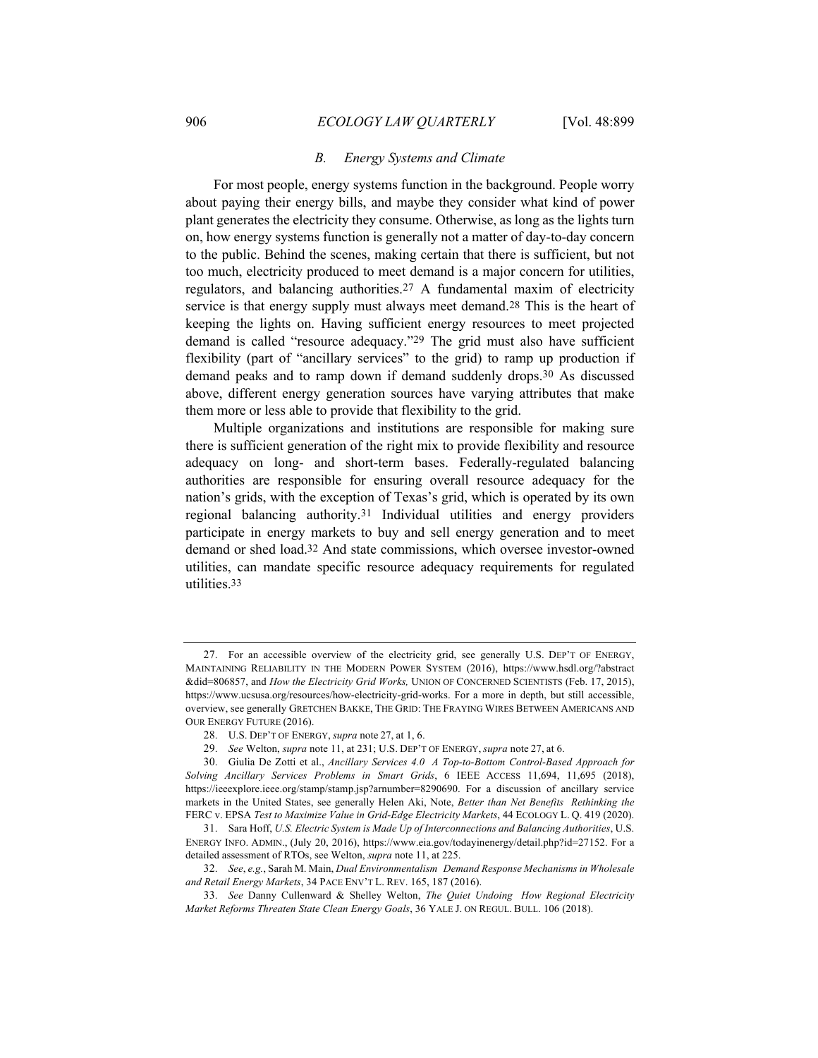### B. Energy Systems and Climate

For most people, energy systems function in the background. People worry about paying their energy bills, and maybe they consider what kind of power plant generates the electricity they consume. Otherwise, as long as the lights turn on, how energy systems function is generally not a matter of day-to-day concern to the public. Behind the scenes, making certain that there is sufficient, but not too much, electricity produced to meet demand is a major concern for utilities, regulators, and balancing authorities.[27] A fundamental maxim of electricity service is that energy supply must always meet demand.[28] This is the heart of keeping the lights on. Having sufficient energy resources to meet projected demand is called "resource adequacy."[29] The grid must also have sufficient flexibility (part of "ancillary services" to the grid) to ramp up production if demand peaks and to ramp down if demand suddenly drops.[30] As discussed above, different energy generation sources have varying attributes that make them more or less able to provide that flexibility to the grid.

Multiple organizations and institutions are responsible for making sure there is sufficient generation of the right mix to provide flexibility and resource adequacy on long- and short-term bases. Federally-regulated balancing authorities are responsible for ensuring overall resource adequacy for the nation's grids, with the exception of Texas's grid, which is operated by its own regional balancing authority.[31] Individual utilities and energy providers participate in energy markets to buy and sell energy generation and to meet demand or shed load.[32] And state commissions, which oversee investor-owned utilities, can mandate specific resource adequacy requirements for regulated utilities.[33]

---

27. For an accessible overview of the electricity grid, see generally U.S. DEP'T OF ENERGY, MAINTAINING RELIABILITY IN THE MODERN POWER SYSTEM (2016), https://www.hsdl.org/?abstract&did=806857, and *How the Electricity Grid Works,* UNION OF CONCERNED SCIENTISTS (Feb. 17, 2015), https://www.ucsusa.org/resources/how-electricity-grid-works. For a more in depth, but still accessible, overview, see generally GRETCHEN BAKKE, THE GRID: THE FRAYING WIRES BETWEEN AMERICANS AND OUR ENERGY FUTURE (2016).

28. U.S. DEP'T OF ENERGY, *supra* note 27, at 1, 6.

29. *See* Welton, *supra* note 11, at 231; U.S. DEP'T OF ENERGY, *supra* note 27, at 6.

30. Giulia De Zotti et al., *Ancillary Services 4.0 A Top-to-Bottom Control-Based Approach for Solving Ancillary Services Problems in Smart Grids*, 6 IEEE ACCESS 11,694, 11,695 (2018), https://ieeexplore.ieee.org/stamp/stamp.jsp?arnumber=8290690. For a discussion of ancillary service markets in the United States, see generally Helen Aki, Note, *Better than Net Benefits Rethinking the* FERC v. EPSA *Test to Maximize Value in Grid-Edge Electricity Markets*, 44 ECOLOGY L. Q. 419 (2020).

31. Sara Hoff, *U.S. Electric System is Made Up of Interconnections and Balancing Authorities*, U.S. ENERGY INFO. ADMIN., (July 20, 2016), https://www.eia.gov/todayinenergy/detail.php?id=27152. For a detailed assessment of RTOs, see Welton, *supra* note 11, at 225.

32. *See*, *e.g.*, Sarah M. Main, *Dual Environmentalism Demand Response Mechanisms in Wholesale and Retail Energy Markets*, 34 PACE ENV'T L. REV. 165, 187 (2016).

33. *See* Danny Cullenward & Shelley Welton, *The Quiet Undoing How Regional Electricity Market Reforms Threaten State Clean Energy Goals*, 36 YALE J. ON REGUL. BULL. 106 (2018).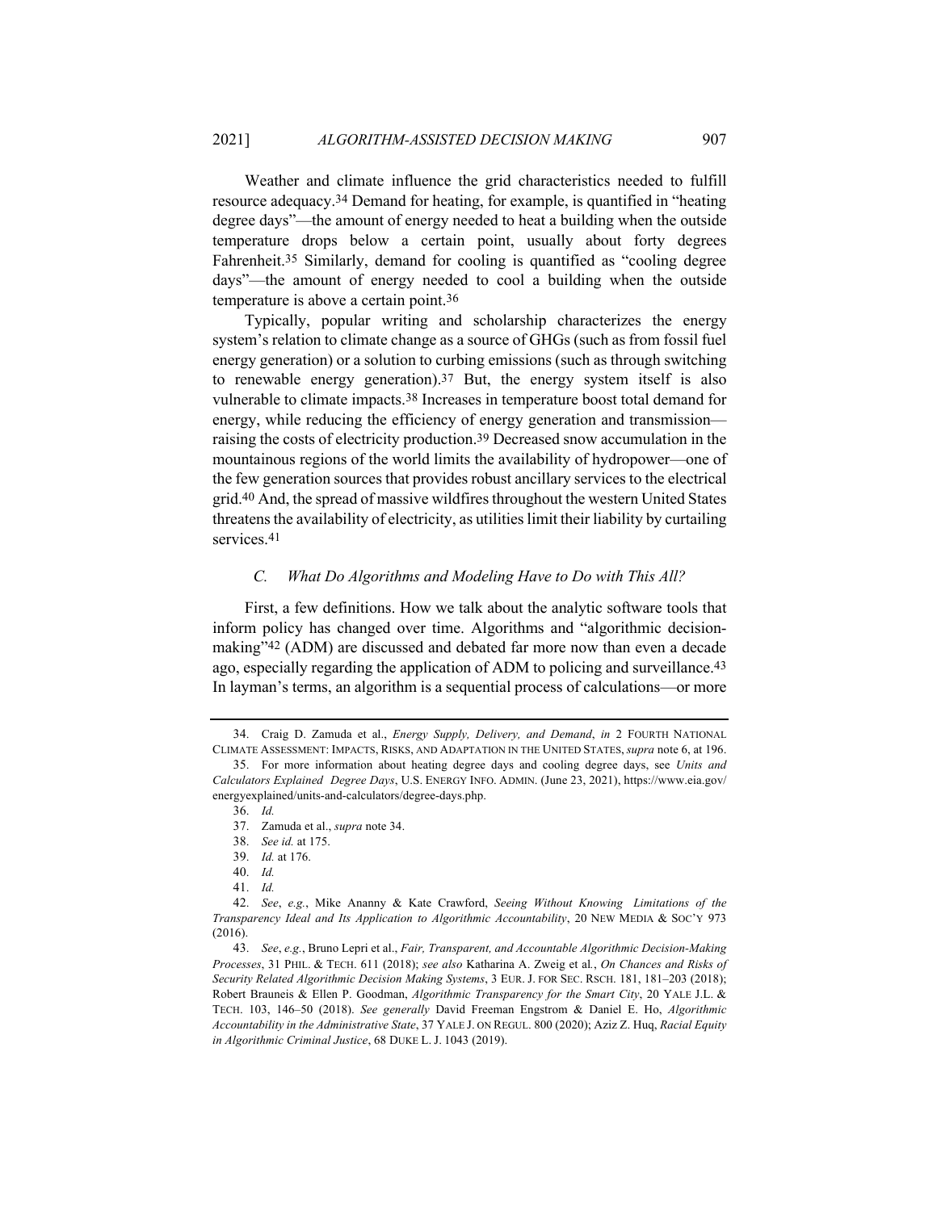Weather and climate influence the grid characteristics needed to fulfill resource adequacy.[34] Demand for heating, for example, is quantified in "heating degree days"—the amount of energy needed to heat a building when the outside temperature drops below a certain point, usually about forty degrees Fahrenheit.[35] Similarly, demand for cooling is quantified as "cooling degree days"—the amount of energy needed to cool a building when the outside temperature is above a certain point.[36]

Typically, popular writing and scholarship characterizes the energy system's relation to climate change as a source of GHGs (such as from fossil fuel energy generation) or a solution to curbing emissions (such as through switching to renewable energy generation).[37] But, the energy system itself is also vulnerable to climate impacts.[38] Increases in temperature boost total demand for energy, while reducing the efficiency of energy generation and transmission—raising the costs of electricity production.[39] Decreased snow accumulation in the mountainous regions of the world limits the availability of hydropower—one of the few generation sources that provides robust ancillary services to the electrical grid.[40] And, the spread of massive wildfires throughout the western United States threatens the availability of electricity, as utilities limit their liability by curtailing services.[41]

### *C. What Do Algorithms and Modeling Have to Do with This All?*

First, a few definitions. How we talk about the analytic software tools that inform policy has changed over time. Algorithms and "algorithmic decision-making"[42] (ADM) are discussed and debated far more now than even a decade ago, especially regarding the application of ADM to policing and surveillance.[43] In layman's terms, an algorithm is a sequential process of calculations—or more

---

34. Craig D. Zamuda et al., *Energy Supply, Delivery, and Demand*, *in* 2 FOURTH NATIONAL CLIMATE ASSESSMENT: IMPACTS, RISKS, AND ADAPTATION IN THE UNITED STATES, *supra* note 6, at 196.

35. For more information about heating degree days and cooling degree days, see *Units and Calculators Explained Degree Days*, U.S. ENERGY INFO. ADMIN. (June 23, 2021), https://www.eia.gov/energyexplained/units-and-calculators/degree-days.php.

36. *Id.*

37. Zamuda et al., *supra* note 34.

38. *See id.* at 175.

39. *Id.* at 176.

40. *Id.*

41. *Id.*

42. *See*, *e.g.*, Mike Ananny & Kate Crawford, *Seeing Without Knowing Limitations of the Transparency Ideal and Its Application to Algorithmic Accountability*, 20 NEW MEDIA & SOC'Y 973 (2016).

43. *See*, *e.g.*, Bruno Lepri et al., *Fair, Transparent, and Accountable Algorithmic Decision-Making Processes*, 31 PHIL. & TECH. 611 (2018); *see also* Katharina A. Zweig et al., *On Chances and Risks of Security Related Algorithmic Decision Making Systems*, 3 EUR. J. FOR SEC. RSCH. 181, 181–203 (2018); Robert Brauneis & Ellen P. Goodman, *Algorithmic Transparency for the Smart City*, 20 YALE J.L. & TECH. 103, 146–50 (2018). *See generally* David Freeman Engstrom & Daniel E. Ho, *Algorithmic Accountability in the Administrative State*, 37 YALE J. ON REGUL. 800 (2020); Aziz Z. Huq, *Racial Equity in Algorithmic Criminal Justice*, 68 DUKE L. J. 1043 (2019).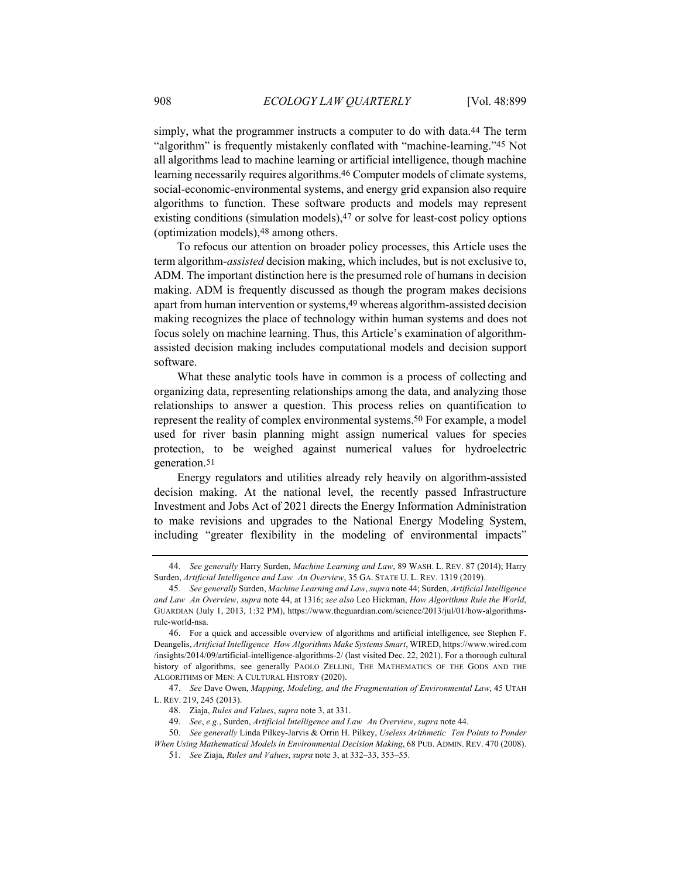simply, what the programmer instructs a computer to do with data.[44] The term "algorithm" is frequently mistakenly conflated with "machine-learning."[45] Not all algorithms lead to machine learning or artificial intelligence, though machine learning necessarily requires algorithms.[46] Computer models of climate systems, social-economic-environmental systems, and energy grid expansion also require algorithms to function. These software products and models may represent existing conditions (simulation models),[47] or solve for least-cost policy options (optimization models),[48] among others.

To refocus our attention on broader policy processes, this Article uses the term algorithm-*assisted* decision making, which includes, but is not exclusive to, ADM. The important distinction here is the presumed role of humans in decision making. ADM is frequently discussed as though the program makes decisions apart from human intervention or systems,[49] whereas algorithm-assisted decision making recognizes the place of technology within human systems and does not focus solely on machine learning. Thus, this Article's examination of algorithm-assisted decision making includes computational models and decision support software.

What these analytic tools have in common is a process of collecting and organizing data, representing relationships among the data, and analyzing those relationships to answer a question. This process relies on quantification to represent the reality of complex environmental systems.[50] For example, a model used for river basin planning might assign numerical values for species protection, to be weighed against numerical values for hydroelectric generation.[51]

Energy regulators and utilities already rely heavily on algorithm-assisted decision making. At the national level, the recently passed Infrastructure Investment and Jobs Act of 2021 directs the Energy Information Administration to make revisions and upgrades to the National Energy Modeling System, including "greater flexibility in the modeling of environmental impacts"

---

44. *See generally* Harry Surden, *Machine Learning and Law*, 89 WASH. L. REV. 87 (2014); Harry Surden, *Artificial Intelligence and Law An Overview*, 35 GA. STATE U. L. REV. 1319 (2019).

45. *See generally* Surden, *Machine Learning and Law*, *supra* note 44; Surden, *Artificial Intelligence and Law An Overview*, *supra* note 44, at 1316; *see also* Leo Hickman, *How Algorithms Rule the World*, GUARDIAN (July 1, 2013, 1:32 PM), https://www.theguardian.com/science/2013/jul/01/how-algorithms-rule-world-nsa.

46. For a quick and accessible overview of algorithms and artificial intelligence, see Stephen F. Deangelis, *Artificial Intelligence How Algorithms Make Systems Smart*, WIRED, https://www.wired.com/insights/2014/09/artificial-intelligence-algorithms-2/ (last visited Dec. 22, 2021). For a thorough cultural history of algorithms, see generally PAOLO ZELLINI, THE MATHEMATICS OF THE GODS AND THE ALGORITHMS OF MEN: A CULTURAL HISTORY (2020).

47. *See* Dave Owen, *Mapping, Modeling, and the Fragmentation of Environmental Law*, 45 UTAH L. REV. 219, 245 (2013).

48. Ziaja, *Rules and Values*, *supra* note 3, at 331.

49. *See*, *e.g.*, Surden, *Artificial Intelligence and Law An Overview*, *supra* note 44.

50. *See generally* Linda Pilkey-Jarvis & Orrin H. Pilkey, *Useless Arithmetic Ten Points to Ponder When Using Mathematical Models in Environmental Decision Making*, 68 PUB. ADMIN. REV. 470 (2008).

51. *See* Ziaja, *Rules and Values*, *supra* note 3, at 332–33, 353–55.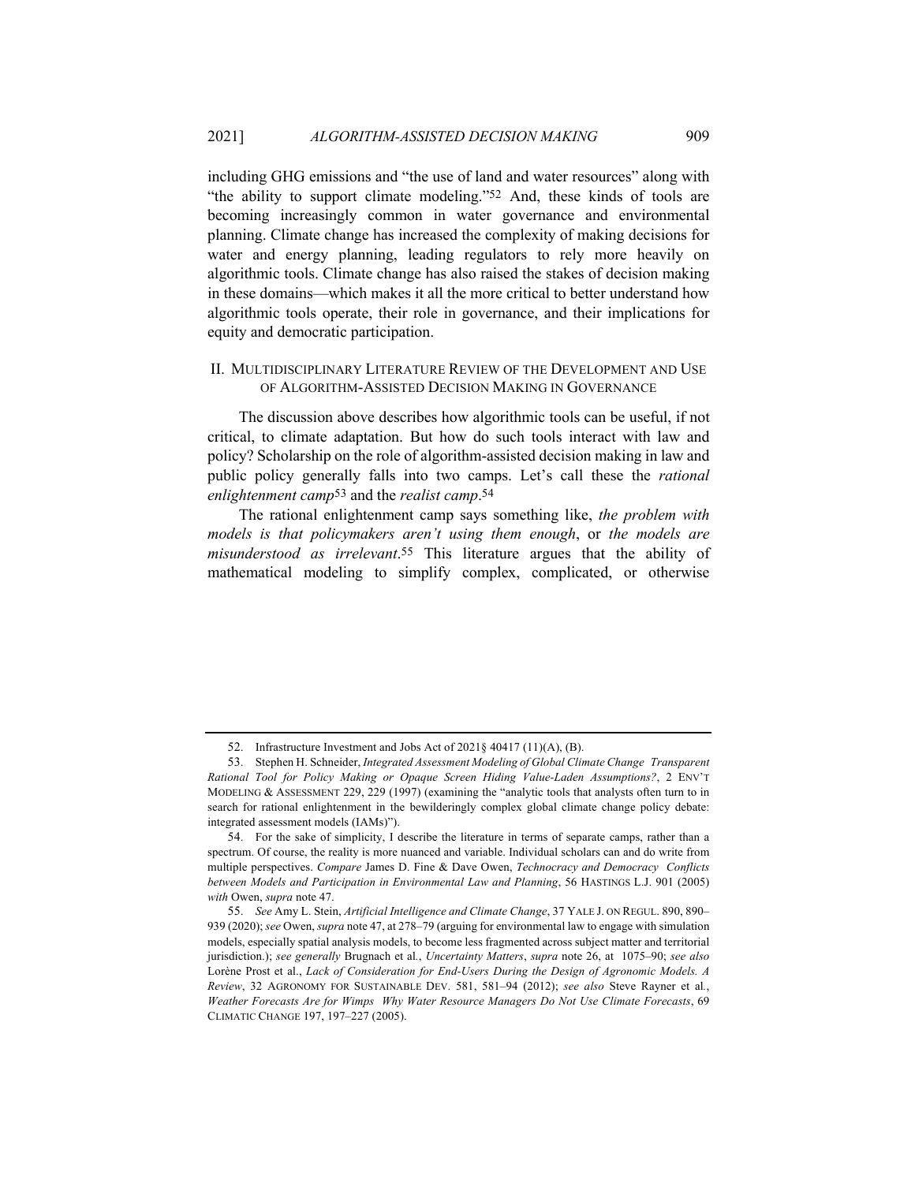including GHG emissions and "the use of land and water resources" along with "the ability to support climate modeling."[52] And, these kinds of tools are becoming increasingly common in water governance and environmental planning. Climate change has increased the complexity of making decisions for water and energy planning, leading regulators to rely more heavily on algorithmic tools. Climate change has also raised the stakes of decision making in these domains—which makes it all the more critical to better understand how algorithmic tools operate, their role in governance, and their implications for equity and democratic participation.

## II. MULTIDISCIPLINARY LITERATURE REVIEW OF THE DEVELOPMENT AND USE OF ALGORITHM-ASSISTED DECISION MAKING IN GOVERNANCE

The discussion above describes how algorithmic tools can be useful, if not critical, to climate adaptation. But how do such tools interact with law and policy? Scholarship on the role of algorithm-assisted decision making in law and public policy generally falls into two camps. Let's call these the *rational enlightenment camp*[53] and the *realist camp*.[54]

The rational enlightenment camp says something like, *the problem with models is that policymakers aren't using them enough*, or *the models are misunderstood as irrelevant*.[55] This literature argues that the ability of mathematical modeling to simplify complex, complicated, or otherwise

---

52. Infrastructure Investment and Jobs Act of 2021§ 40417 (11)(A), (B).

53. Stephen H. Schneider, *Integrated Assessment Modeling of Global Climate Change Transparent Rational Tool for Policy Making or Opaque Screen Hiding Value-Laden Assumptions?*, 2 ENV'T MODELING & ASSESSMENT 229, 229 (1997) (examining the "analytic tools that analysts often turn to in search for rational enlightenment in the bewilderingly complex global climate change policy debate: integrated assessment models (IAMs)").

54. For the sake of simplicity, I describe the literature in terms of separate camps, rather than a spectrum. Of course, the reality is more nuanced and variable. Individual scholars can and do write from multiple perspectives. *Compare* James D. Fine & Dave Owen, *Technocracy and Democracy Conflicts between Models and Participation in Environmental Law and Planning*, 56 HASTINGS L.J. 901 (2005) *with* Owen, *supra* note 47.

55. *See* Amy L. Stein, *Artificial Intelligence and Climate Change*, 37 YALE J. ON REGUL. 890, 890–939 (2020); *see* Owen, *supra* note 47, at 278–79 (arguing for environmental law to engage with simulation models, especially spatial analysis models, to become less fragmented across subject matter and territorial jurisdiction.); *see generally* Brugnach et al., *Uncertainty Matters*, *supra* note 26, at 1075–90; *see also* Lorène Prost et al., *Lack of Consideration for End-Users During the Design of Agronomic Models. A Review*, 32 AGRONOMY FOR SUSTAINABLE DEV. 581, 581–94 (2012); *see also* Steve Rayner et al., *Weather Forecasts Are for Wimps Why Water Resource Managers Do Not Use Climate Forecasts*, 69 CLIMATIC CHANGE 197, 197–227 (2005).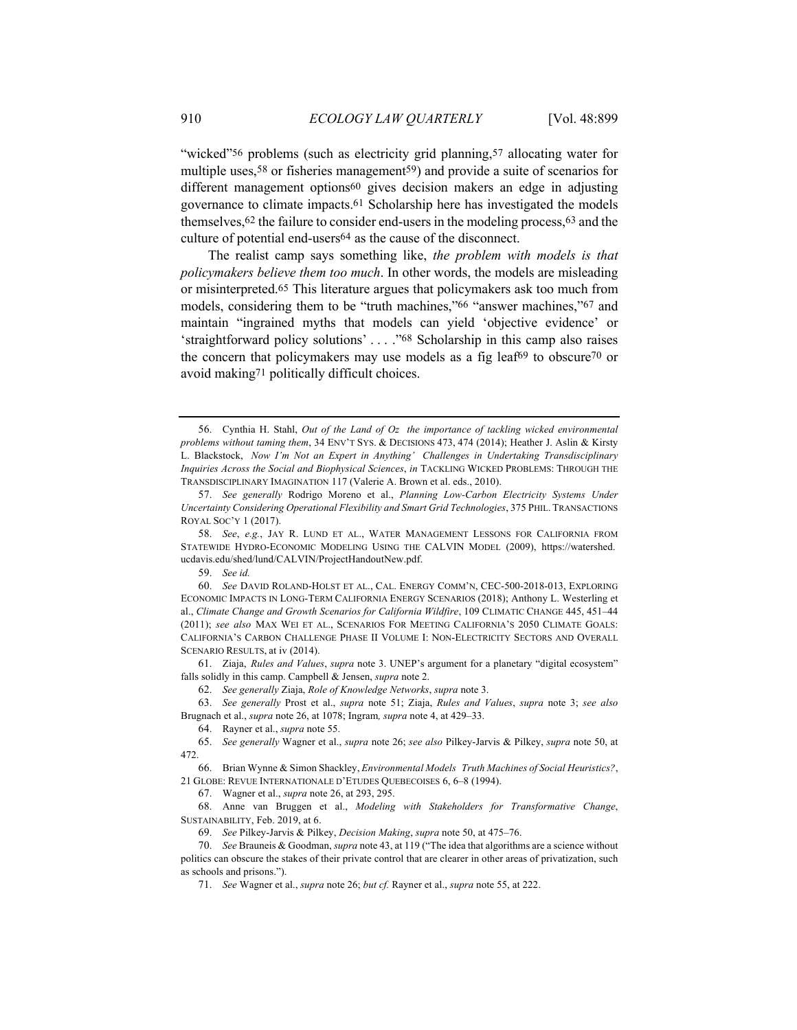"wicked"[56] problems (such as electricity grid planning,[57] allocating water for multiple uses,[58] or fisheries management[59]) and provide a suite of scenarios for different management options[60] gives decision makers an edge in adjusting governance to climate impacts.[61] Scholarship here has investigated the models themselves,[62] the failure to consider end-users in the modeling process,[63] and the culture of potential end-users[64] as the cause of the disconnect.

The realist camp says something like, *the problem with models is that policymakers believe them too much*. In other words, the models are misleading or misinterpreted.[65] This literature argues that policymakers ask too much from models, considering them to be "truth machines,"[66] "answer machines,"[67] and maintain "ingrained myths that models can yield 'objective evidence' or 'straightforward policy solutions' . . . ."[68] Scholarship in this camp also raises the concern that policymakers may use models as a fig leaf[69] to obscure[70] or avoid making[71] politically difficult choices.

---

56. Cynthia H. Stahl, *Out of the Land of Oz the importance of tackling wicked environmental problems without taming them*, 34 ENV'T SYS. & DECISIONS 473, 474 (2014); Heather J. Aslin & Kirsty L. Blackstock, *Now I'm Not an Expert in Anything' Challenges in Undertaking Transdisciplinary Inquiries Across the Social and Biophysical Sciences*, *in* TACKLING WICKED PROBLEMS: THROUGH THE TRANSDISCIPLINARY IMAGINATION 117 (Valerie A. Brown et al. eds., 2010).

57. *See generally* Rodrigo Moreno et al., *Planning Low-Carbon Electricity Systems Under Uncertainty Considering Operational Flexibility and Smart Grid Technologies*, 375 PHIL. TRANSACTIONS ROYAL SOC'Y 1 (2017).

58. *See*, *e.g.*, JAY R. LUND ET AL., WATER MANAGEMENT LESSONS FOR CALIFORNIA FROM STATEWIDE HYDRO-ECONOMIC MODELING USING THE CALVIN MODEL (2009), https://watershed.ucdavis.edu/shed/lund/CALVIN/ProjectHandoutNew.pdf.

59. *See id.*

60. *See* DAVID ROLAND-HOLST ET AL., CAL. ENERGY COMM'N, CEC-500-2018-013, EXPLORING ECONOMIC IMPACTS IN LONG-TERM CALIFORNIA ENERGY SCENARIOS (2018); Anthony L. Westerling et al., *Climate Change and Growth Scenarios for California Wildfire*, 109 CLIMATIC CHANGE 445, 451–44 (2011); *see also* MAX WEI ET AL., SCENARIOS FOR MEETING CALIFORNIA'S 2050 CLIMATE GOALS: CALIFORNIA'S CARBON CHALLENGE PHASE II VOLUME I: NON-ELECTRICITY SECTORS AND OVERALL SCENARIO RESULTS, at iv (2014).

61. Ziaja, *Rules and Values*, *supra* note 3. UNEP's argument for a planetary "digital ecosystem" falls solidly in this camp. Campbell & Jensen, *supra* note 2.

62. *See generally* Ziaja, *Role of Knowledge Networks*, *supra* note 3.

63. *See generally* Prost et al., *supra* note 51; Ziaja, *Rules and Values*, *supra* note 3; *see also* Brugnach et al., *supra* note 26, at 1078; Ingram*, supra* note 4, at 429–33.

64. Rayner et al., *supra* note 55.

65. *See generally* Wagner et al., *supra* note 26; *see also* Pilkey-Jarvis & Pilkey, *supra* note 50, at 472.

66. Brian Wynne & Simon Shackley, *Environmental Models Truth Machines of Social Heuristics?*, 21 GLOBE: REVUE INTERNATIONALE D'ETUDES QUEBECOISES 6, 6–8 (1994).

67. Wagner et al., *supra* note 26, at 293, 295.

68. Anne van Bruggen et al., *Modeling with Stakeholders for Transformative Change*, SUSTAINABILITY, Feb. 2019, at 6.

69. *See* Pilkey-Jarvis & Pilkey, *Decision Making*, *supra* note 50, at 475–76.

70. *See* Brauneis & Goodman, *supra* note 43, at 119 ("The idea that algorithms are a science without politics can obscure the stakes of their private control that are clearer in other areas of privatization, such as schools and prisons.").

71. *See* Wagner et al., *supra* note 26; *but cf.* Rayner et al., *supra* note 55, at 222.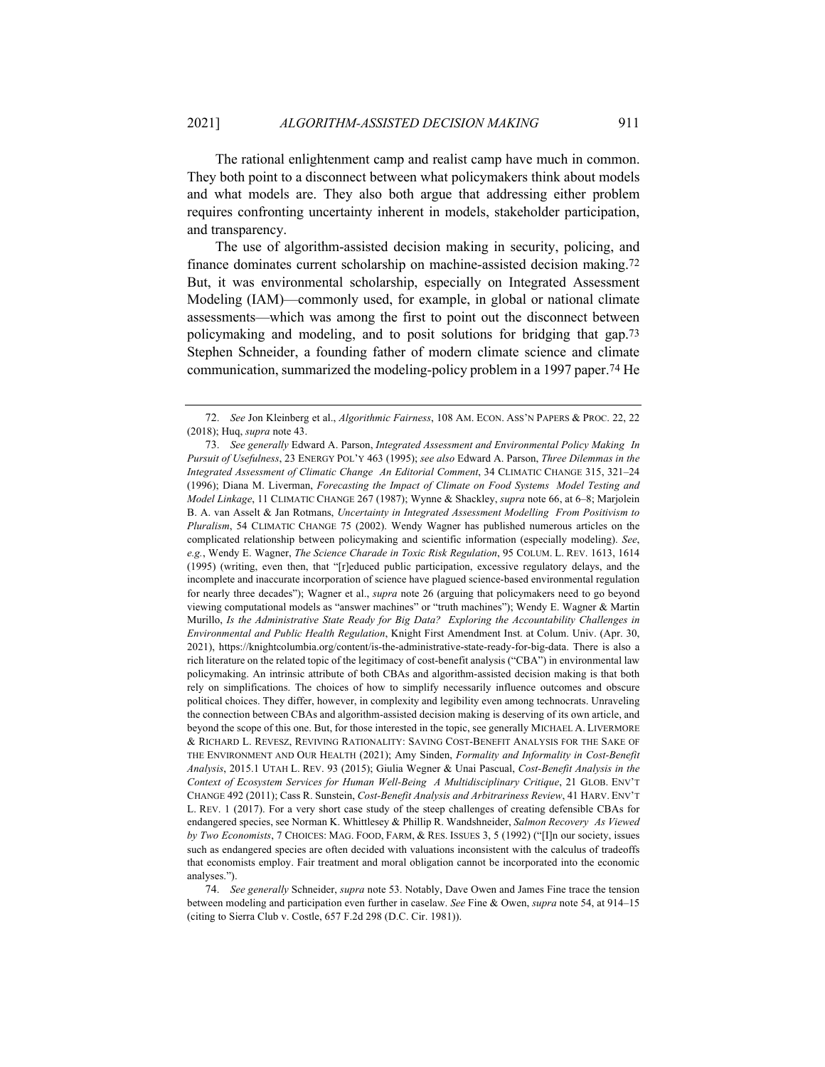The rational enlightenment camp and realist camp have much in common. They both point to a disconnect between what policymakers think about models and what models are. They also both argue that addressing either problem requires confronting uncertainty inherent in models, stakeholder participation, and transparency.

The use of algorithm-assisted decision making in security, policing, and finance dominates current scholarship on machine-assisted decision making.[72] But, it was environmental scholarship, especially on Integrated Assessment Modeling (IAM)—commonly used, for example, in global or national climate assessments—which was among the first to point out the disconnect between policymaking and modeling, and to posit solutions for bridging that gap.[73] Stephen Schneider, a founding father of modern climate science and climate communication, summarized the modeling-policy problem in a 1997 paper.[74] He

---

72. *See* Jon Kleinberg et al., *Algorithmic Fairness*, 108 AM. ECON. ASS'N PAPERS & PROC. 22, 22 (2018); Huq, *supra* note 43.

73. *See generally* Edward A. Parson, *Integrated Assessment and Environmental Policy Making In Pursuit of Usefulness*, 23 ENERGY POL'Y 463 (1995); *see also* Edward A. Parson, *Three Dilemmas in the Integrated Assessment of Climatic Change An Editorial Comment*, 34 CLIMATIC CHANGE 315, 321–24 (1996); Diana M. Liverman, *Forecasting the Impact of Climate on Food Systems Model Testing and Model Linkage*, 11 CLIMATIC CHANGE 267 (1987); Wynne & Shackley, *supra* note 66, at 6–8; Marjolein B. A. van Asselt & Jan Rotmans, *Uncertainty in Integrated Assessment Modelling From Positivism to Pluralism*, 54 CLIMATIC CHANGE 75 (2002). Wendy Wagner has published numerous articles on the complicated relationship between policymaking and scientific information (especially modeling). *See, e.g.*, Wendy E. Wagner, *The Science Charade in Toxic Risk Regulation*, 95 COLUM. L. REV. 1613, 1614 (1995) (writing, even then, that "[r]educed public participation, excessive regulatory delays, and the incomplete and inaccurate incorporation of science have plagued science-based environmental regulation for nearly three decades"); Wagner et al., *supra* note 26 (arguing that policymakers need to go beyond viewing computational models as "answer machines" or "truth machines"); Wendy E. Wagner & Martin Murillo, *Is the Administrative State Ready for Big Data? Exploring the Accountability Challenges in Environmental and Public Health Regulation*, Knight First Amendment Inst. at Colum. Univ. (Apr. 30, 2021), https://knightcolumbia.org/content/is-the-administrative-state-ready-for-big-data. There is also a rich literature on the related topic of the legitimacy of cost-benefit analysis ("CBA") in environmental law policymaking. An intrinsic attribute of both CBAs and algorithm-assisted decision making is that both rely on simplifications. The choices of how to simplify necessarily influence outcomes and obscure political choices. They differ, however, in complexity and legibility even among technocrats. Unraveling the connection between CBAs and algorithm-assisted decision making is deserving of its own article, and beyond the scope of this one. But, for those interested in the topic, see generally MICHAEL A. LIVERMORE & RICHARD L. REVESZ, REVIVING RATIONALITY: SAVING COST-BENEFIT ANALYSIS FOR THE SAKE OF THE ENVIRONMENT AND OUR HEALTH (2021); Amy Sinden, *Formality and Informality in Cost-Benefit Analysis*, 2015.1 UTAH L. REV. 93 (2015); Giulia Wegner & Unai Pascual, *Cost-Benefit Analysis in the Context of Ecosystem Services for Human Well-Being A Multidisciplinary Critique*, 21 GLOB. ENV'T CHANGE 492 (2011); Cass R. Sunstein, *Cost-Benefit Analysis and Arbitrariness Review*, 41 HARV. ENV'T L. REV. 1 (2017). For a very short case study of the steep challenges of creating defensible CBAs for endangered species, see Norman K. Whittlesey & Phillip R. Wandshneider, *Salmon Recovery As Viewed by Two Economists*, 7 CHOICES: MAG. FOOD, FARM, & RES. ISSUES 3, 5 (1992) ("[I]n our society, issues such as endangered species are often decided with valuations inconsistent with the calculus of tradeoffs that economists employ. Fair treatment and moral obligation cannot be incorporated into the economic analyses.").

74. *See generally* Schneider, *supra* note 53. Notably, Dave Owen and James Fine trace the tension between modeling and participation even further in caselaw. *See* Fine & Owen, *supra* note 54, at 914–15 (citing to Sierra Club v. Costle, 657 F.2d 298 (D.C. Cir. 1981)).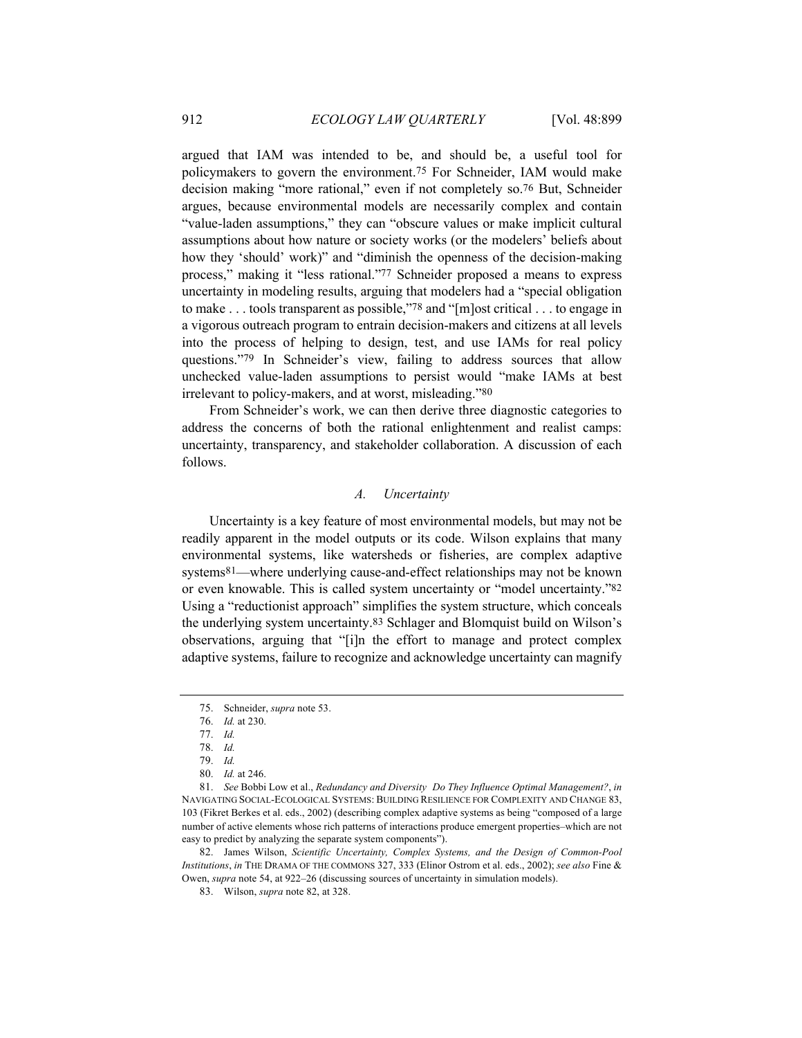argued that IAM was intended to be, and should be, a useful tool for policymakers to govern the environment.[75] For Schneider, IAM would make decision making "more rational," even if not completely so.[76] But, Schneider argues, because environmental models are necessarily complex and contain "value-laden assumptions," they can "obscure values or make implicit cultural assumptions about how nature or society works (or the modelers' beliefs about how they 'should' work)" and "diminish the openness of the decision-making process," making it "less rational."[77] Schneider proposed a means to express uncertainty in modeling results, arguing that modelers had a "special obligation to make . . . tools transparent as possible,"[78] and "[m]ost critical . . . to engage in a vigorous outreach program to entrain decision-makers and citizens at all levels into the process of helping to design, test, and use IAMs for real policy questions."[79] In Schneider's view, failing to address sources that allow unchecked value-laden assumptions to persist would "make IAMs at best irrelevant to policy-makers, and at worst, misleading."[80]

From Schneider's work, we can then derive three diagnostic categories to address the concerns of both the rational enlightenment and realist camps: uncertainty, transparency, and stakeholder collaboration. A discussion of each follows.

### *A. Uncertainty*

Uncertainty is a key feature of most environmental models, but may not be readily apparent in the model outputs or its code. Wilson explains that many environmental systems, like watersheds or fisheries, are complex adaptive systems[81]—where underlying cause-and-effect relationships may not be known or even knowable. This is called system uncertainty or "model uncertainty."[82] Using a "reductionist approach" simplifies the system structure, which conceals the underlying system uncertainty.[83] Schlager and Blomquist build on Wilson's observations, arguing that "[i]n the effort to manage and protect complex adaptive systems, failure to recognize and acknowledge uncertainty can magnify

---

75. Schneider, *supra* note 53.

76. *Id.* at 230.

77. *Id.*

78. *Id.*

79. *Id.*

80. *Id.* at 246.

81. *See* Bobbi Low et al., *Redundancy and Diversity Do They Influence Optimal Management?*, *in* NAVIGATING SOCIAL-ECOLOGICAL SYSTEMS: BUILDING RESILIENCE FOR COMPLEXITY AND CHANGE 83, 103 (Fikret Berkes et al. eds., 2002) (describing complex adaptive systems as being "composed of a large number of active elements whose rich patterns of interactions produce emergent properties–which are not easy to predict by analyzing the separate system components").

82. James Wilson, *Scientific Uncertainty, Complex Systems, and the Design of Common-Pool Institutions*, *in* THE DRAMA OF THE COMMONS 327, 333 (Elinor Ostrom et al. eds., 2002); *see also* Fine & Owen, *supra* note 54, at 922–26 (discussing sources of uncertainty in simulation models).

83. Wilson, *supra* note 82, at 328.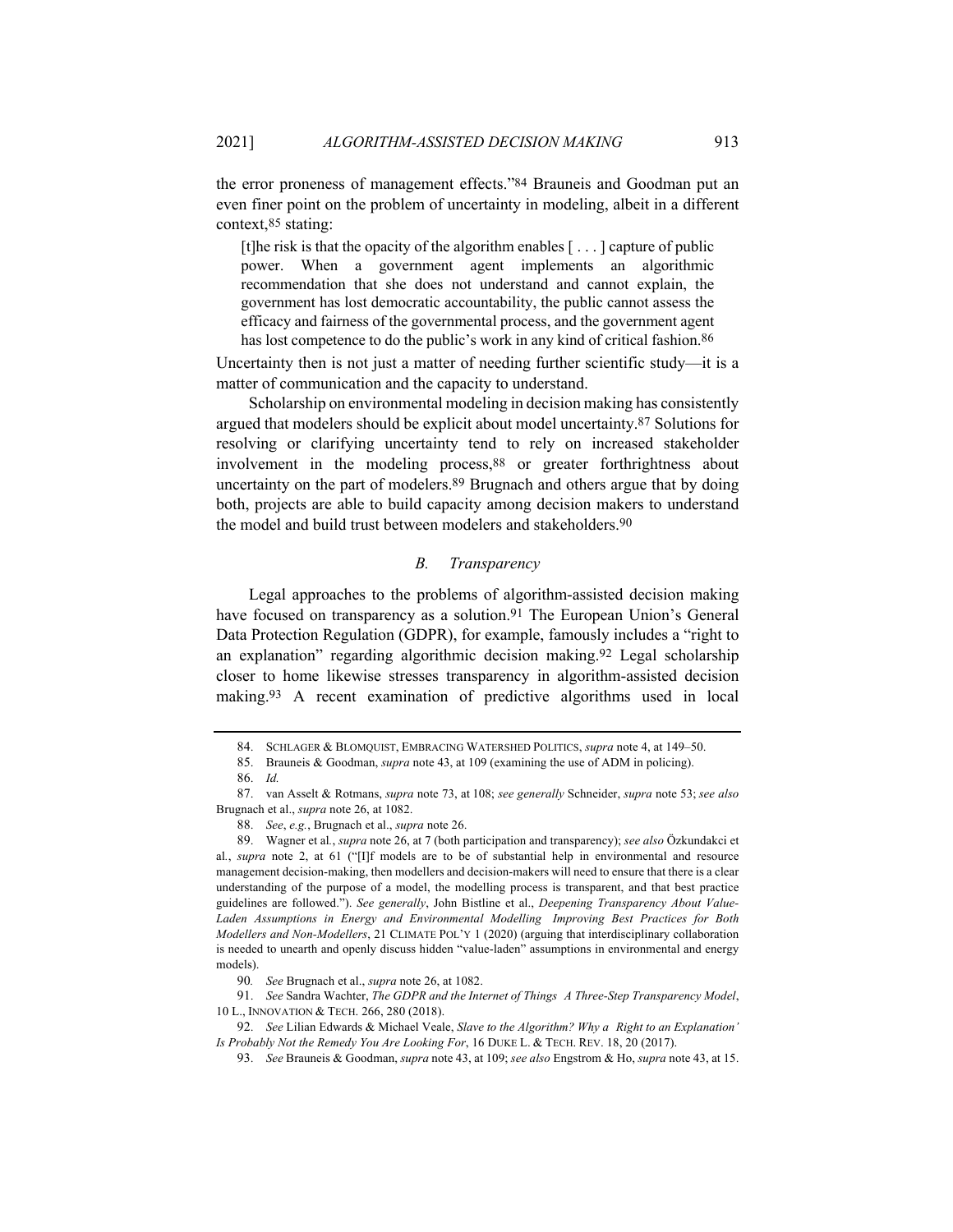the error proneness of management effects."[84] Brauneis and Goodman put an even finer point on the problem of uncertainty in modeling, albeit in a different context,[85] stating:

> [t]he risk is that the opacity of the algorithm enables [ . . . ] capture of public power. When a government agent implements an algorithmic recommendation that she does not understand and cannot explain, the government has lost democratic accountability, the public cannot assess the efficacy and fairness of the governmental process, and the government agent has lost competence to do the public's work in any kind of critical fashion.[86]

Uncertainty then is not just a matter of needing further scientific study—it is a matter of communication and the capacity to understand.

Scholarship on environmental modeling in decision making has consistently argued that modelers should be explicit about model uncertainty.[87] Solutions for resolving or clarifying uncertainty tend to rely on increased stakeholder involvement in the modeling process,[88] or greater forthrightness about uncertainty on the part of modelers.[89] Brugnach and others argue that by doing both, projects are able to build capacity among decision makers to understand the model and build trust between modelers and stakeholders.[90]

### *B. Transparency*

Legal approaches to the problems of algorithm-assisted decision making have focused on transparency as a solution.[91] The European Union's General Data Protection Regulation (GDPR), for example, famously includes a "right to an explanation" regarding algorithmic decision making.[92] Legal scholarship closer to home likewise stresses transparency in algorithm-assisted decision making.[93] A recent examination of predictive algorithms used in local

---

84. SCHLAGER & BLOMQUIST, EMBRACING WATERSHED POLITICS, *supra* note 4, at 149–50.

85. Brauneis & Goodman, *supra* note 43, at 109 (examining the use of ADM in policing).

86. *Id.*

87. van Asselt & Rotmans, *supra* note 73, at 108; *see generally* Schneider, *supra* note 53; *see also* Brugnach et al., *supra* note 26, at 1082.

88. *See*, *e.g.*, Brugnach et al., *supra* note 26.

89. Wagner et al., *supra* note 26, at 7 (both participation and transparency); *see also* Özkundakci et al., *supra* note 2, at 61 ("[I]f models are to be of substantial help in environmental and resource management decision-making, then modellers and decision-makers will need to ensure that there is a clear understanding of the purpose of a model, the modelling process is transparent, and that best practice guidelines are followed."). *See generally*, John Bistline et al., *Deepening Transparency About Value-Laden Assumptions in Energy and Environmental Modelling Improving Best Practices for Both Modellers and Non-Modellers*, 21 CLIMATE POL'Y 1 (2020) (arguing that interdisciplinary collaboration is needed to unearth and openly discuss hidden "value-laden" assumptions in environmental and energy models).

90. *See* Brugnach et al., *supra* note 26, at 1082.

91. *See* Sandra Wachter, *The GDPR and the Internet of Things A Three-Step Transparency Model*, 10 L., INNOVATION & TECH. 266, 280 (2018).

92. *See* Lilian Edwards & Michael Veale, *Slave to the Algorithm? Why a Right to an Explanation' Is Probably Not the Remedy You Are Looking For*, 16 DUKE L. & TECH. REV. 18, 20 (2017).

93. *See* Brauneis & Goodman, *supra* note 43, at 109; *see also* Engstrom & Ho, *supra* note 43, at 15.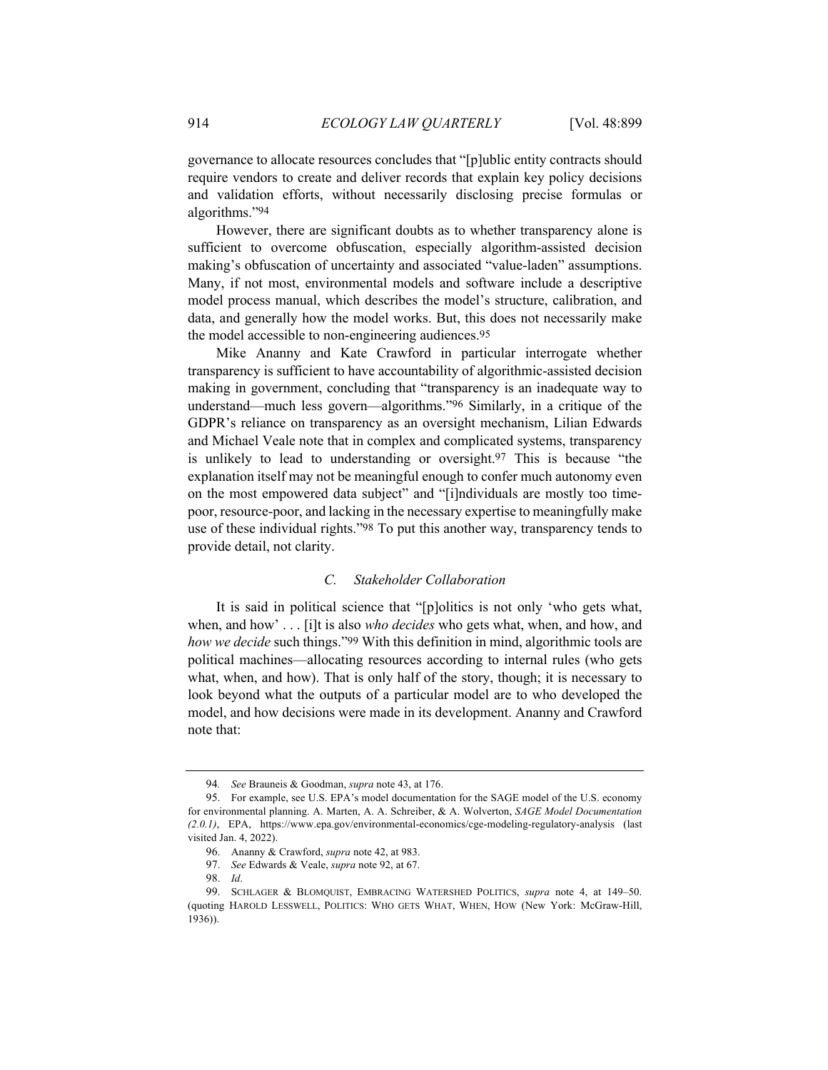governance to allocate resources concludes that "[p]ublic entity contracts should require vendors to create and deliver records that explain key policy decisions and validation efforts, without necessarily disclosing precise formulas or algorithms."[94]

However, there are significant doubts as to whether transparency alone is sufficient to overcome obfuscation, especially algorithm-assisted decision making's obfuscation of uncertainty and associated "value-laden" assumptions. Many, if not most, environmental models and software include a descriptive model process manual, which describes the model's structure, calibration, and data, and generally how the model works. But, this does not necessarily make the model accessible to non-engineering audiences.[95]

Mike Ananny and Kate Crawford in particular interrogate whether transparency is sufficient to have accountability of algorithmic-assisted decision making in government, concluding that "transparency is an inadequate way to understand—much less govern—algorithms."[96] Similarly, in a critique of the GDPR's reliance on transparency as an oversight mechanism, Lilian Edwards and Michael Veale note that in complex and complicated systems, transparency is unlikely to lead to understanding or oversight.[97] This is because "the explanation itself may not be meaningful enough to confer much autonomy even on the most empowered data subject" and "[i]ndividuals are mostly too time-poor, resource-poor, and lacking in the necessary expertise to meaningfully make use of these individual rights."[98] To put this another way, transparency tends to provide detail, not clarity.

### *C. Stakeholder Collaboration*

It is said in political science that "[p]olitics is not only 'who gets what, when, and how' . . . [i]t is also *who decides* who gets what, when, and how, and *how we decide* such things."[99] With this definition in mind, algorithmic tools are political machines—allocating resources according to internal rules (who gets what, when, and how). That is only half of the story, though; it is necessary to look beyond what the outputs of a particular model are to who developed the model, and how decisions were made in its development. Ananny and Crawford note that:

---

94. *See* Brauneis & Goodman, *supra* note 43, at 176.

95. For example, see U.S. EPA's model documentation for the SAGE model of the U.S. economy for environmental planning. A. Marten, A. A. Schreiber, & A. Wolverton, *SAGE Model Documentation (2.0.1)*, EPA, https://www.epa.gov/environmental-economics/cge-modeling-regulatory-analysis (last visited Jan. 4, 2022).

96. Ananny & Crawford, *supra* note 42, at 983.

97. *See* Edwards & Veale, *supra* note 92, at 67.

98. *Id*.

99. SCHLAGER & BLOMQUIST, EMBRACING WATERSHED POLITICS, *supra* note 4, at 149–50. (quoting HAROLD LESSWELL, POLITICS: WHO GETS WHAT, WHEN, HOW (New York: McGraw-Hill, 1936)).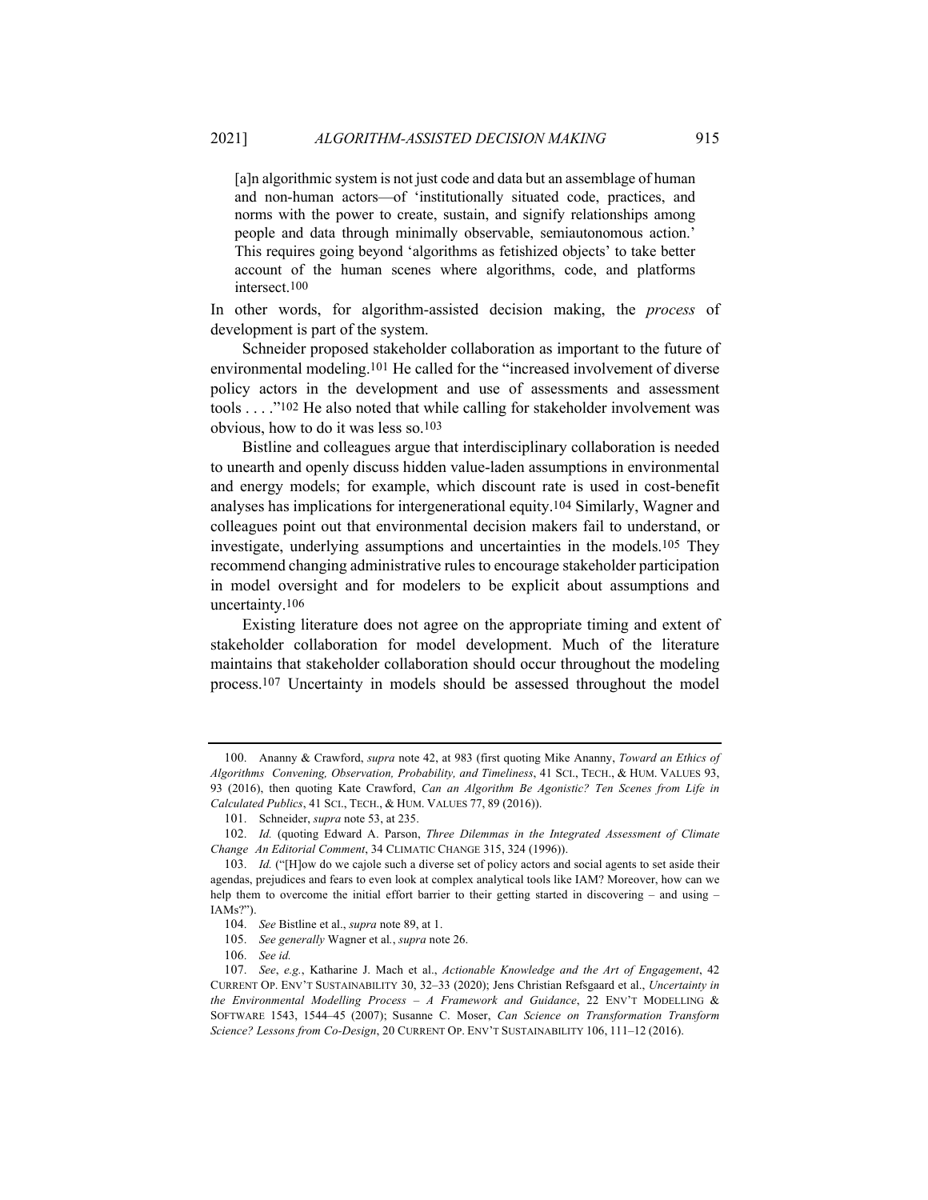> [a]n algorithmic system is not just code and data but an assemblage of human and non-human actors—of 'institutionally situated code, practices, and norms with the power to create, sustain, and signify relationships among people and data through minimally observable, semiautonomous action.' This requires going beyond 'algorithms as fetishized objects' to take better account of the human scenes where algorithms, code, and platforms intersect.[100]

In other words, for algorithm-assisted decision making, the *process* of development is part of the system.

Schneider proposed stakeholder collaboration as important to the future of environmental modeling.[101] He called for the "increased involvement of diverse policy actors in the development and use of assessments and assessment tools . . . ."[102] He also noted that while calling for stakeholder involvement was obvious, how to do it was less so.[103]

Bistline and colleagues argue that interdisciplinary collaboration is needed to unearth and openly discuss hidden value-laden assumptions in environmental and energy models; for example, which discount rate is used in cost-benefit analyses has implications for intergenerational equity.[104] Similarly, Wagner and colleagues point out that environmental decision makers fail to understand, or investigate, underlying assumptions and uncertainties in the models.[105] They recommend changing administrative rules to encourage stakeholder participation in model oversight and for modelers to be explicit about assumptions and uncertainty.[106]

Existing literature does not agree on the appropriate timing and extent of stakeholder collaboration for model development. Much of the literature maintains that stakeholder collaboration should occur throughout the modeling process.[107] Uncertainty in models should be assessed throughout the model

---

100. Ananny & Crawford, *supra* note 42, at 983 (first quoting Mike Ananny, *Toward an Ethics of Algorithms Convening, Observation, Probability, and Timeliness*, 41 SCI., TECH., & HUM. VALUES 93, 93 (2016), then quoting Kate Crawford, *Can an Algorithm Be Agonistic? Ten Scenes from Life in Calculated Publics*, 41 SCI., TECH., & HUM. VALUES 77, 89 (2016)).

101. Schneider, *supra* note 53, at 235.

102. *Id.* (quoting Edward A. Parson, *Three Dilemmas in the Integrated Assessment of Climate Change An Editorial Comment*, 34 CLIMATIC CHANGE 315, 324 (1996)).

103. *Id.* ("[H]ow do we cajole such a diverse set of policy actors and social agents to set aside their agendas, prejudices and fears to even look at complex analytical tools like IAM? Moreover, how can we help them to overcome the initial effort barrier to their getting started in discovering – and using – IAMs?").

104. *See* Bistline et al., *supra* note 89, at 1.

105. *See generally* Wagner et al., *supra* note 26.

106. *See id.*

107. *See*, *e.g.*, Katharine J. Mach et al., *Actionable Knowledge and the Art of Engagement*, 42 CURRENT OP. ENV'T SUSTAINABILITY 30, 32–33 (2020); Jens Christian Refsgaard et al., *Uncertainty in the Environmental Modelling Process – A Framework and Guidance*, 22 ENV'T MODELLING & SOFTWARE 1543, 1544–45 (2007); Susanne C. Moser, *Can Science on Transformation Transform Science? Lessons from Co-Design*, 20 CURRENT OP. ENV'T SUSTAINABILITY 106, 111–12 (2016).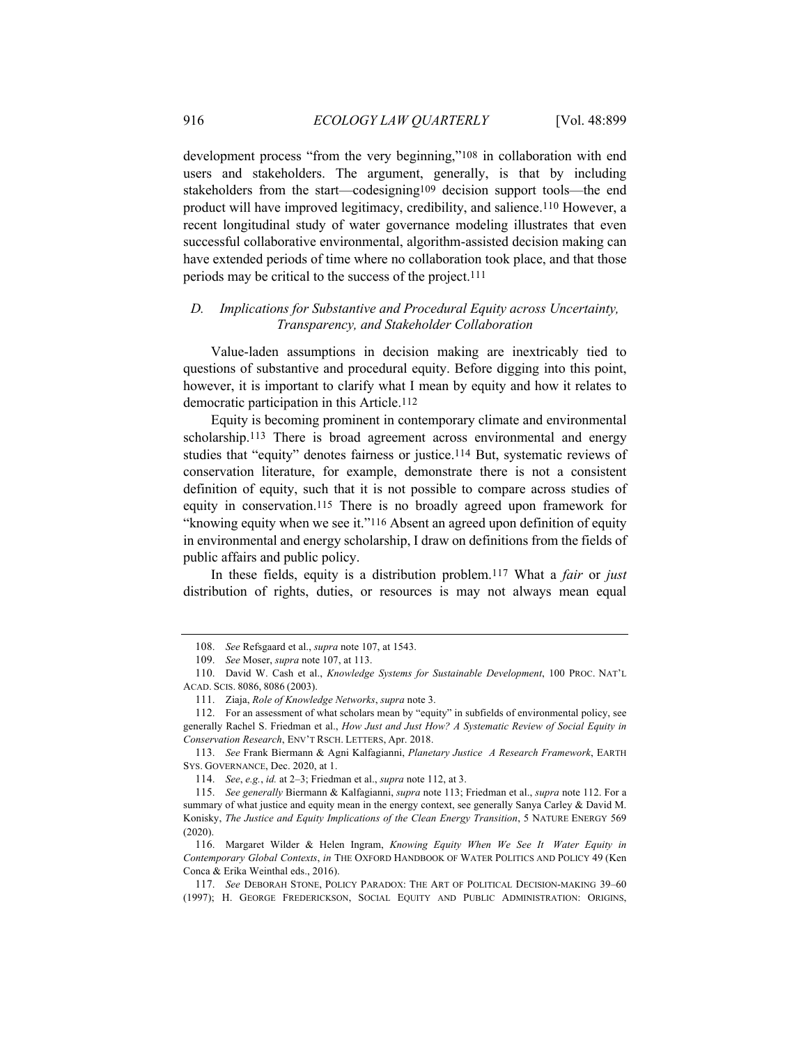development process "from the very beginning,"[108] in collaboration with end users and stakeholders. The argument, generally, is that by including stakeholders from the start—codesigning[109] decision support tools—the end product will have improved legitimacy, credibility, and salience.[110] However, a recent longitudinal study of water governance modeling illustrates that even successful collaborative environmental, algorithm-assisted decision making can have extended periods of time where no collaboration took place, and that those periods may be critical to the success of the project.[111]

### *D. Implications for Substantive and Procedural Equity across Uncertainty, Transparency, and Stakeholder Collaboration*

Value-laden assumptions in decision making are inextricably tied to questions of substantive and procedural equity. Before digging into this point, however, it is important to clarify what I mean by equity and how it relates to democratic participation in this Article.[112]

Equity is becoming prominent in contemporary climate and environmental scholarship.[113] There is broad agreement across environmental and energy studies that "equity" denotes fairness or justice.[114] But, systematic reviews of conservation literature, for example, demonstrate there is not a consistent definition of equity, such that it is not possible to compare across studies of equity in conservation.[115] There is no broadly agreed upon framework for "knowing equity when we see it."[116] Absent an agreed upon definition of equity in environmental and energy scholarship, I draw on definitions from the fields of public affairs and public policy.

In these fields, equity is a distribution problem.[117] What a *fair* or *just* distribution of rights, duties, or resources is may not always mean equal

---

108. *See* Refsgaard et al., *supra* note 107, at 1543.

109. *See* Moser, *supra* note 107, at 113.

110. David W. Cash et al., *Knowledge Systems for Sustainable Development*, 100 PROC. NAT'L ACAD. SCIS. 8086, 8086 (2003).

111. Ziaja, *Role of Knowledge Networks*, *supra* note 3.

112. For an assessment of what scholars mean by "equity" in subfields of environmental policy, see generally Rachel S. Friedman et al., *How Just and Just How? A Systematic Review of Social Equity in Conservation Research*, ENV'T RSCH. LETTERS, Apr. 2018.

113. *See* Frank Biermann & Agni Kalfagianni, *Planetary Justice A Research Framework*, EARTH SYS. GOVERNANCE, Dec. 2020, at 1.

114. *See*, *e.g.*, *id.* at 2–3; Friedman et al., *supra* note 112, at 3.

115. *See generally* Biermann & Kalfagianni, *supra* note 113; Friedman et al., *supra* note 112. For a summary of what justice and equity mean in the energy context, see generally Sanya Carley & David M. Konisky, *The Justice and Equity Implications of the Clean Energy Transition*, 5 NATURE ENERGY 569 (2020).

116. Margaret Wilder & Helen Ingram, *Knowing Equity When We See It Water Equity in Contemporary Global Contexts*, *in* THE OXFORD HANDBOOK OF WATER POLITICS AND POLICY 49 (Ken Conca & Erika Weinthal eds., 2016).

117. *See* DEBORAH STONE, POLICY PARADOX: THE ART OF POLITICAL DECISION-MAKING 39–60 (1997); H. GEORGE FREDERICKSON, SOCIAL EQUITY AND PUBLIC ADMINISTRATION: ORIGINS,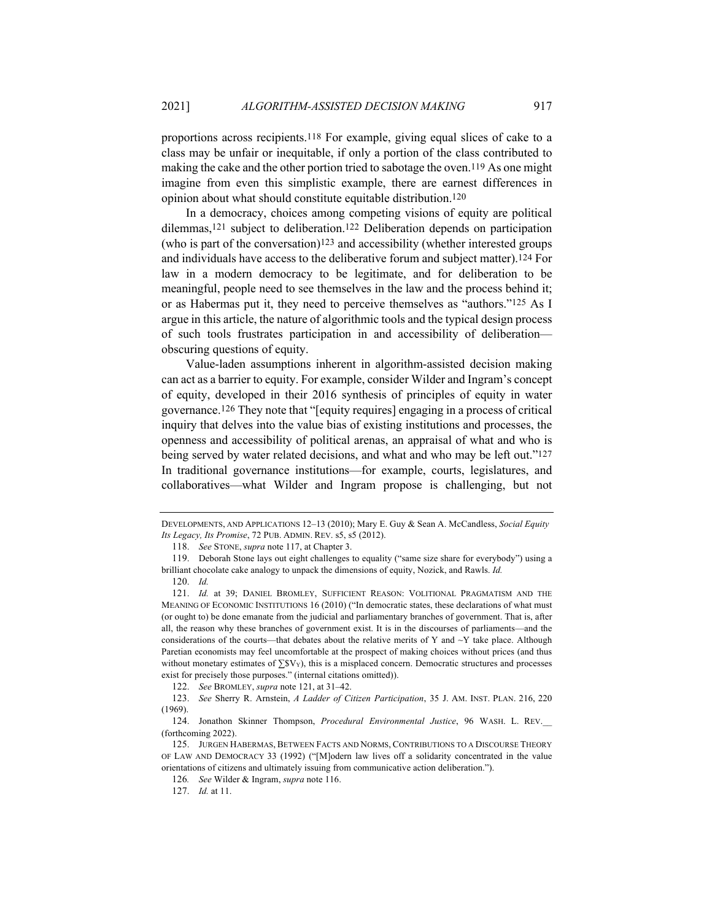proportions across recipients.[118] For example, giving equal slices of cake to a class may be unfair or inequitable, if only a portion of the class contributed to making the cake and the other portion tried to sabotage the oven.[119] As one might imagine from even this simplistic example, there are earnest differences in opinion about what should constitute equitable distribution.[120]

In a democracy, choices among competing visions of equity are political dilemmas,[121] subject to deliberation.[122] Deliberation depends on participation (who is part of the conversation)[123] and accessibility (whether interested groups and individuals have access to the deliberative forum and subject matter).[124] For law in a modern democracy to be legitimate, and for deliberation to be meaningful, people need to see themselves in the law and the process behind it; or as Habermas put it, they need to perceive themselves as "authors."[125] As I argue in this article, the nature of algorithmic tools and the typical design process of such tools frustrates participation in and accessibility of deliberation—obscuring questions of equity.

Value-laden assumptions inherent in algorithm-assisted decision making can act as a barrier to equity. For example, consider Wilder and Ingram's concept of equity, developed in their 2016 synthesis of principles of equity in water governance.[126] They note that "[equity requires] engaging in a process of critical inquiry that delves into the value bias of existing institutions and processes, the openness and accessibility of political arenas, an appraisal of what and who is being served by water related decisions, and what and who may be left out."[127] In traditional governance institutions—for example, courts, legislatures, and collaboratives—what Wilder and Ingram propose is challenging, but not

---

DEVELOPMENTS, AND APPLICATIONS 12–13 (2010); Mary E. Guy & Sean A. McCandless, *Social Equity Its Legacy, Its Promise*, 72 PUB. ADMIN. REV. s5, s5 (2012).

118. *See* STONE, *supra* note 117, at Chapter 3.

119. Deborah Stone lays out eight challenges to equality ("same size share for everybody") using a brilliant chocolate cake analogy to unpack the dimensions of equity, Nozick, and Rawls. *Id.*

120. *Id.*

121. *Id.* at 39; DANIEL BROMLEY, SUFFICIENT REASON: VOLITIONAL PRAGMATISM AND THE MEANING OF ECONOMIC INSTITUTIONS 16 (2010) ("In democratic states, these declarations of what must (or ought to) be done emanate from the judicial and parliamentary branches of government. That is, after all, the reason why these branches of government exist. It is in the discourses of parliaments—and the considerations of the courts—that debates about the relative merits of Y and ~Y take place. Although Paretian economists may feel uncomfortable at the prospect of making choices without prices (and thus without monetary estimates of $\sum \$V_Y$), this is a misplaced concern. Democratic structures and processes exist for precisely those purposes." (internal citations omitted)).

122. *See* BROMLEY, *supra* note 121, at 31–42.

123. *See* Sherry R. Arnstein, *A Ladder of Citizen Participation*, 35 J. AM. INST. PLAN. 216, 220 (1969).

124. Jonathon Skinner Thompson, *Procedural Environmental Justice*, 96 WASH. L. REV.__ (forthcoming 2022).

125. JURGEN HABERMAS, BETWEEN FACTS AND NORMS, CONTRIBUTIONS TO A DISCOURSE THEORY OF LAW AND DEMOCRACY 33 (1992) ("[M]odern law lives off a solidarity concentrated in the value orientations of citizens and ultimately issuing from communicative action deliberation.").

126*. See* Wilder & Ingram, *supra* note 116.

127. *Id.* at 11.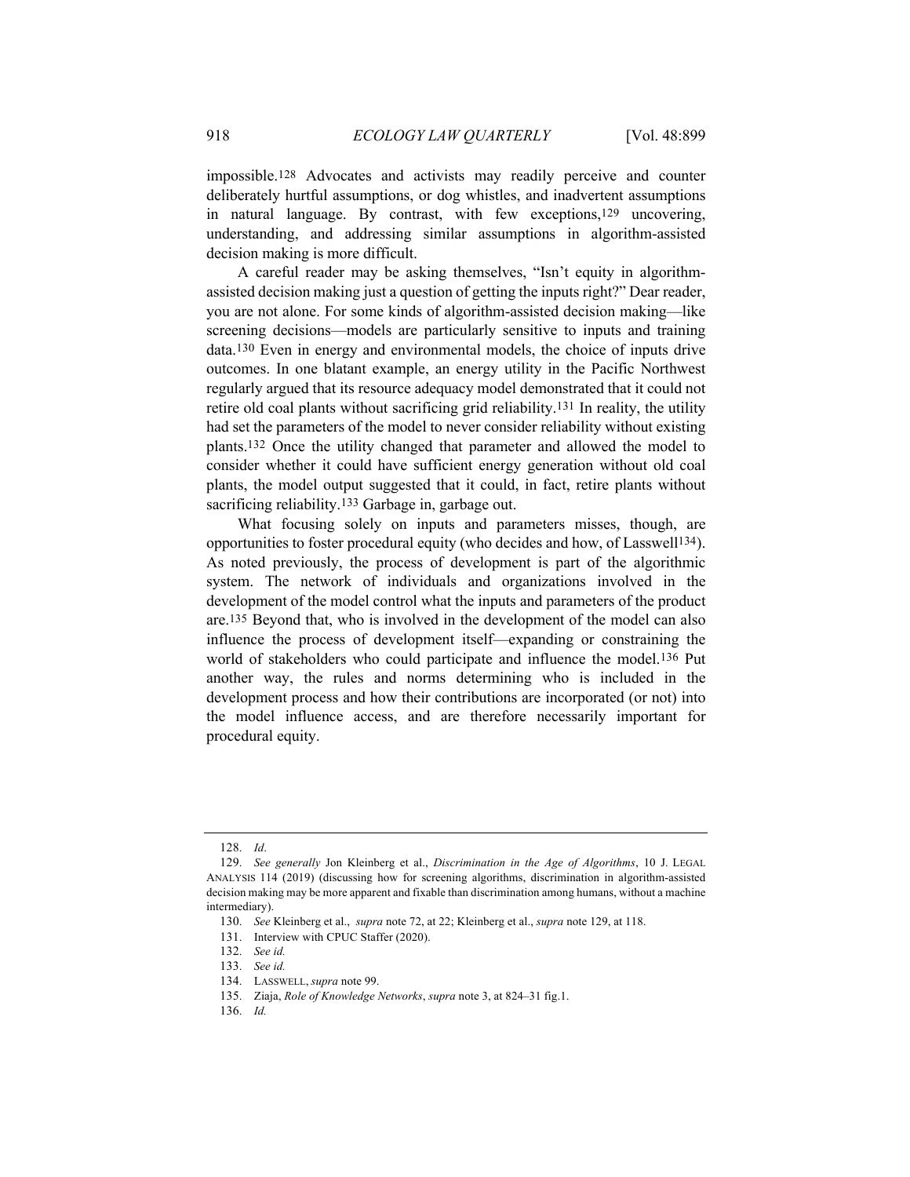impossible.[128] Advocates and activists may readily perceive and counter deliberately hurtful assumptions, or dog whistles, and inadvertent assumptions in natural language. By contrast, with few exceptions,[129] uncovering, understanding, and addressing similar assumptions in algorithm-assisted decision making is more difficult.

A careful reader may be asking themselves, "Isn't equity in algorithm-assisted decision making just a question of getting the inputs right?" Dear reader, you are not alone. For some kinds of algorithm-assisted decision making—like screening decisions—models are particularly sensitive to inputs and training data.[130] Even in energy and environmental models, the choice of inputs drive outcomes. In one blatant example, an energy utility in the Pacific Northwest regularly argued that its resource adequacy model demonstrated that it could not retire old coal plants without sacrificing grid reliability.[131] In reality, the utility had set the parameters of the model to never consider reliability without existing plants.[132] Once the utility changed that parameter and allowed the model to consider whether it could have sufficient energy generation without old coal plants, the model output suggested that it could, in fact, retire plants without sacrificing reliability.[133] Garbage in, garbage out.

What focusing solely on inputs and parameters misses, though, are opportunities to foster procedural equity (who decides and how, of Lasswell[134]). As noted previously, the process of development is part of the algorithmic system. The network of individuals and organizations involved in the development of the model control what the inputs and parameters of the product are.[135] Beyond that, who is involved in the development of the model can also influence the process of development itself—expanding or constraining the world of stakeholders who could participate and influence the model.[136] Put another way, the rules and norms determining who is included in the development process and how their contributions are incorporated (or not) into the model influence access, and are therefore necessarily important for procedural equity.

---

128. *Id*.

129. *See generally* Jon Kleinberg et al., *Discrimination in the Age of Algorithms*, 10 J. LEGAL ANALYSIS 114 (2019) (discussing how for screening algorithms, discrimination in algorithm-assisted decision making may be more apparent and fixable than discrimination among humans, without a machine intermediary).

130. *See* Kleinberg et al., *supra* note 72, at 22; Kleinberg et al., *supra* note 129, at 118.

131. Interview with CPUC Staffer (2020).

132. *See id.*

133. *See id.*

134. LASSWELL, *supra* note 99.

135. Ziaja, *Role of Knowledge Networks*, *supra* note 3, at 824–31 fig.1.

136. *Id.*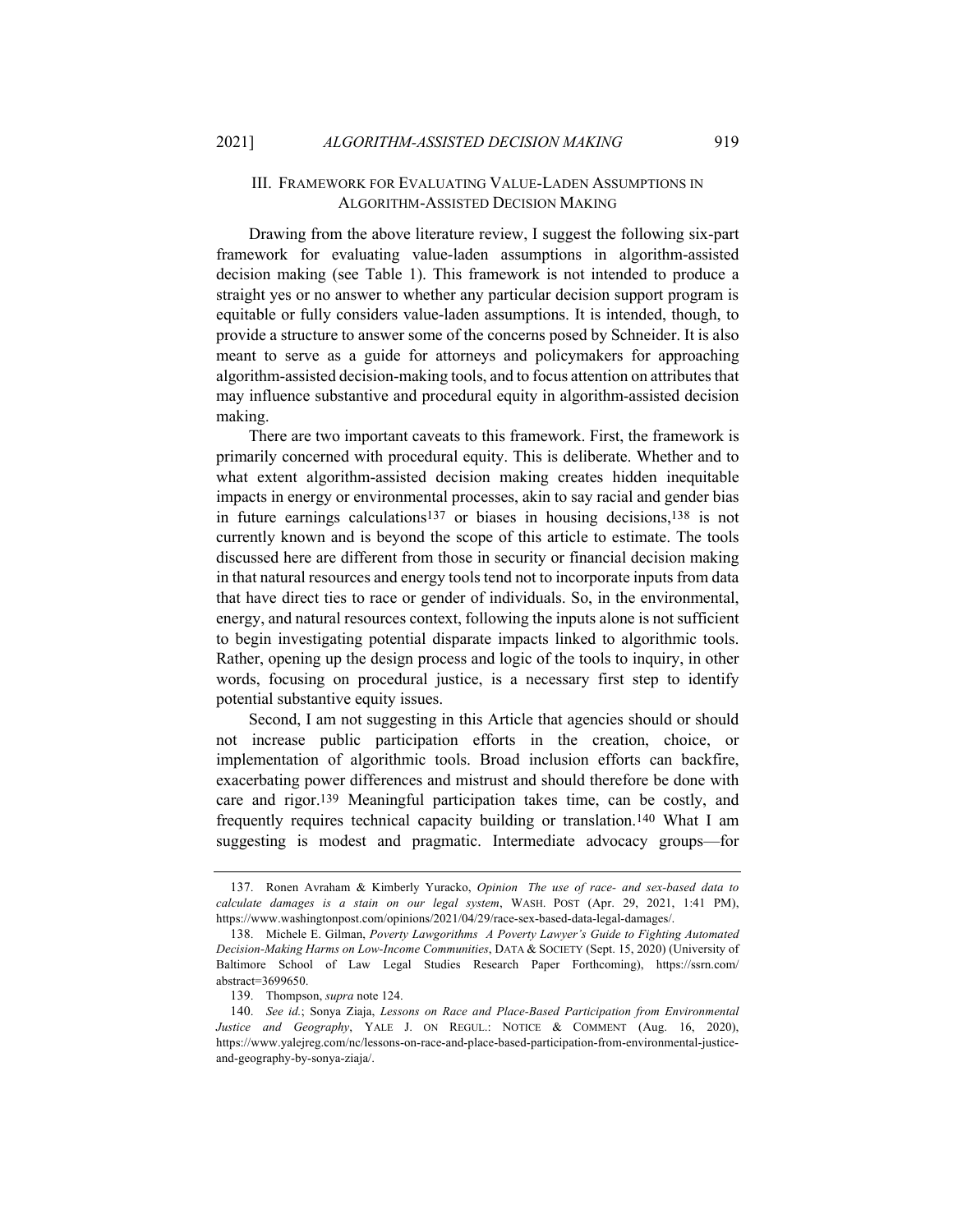## III. Framework for Evaluating Value-Laden Assumptions in Algorithm-Assisted Decision Making

Drawing from the above literature review, I suggest the following six-part framework for evaluating value-laden assumptions in algorithm-assisted decision making (see Table 1). This framework is not intended to produce a straight yes or no answer to whether any particular decision support program is equitable or fully considers value-laden assumptions. It is intended, though, to provide a structure to answer some of the concerns posed by Schneider. It is also meant to serve as a guide for attorneys and policymakers for approaching algorithm-assisted decision-making tools, and to focus attention on attributes that may influence substantive and procedural equity in algorithm-assisted decision making.

There are two important caveats to this framework. First, the framework is primarily concerned with procedural equity. This is deliberate. Whether and to what extent algorithm-assisted decision making creates hidden inequitable impacts in energy or environmental processes, akin to say racial and gender bias in future earnings calculations[137] or biases in housing decisions,[138] is not currently known and is beyond the scope of this article to estimate. The tools discussed here are different from those in security or financial decision making in that natural resources and energy tools tend not to incorporate inputs from data that have direct ties to race or gender of individuals. So, in the environmental, energy, and natural resources context, following the inputs alone is not sufficient to begin investigating potential disparate impacts linked to algorithmic tools. Rather, opening up the design process and logic of the tools to inquiry, in other words, focusing on procedural justice, is a necessary first step to identify potential substantive equity issues.

Second, I am not suggesting in this Article that agencies should or should not increase public participation efforts in the creation, choice, or implementation of algorithmic tools. Broad inclusion efforts can backfire, exacerbating power differences and mistrust and should therefore be done with care and rigor.[139] Meaningful participation takes time, can be costly, and frequently requires technical capacity building or translation.[140] What I am suggesting is modest and pragmatic. Intermediate advocacy groups—for

---

137. Ronen Avraham & Kimberly Yuracko, *Opinion The use of race- and sex-based data to calculate damages is a stain on our legal system*, WASH. POST (Apr. 29, 2021, 1:41 PM), https://www.washingtonpost.com/opinions/2021/04/29/race-sex-based-data-legal-damages/.

138. Michele E. Gilman, *Poverty Lawgorithms A Poverty Lawyer's Guide to Fighting Automated Decision-Making Harms on Low-Income Communities*, DATA & SOCIETY (Sept. 15, 2020) (University of Baltimore School of Law Legal Studies Research Paper Forthcoming), https://ssrn.com/abstract=3699650.

139. Thompson, *supra* note 124.

140. *See id.*; Sonya Ziaja, *Lessons on Race and Place-Based Participation from Environmental Justice and Geography*, YALE J. ON REGUL.: NOTICE & COMMENT (Aug. 16, 2020), https://www.yalejreg.com/nc/lessons-on-race-and-place-based-participation-from-environmental-justice-and-geography-by-sonya-ziaja/.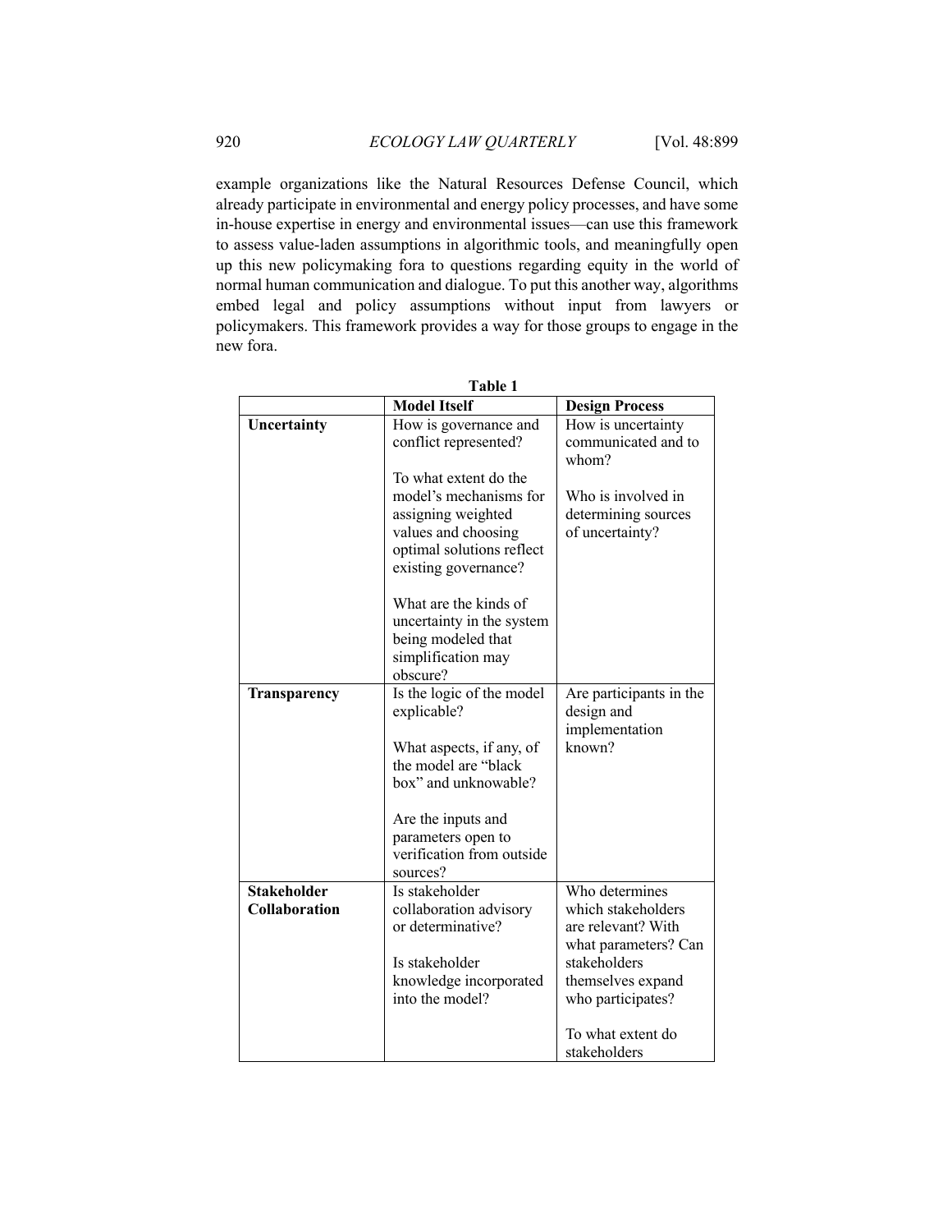example organizations like the Natural Resources Defense Council, which already participate in environmental and energy policy processes, and have some in-house expertise in energy and environmental issues—can use this framework to assess value-laden assumptions in algorithmic tools, and meaningfully open up this new policymaking fora to questions regarding equity in the world of normal human communication and dialogue. To put this another way, algorithms embed legal and policy assumptions without input from lawyers or policymakers. This framework provides a way for those groups to engage in the new fora.

**Table 1**

| | **Model Itself** | **Design Process** |
|---|---|---|
| **Uncertainty** | How is governance and conflict represented?<br><br>To what extent do the model's mechanisms for assigning weighted values and choosing optimal solutions reflect existing governance?<br><br>What are the kinds of uncertainty in the system being modeled that simplification may obscure? | How is uncertainty communicated and to whom?<br><br>Who is involved in determining sources of uncertainty? |
| **Transparency** | Is the logic of the model explicable?<br><br>What aspects, if any, of the model are "black box" and unknowable?<br><br>Are the inputs and parameters open to verification from outside sources? | Are participants in the design and implementation known? |
| **Stakeholder Collaboration** | Is stakeholder collaboration advisory or determinative?<br><br>Is stakeholder knowledge incorporated into the model? | Who determines which stakeholders are relevant? With what parameters? Can stakeholders themselves expand who participates?<br><br>To what extent do stakeholders |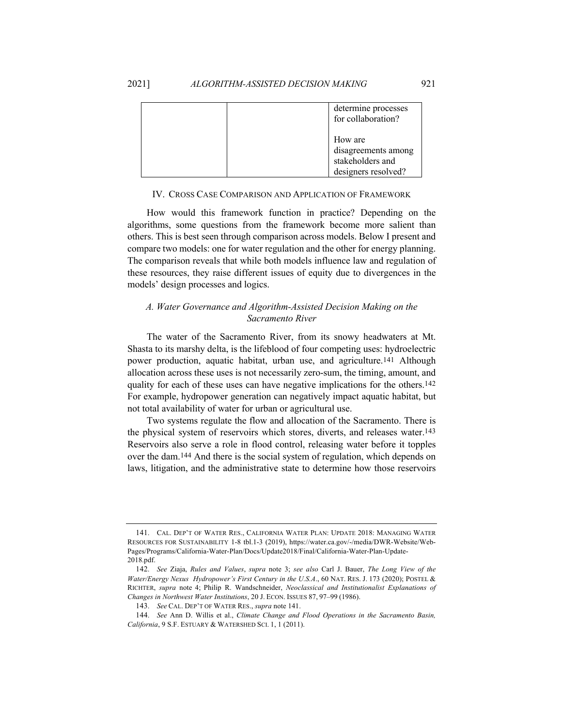| | | determine processes for collaboration?<br><br>How are disagreements among stakeholders and designers resolved? |
|---|---|---|

IV. CROSS CASE COMPARISON AND APPLICATION OF FRAMEWORK

How would this framework function in practice? Depending on the algorithms, some questions from the framework become more salient than others. This is best seen through comparison across models. Below I present and compare two models: one for water regulation and the other for energy planning. The comparison reveals that while both models influence law and regulation of these resources, they raise different issues of equity due to divergences in the models' design processes and logics.

### *A. Water Governance and Algorithm-Assisted Decision Making on the Sacramento River*

The water of the Sacramento River, from its snowy headwaters at Mt. Shasta to its marshy delta, is the lifeblood of four competing uses: hydroelectric power production, aquatic habitat, urban use, and agriculture.[141] Although allocation across these uses is not necessarily zero-sum, the timing, amount, and quality for each of these uses can have negative implications for the others.[142] For example, hydropower generation can negatively impact aquatic habitat, but not total availability of water for urban or agricultural use.

Two systems regulate the flow and allocation of the Sacramento. There is the physical system of reservoirs which stores, diverts, and releases water.[143] Reservoirs also serve a role in flood control, releasing water before it topples over the dam.[144] And there is the social system of regulation, which depends on laws, litigation, and the administrative state to determine how those reservoirs

---

141. CAL. DEP'T OF WATER RES., CALIFORNIA WATER PLAN: UPDATE 2018: MANAGING WATER RESOURCES FOR SUSTAINABILITY 1-8 tbl.1-3 (2019), https://water.ca.gov/-/media/DWR-Website/Web-Pages/Programs/California-Water-Plan/Docs/Update2018/Final/California-Water-Plan-Update-2018.pdf.

142. *See* Ziaja, *Rules and Values*, *supra* note 3; *see also* Carl J. Bauer, *The Long View of the Water/Energy Nexus Hydropower's First Century in the U.S.A*., 60 NAT. RES. J. 173 (2020); POSTEL & RICHTER, *supra* note 4; Philip R. Wandschneider, *Neoclassical and Institutionalist Explanations of Changes in Northwest Water Institutions*, 20 J. ECON. ISSUES 87, 97–99 (1986).

143. *See* CAL. DEP'T OF WATER RES., *supra* note 141.

144. *See* Ann D. Willis et al., *Climate Change and Flood Operations in the Sacramento Basin, California*, 9 S.F. ESTUARY & WATERSHED SCI. 1, 1 (2011).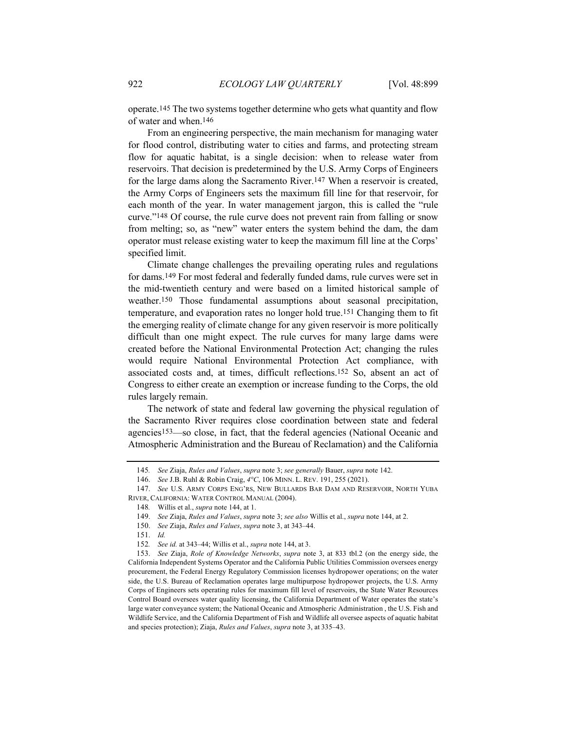operate.[145] The two systems together determine who gets what quantity and flow of water and when.[146]

From an engineering perspective, the main mechanism for managing water for flood control, distributing water to cities and farms, and protecting stream flow for aquatic habitat, is a single decision: when to release water from reservoirs. That decision is predetermined by the U.S. Army Corps of Engineers for the large dams along the Sacramento River.[147] When a reservoir is created, the Army Corps of Engineers sets the maximum fill line for that reservoir, for each month of the year. In water management jargon, this is called the "rule curve."[148] Of course, the rule curve does not prevent rain from falling or snow from melting; so, as "new" water enters the system behind the dam, the dam operator must release existing water to keep the maximum fill line at the Corps' specified limit.

Climate change challenges the prevailing operating rules and regulations for dams.[149] For most federal and federally funded dams, rule curves were set in the mid-twentieth century and were based on a limited historical sample of weather.[150] Those fundamental assumptions about seasonal precipitation, temperature, and evaporation rates no longer hold true.[151] Changing them to fit the emerging reality of climate change for any given reservoir is more politically difficult than one might expect. The rule curves for many large dams were created before the National Environmental Protection Act; changing the rules would require National Environmental Protection Act compliance, with associated costs and, at times, difficult reflections.[152] So, absent an act of Congress to either create an exemption or increase funding to the Corps, the old rules largely remain.

The network of state and federal law governing the physical regulation of the Sacramento River requires close coordination between state and federal agencies[153]—so close, in fact, that the federal agencies (National Oceanic and Atmospheric Administration and the Bureau of Reclamation) and the California

---

145. *See* Ziaja, *Rules and Values*, *supra* note 3; *see generally* Bauer, *supra* note 142.

146. *See* J.B. Ruhl & Robin Craig, *4°C*, 106 MINN. L. REV. 191, 255 (2021).

147. *See* U.S. ARMY CORPS ENG'RS, NEW BULLARDS BAR DAM AND RESERVOIR, NORTH YUBA RIVER, CALIFORNIA: WATER CONTROL MANUAL (2004).

148. Willis et al., *supra* note 144, at 1.

149. *See* Ziaja, *Rules and Values*, *supra* note 3; *see also* Willis et al., *supra* note 144, at 2.

150. *See* Ziaja, *Rules and Values*, *supra* note 3, at 343–44.

151. *Id.*

152. *See id.* at 343–44; Willis et al., *supra* note 144, at 3.

153. *See* Ziaja, *Role of Knowledge Networks*, *supra* note 3, at 833 tbl.2 (on the energy side, the California Independent Systems Operator and the California Public Utilities Commission oversees energy procurement, the Federal Energy Regulatory Commission licenses hydropower operations; on the water side, the U.S. Bureau of Reclamation operates large multipurpose hydropower projects, the U.S. Army Corps of Engineers sets operating rules for maximum fill level of reservoirs, the State Water Resources Control Board oversees water quality licensing, the California Department of Water operates the state's large water conveyance system; the National Oceanic and Atmospheric Administration , the U.S. Fish and Wildlife Service, and the California Department of Fish and Wildlife all oversee aspects of aquatic habitat and species protection); Ziaja, *Rules and Values*, *supra* note 3, at 335–43.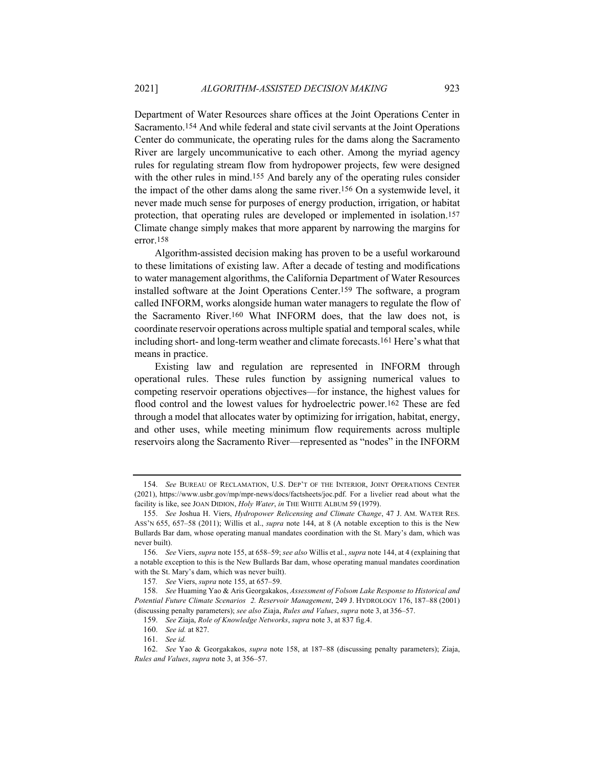Department of Water Resources share offices at the Joint Operations Center in Sacramento.[154] And while federal and state civil servants at the Joint Operations Center do communicate, the operating rules for the dams along the Sacramento River are largely uncommunicative to each other. Among the myriad agency rules for regulating stream flow from hydropower projects, few were designed with the other rules in mind.[155] And barely any of the operating rules consider the impact of the other dams along the same river.[156] On a systemwide level, it never made much sense for purposes of energy production, irrigation, or habitat protection, that operating rules are developed or implemented in isolation.[157] Climate change simply makes that more apparent by narrowing the margins for error.[158]

Algorithm-assisted decision making has proven to be a useful workaround to these limitations of existing law. After a decade of testing and modifications to water management algorithms, the California Department of Water Resources installed software at the Joint Operations Center.[159] The software, a program called INFORM, works alongside human water managers to regulate the flow of the Sacramento River.[160] What INFORM does, that the law does not, is coordinate reservoir operations across multiple spatial and temporal scales, while including short- and long-term weather and climate forecasts.[161] Here's what that means in practice.

Existing law and regulation are represented in INFORM through operational rules. These rules function by assigning numerical values to competing reservoir operations objectives—for instance, the highest values for flood control and the lowest values for hydroelectric power.[162] These are fed through a model that allocates water by optimizing for irrigation, habitat, energy, and other uses, while meeting minimum flow requirements across multiple reservoirs along the Sacramento River—represented as "nodes" in the INFORM

---

154. *See* BUREAU OF RECLAMATION, U.S. DEP'T OF THE INTERIOR, JOINT OPERATIONS CENTER (2021), https://www.usbr.gov/mp/mpr-news/docs/factsheets/joc.pdf. For a livelier read about what the facility is like, see JOAN DIDION, *Holy Water*, *in* THE WHITE ALBUM 59 (1979).

155. *See* Joshua H. Viers, *Hydropower Relicensing and Climate Change*, 47 J. AM. WATER RES. ASS'N 655, 657–58 (2011); Willis et al., *supra* note 144, at 8 (A notable exception to this is the New Bullards Bar dam, whose operating manual mandates coordination with the St. Mary's dam, which was never built).

156. *See* Viers, *supra* note 155, at 658–59; *see also* Willis et al., *supra* note 144, at 4 (explaining that a notable exception to this is the New Bullards Bar dam, whose operating manual mandates coordination with the St. Mary's dam, which was never built).

157. *See* Viers, *supra* note 155, at 657–59.

158. *See* Huaming Yao & Aris Georgakakos, *Assessment of Folsom Lake Response to Historical and Potential Future Climate Scenarios 2. Reservoir Management*, 249 J. HYDROLOGY 176, 187–88 (2001) (discussing penalty parameters); *see also* Ziaja, *Rules and Values*, *supra* note 3, at 356–57.

159. *See* Ziaja, *Role of Knowledge Networks*, *supra* note 3, at 837 fig.4.

160. *See id.* at 827.

161. *See id.*

162. *See* Yao & Georgakakos, *supra* note 158, at 187–88 (discussing penalty parameters); Ziaja, *Rules and Values*, *supra* note 3, at 356–57.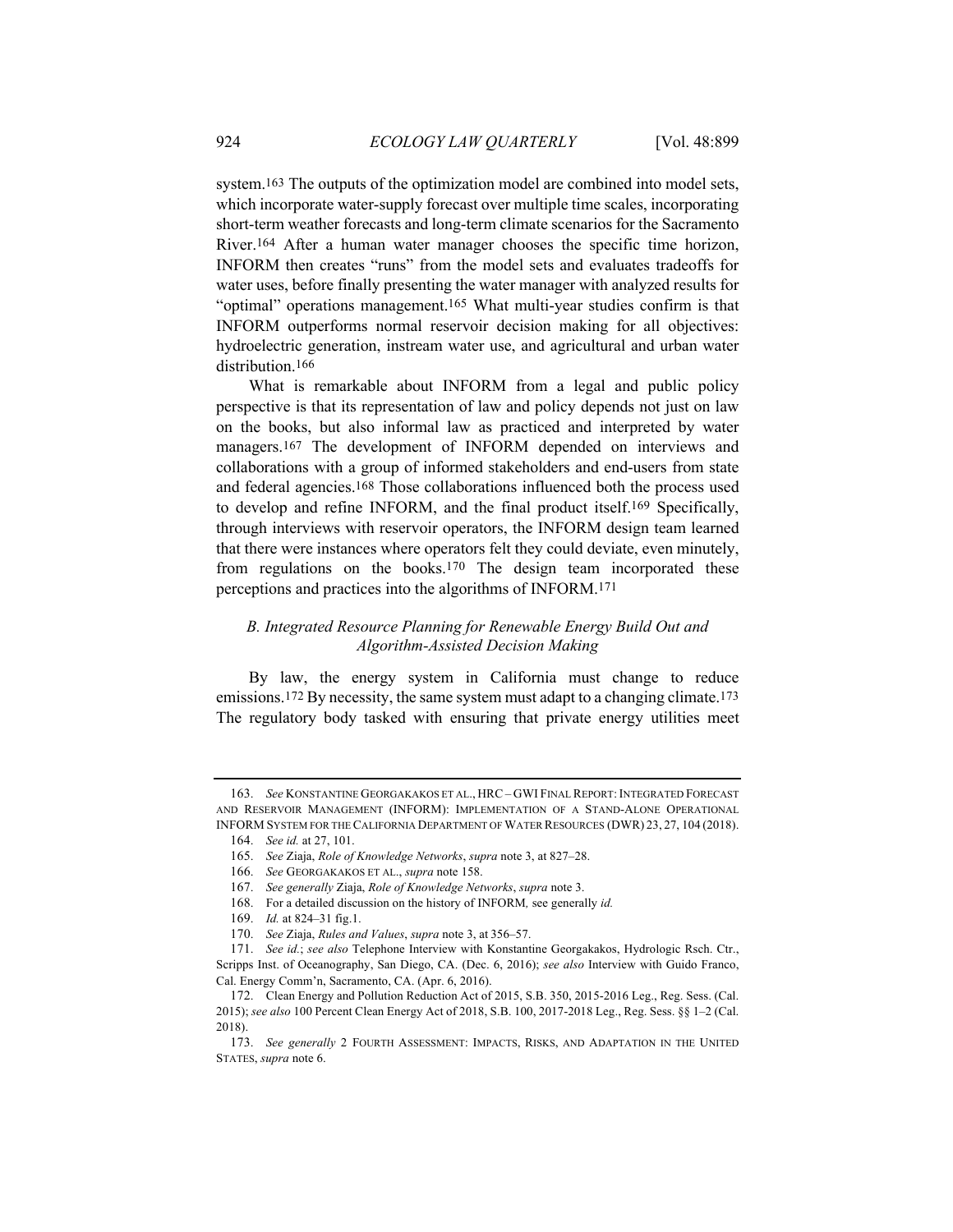system.[163] The outputs of the optimization model are combined into model sets, which incorporate water-supply forecast over multiple time scales, incorporating short-term weather forecasts and long-term climate scenarios for the Sacramento River.[164] After a human water manager chooses the specific time horizon, INFORM then creates "runs" from the model sets and evaluates tradeoffs for water uses, before finally presenting the water manager with analyzed results for "optimal" operations management.[165] What multi-year studies confirm is that INFORM outperforms normal reservoir decision making for all objectives: hydroelectric generation, instream water use, and agricultural and urban water distribution.[166]

What is remarkable about INFORM from a legal and public policy perspective is that its representation of law and policy depends not just on law on the books, but also informal law as practiced and interpreted by water managers.[167] The development of INFORM depended on interviews and collaborations with a group of informed stakeholders and end-users from state and federal agencies.[168] Those collaborations influenced both the process used to develop and refine INFORM, and the final product itself.[169] Specifically, through interviews with reservoir operators, the INFORM design team learned that there were instances where operators felt they could deviate, even minutely, from regulations on the books.[170] The design team incorporated these perceptions and practices into the algorithms of INFORM.[171]

### *B. Integrated Resource Planning for Renewable Energy Build Out and Algorithm-Assisted Decision Making*

By law, the energy system in California must change to reduce emissions.[172] By necessity, the same system must adapt to a changing climate.[173] The regulatory body tasked with ensuring that private energy utilities meet

---

163. *See* KONSTANTINE GEORGAKAKOS ET AL., HRC – GWI FINAL REPORT: INTEGRATED FORECAST AND RESERVOIR MANAGEMENT (INFORM): IMPLEMENTATION OF A STAND-ALONE OPERATIONAL INFORM SYSTEM FOR THE CALIFORNIA DEPARTMENT OF WATER RESOURCES (DWR) 23, 27, 104 (2018).

164. *See id.* at 27, 101.

165. *See* Ziaja, *Role of Knowledge Networks*, *supra* note 3, at 827–28.

166. *See* GEORGAKAKOS ET AL., *supra* note 158.

167. *See generally* Ziaja, *Role of Knowledge Networks*, *supra* note 3.

168. For a detailed discussion on the history of INFORM*,* see generally *id.*

169. *Id.* at 824–31 fig.1.

170. *See* Ziaja, *Rules and Values*, *supra* note 3, at 356–57.

171. *See id.*; *see also* Telephone Interview with Konstantine Georgakakos, Hydrologic Rsch. Ctr., Scripps Inst. of Oceanography, San Diego, CA. (Dec. 6, 2016); *see also* Interview with Guido Franco, Cal. Energy Comm'n, Sacramento, CA. (Apr. 6, 2016).

172. Clean Energy and Pollution Reduction Act of 2015, S.B. 350, 2015-2016 Leg., Reg. Sess. (Cal. 2015); *see also* 100 Percent Clean Energy Act of 2018, S.B. 100, 2017-2018 Leg., Reg. Sess. §§ 1–2 (Cal. 2018).

173. *See generally* 2 FOURTH ASSESSMENT: IMPACTS, RISKS, AND ADAPTATION IN THE UNITED STATES, *supra* note 6.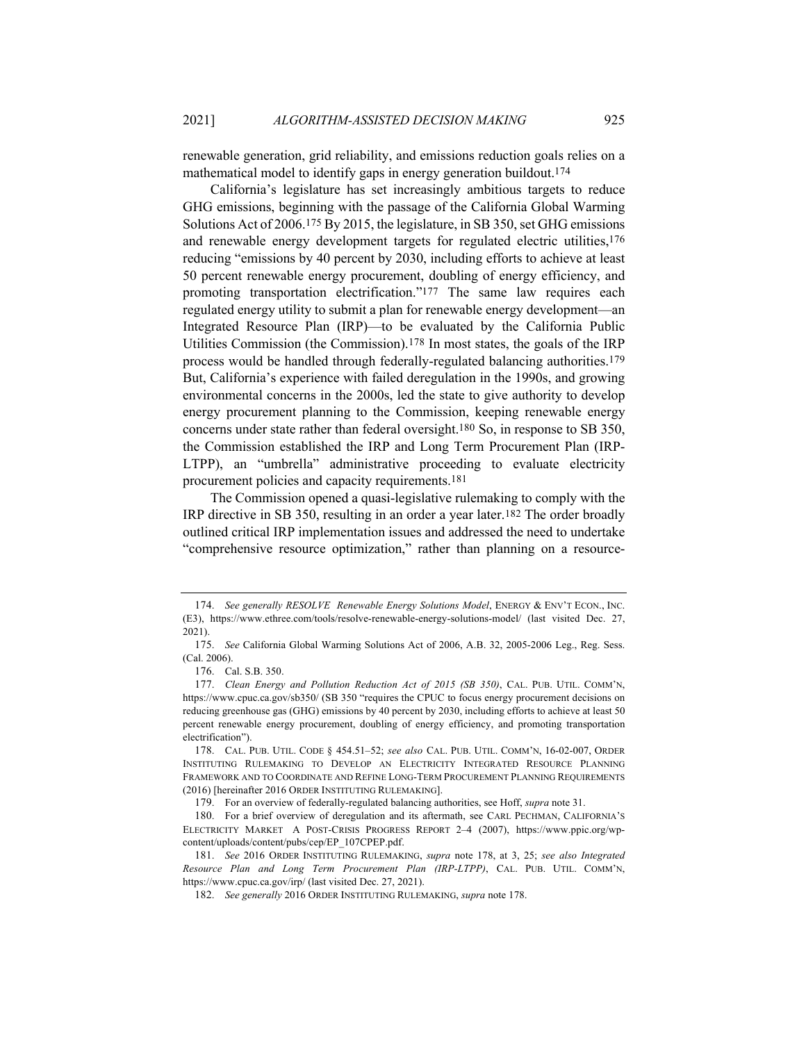renewable generation, grid reliability, and emissions reduction goals relies on a mathematical model to identify gaps in energy generation buildout.[174]

California's legislature has set increasingly ambitious targets to reduce GHG emissions, beginning with the passage of the California Global Warming Solutions Act of 2006.[175] By 2015, the legislature, in SB 350, set GHG emissions and renewable energy development targets for regulated electric utilities,[176] reducing "emissions by 40 percent by 2030, including efforts to achieve at least 50 percent renewable energy procurement, doubling of energy efficiency, and promoting transportation electrification."[177] The same law requires each regulated energy utility to submit a plan for renewable energy development—an Integrated Resource Plan (IRP)—to be evaluated by the California Public Utilities Commission (the Commission).[178] In most states, the goals of the IRP process would be handled through federally-regulated balancing authorities.[179] But, California's experience with failed deregulation in the 1990s, and growing environmental concerns in the 2000s, led the state to give authority to develop energy procurement planning to the Commission, keeping renewable energy concerns under state rather than federal oversight.[180] So, in response to SB 350, the Commission established the IRP and Long Term Procurement Plan (IRP-LTPP), an "umbrella" administrative proceeding to evaluate electricity procurement policies and capacity requirements.[181]

The Commission opened a quasi-legislative rulemaking to comply with the IRP directive in SB 350, resulting in an order a year later.[182] The order broadly outlined critical IRP implementation issues and addressed the need to undertake "comprehensive resource optimization," rather than planning on a resource-

---

174. *See generally RESOLVE Renewable Energy Solutions Model*, ENERGY & ENV'T ECON., INC. (E3), https://www.ethree.com/tools/resolve-renewable-energy-solutions-model/ (last visited Dec. 27, 2021).

175. *See* California Global Warming Solutions Act of 2006, A.B. 32, 2005-2006 Leg., Reg. Sess. (Cal. 2006).

176. Cal. S.B. 350.

177. *Clean Energy and Pollution Reduction Act of 2015 (SB 350)*, CAL. PUB. UTIL. COMM'N, https://www.cpuc.ca.gov/sb350/ (SB 350 "requires the CPUC to focus energy procurement decisions on reducing greenhouse gas (GHG) emissions by 40 percent by 2030, including efforts to achieve at least 50 percent renewable energy procurement, doubling of energy efficiency, and promoting transportation electrification").

178. CAL. PUB. UTIL. CODE § 454.51–52; *see also* CAL. PUB. UTIL. COMM'N, 16-02-007, ORDER INSTITUTING RULEMAKING TO DEVELOP AN ELECTRICITY INTEGRATED RESOURCE PLANNING FRAMEWORK AND TO COORDINATE AND REFINE LONG-TERM PROCUREMENT PLANNING REQUIREMENTS (2016) [hereinafter 2016 ORDER INSTITUTING RULEMAKING].

179. For an overview of federally-regulated balancing authorities, see Hoff, *supra* note 31.

180. For a brief overview of deregulation and its aftermath, see CARL PECHMAN, CALIFORNIA'S ELECTRICITY MARKET A POST-CRISIS PROGRESS REPORT 2–4 (2007), https://www.ppic.org/wp-content/uploads/content/pubs/cep/EP_107CPEP.pdf.

181. *See* 2016 ORDER INSTITUTING RULEMAKING, *supra* note 178, at 3, 25; *see also Integrated Resource Plan and Long Term Procurement Plan (IRP-LTPP)*, CAL. PUB. UTIL. COMM'N, https://www.cpuc.ca.gov/irp/ (last visited Dec. 27, 2021).

182. *See generally* 2016 ORDER INSTITUTING RULEMAKING, *supra* note 178.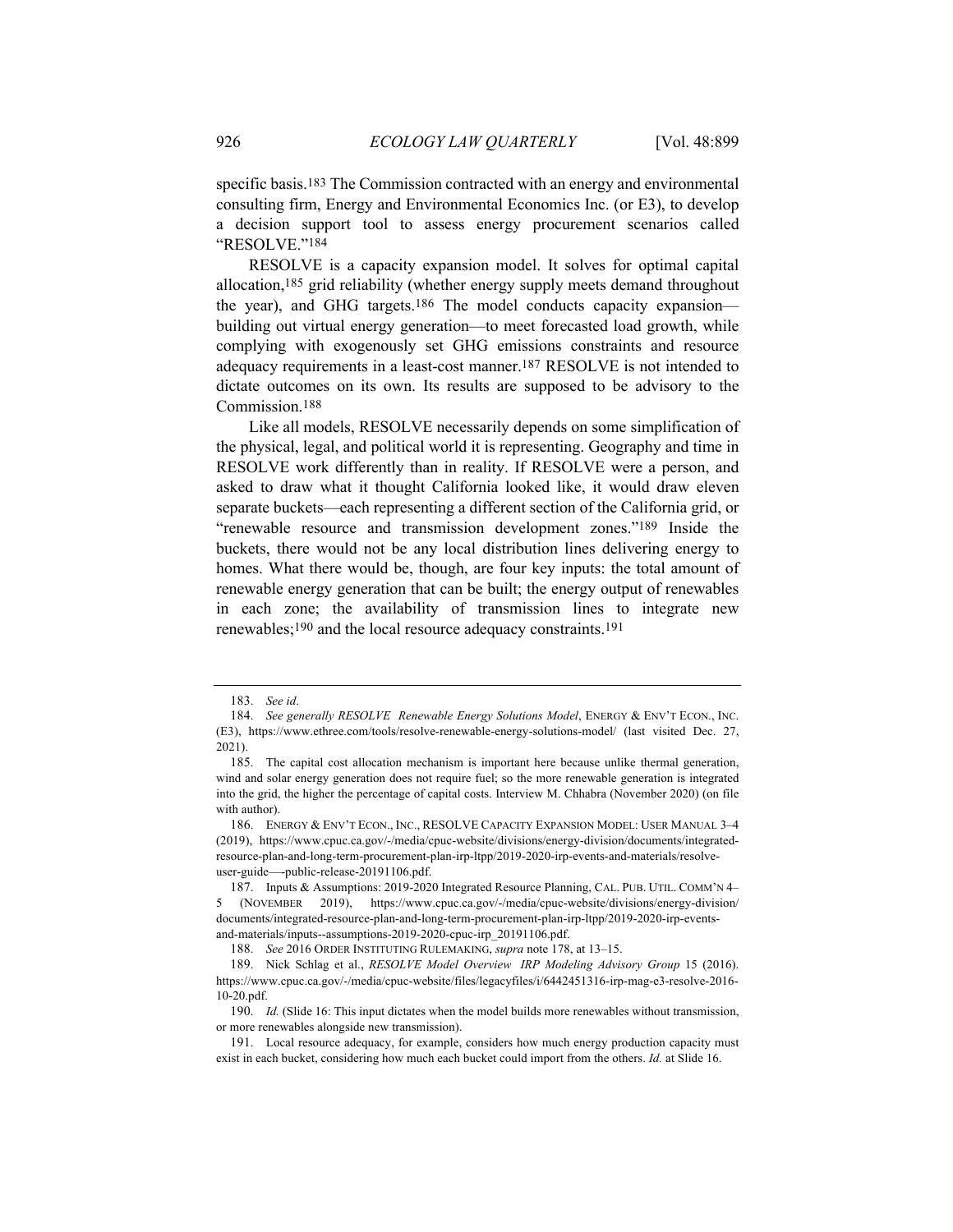specific basis.[183] The Commission contracted with an energy and environmental consulting firm, Energy and Environmental Economics Inc. (or E3), to develop a decision support tool to assess energy procurement scenarios called "RESOLVE."[184]

RESOLVE is a capacity expansion model. It solves for optimal capital allocation,[185] grid reliability (whether energy supply meets demand throughout the year), and GHG targets.[186] The model conducts capacity expansion—building out virtual energy generation—to meet forecasted load growth, while complying with exogenously set GHG emissions constraints and resource adequacy requirements in a least-cost manner.[187] RESOLVE is not intended to dictate outcomes on its own. Its results are supposed to be advisory to the Commission.[188]

Like all models, RESOLVE necessarily depends on some simplification of the physical, legal, and political world it is representing. Geography and time in RESOLVE work differently than in reality. If RESOLVE were a person, and asked to draw what it thought California looked like, it would draw eleven separate buckets—each representing a different section of the California grid, or "renewable resource and transmission development zones."[189] Inside the buckets, there would not be any local distribution lines delivering energy to homes. What there would be, though, are four key inputs: the total amount of renewable energy generation that can be built; the energy output of renewables in each zone; the availability of transmission lines to integrate new renewables;[190] and the local resource adequacy constraints.[191]

---

183. *See id*.

184. *See generally RESOLVE Renewable Energy Solutions Model*, ENERGY & ENV'T ECON., INC. (E3), https://www.ethree.com/tools/resolve-renewable-energy-solutions-model/ (last visited Dec. 27, 2021).

185. The capital cost allocation mechanism is important here because unlike thermal generation, wind and solar energy generation does not require fuel; so the more renewable generation is integrated into the grid, the higher the percentage of capital costs. Interview M. Chhabra (November 2020) (on file with author).

186. ENERGY & ENV'T ECON., INC., RESOLVE CAPACITY EXPANSION MODEL: USER MANUAL 3–4 (2019), https://www.cpuc.ca.gov/-/media/cpuc-website/divisions/energy-division/documents/integrated-resource-plan-and-long-term-procurement-plan-irp-ltpp/2019-2020-irp-events-and-materials/resolve-user-guide—-public-release-20191106.pdf.

187. Inputs & Assumptions: 2019-2020 Integrated Resource Planning, CAL. PUB. UTIL. COMM'N 4–5 (NOVEMBER 2019), https://www.cpuc.ca.gov/-/media/cpuc-website/divisions/energy-division/documents/integrated-resource-plan-and-long-term-procurement-plan-irp-ltpp/2019-2020-irp-events-and-materials/inputs--assumptions-2019-2020-cpuc-irp_20191106.pdf.

188. *See* 2016 ORDER INSTITUTING RULEMAKING, *supra* note 178, at 13–15.

189. Nick Schlag et al., *RESOLVE Model Overview IRP Modeling Advisory Group* 15 (2016). https://www.cpuc.ca.gov/-/media/cpuc-website/files/legacyfiles/i/6442451316-irp-mag-e3-resolve-2016-10-20.pdf.

190. *Id.* (Slide 16: This input dictates when the model builds more renewables without transmission, or more renewables alongside new transmission).

191. Local resource adequacy, for example, considers how much energy production capacity must exist in each bucket, considering how much each bucket could import from the others. *Id.* at Slide 16.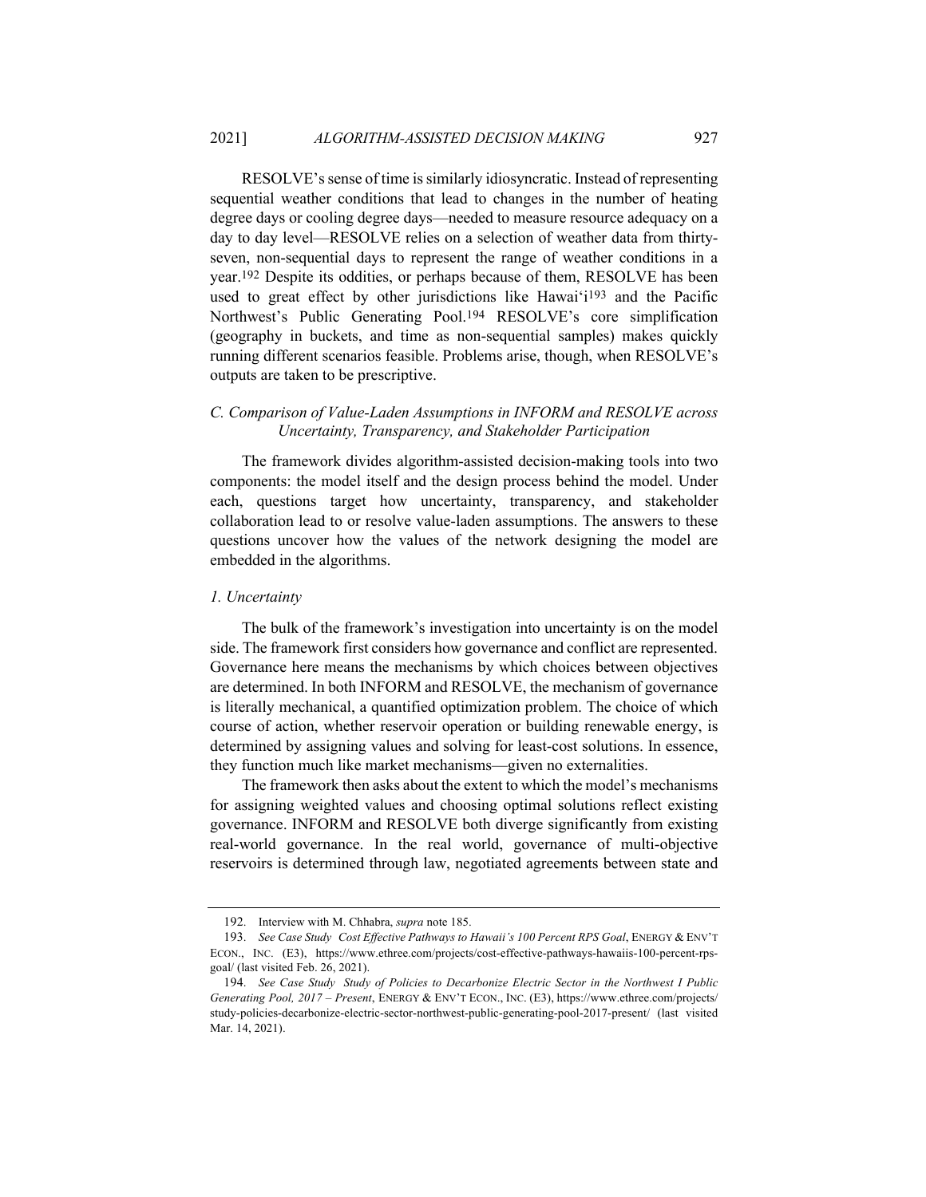RESOLVE's sense of time is similarly idiosyncratic. Instead of representing sequential weather conditions that lead to changes in the number of heating degree days or cooling degree days—needed to measure resource adequacy on a day to day level—RESOLVE relies on a selection of weather data from thirty-seven, non-sequential days to represent the range of weather conditions in a year.[192] Despite its oddities, or perhaps because of them, RESOLVE has been used to great effect by other jurisdictions like Hawai'i[193] and the Pacific Northwest's Public Generating Pool.[194] RESOLVE's core simplification (geography in buckets, and time as non-sequential samples) makes quickly running different scenarios feasible. Problems arise, though, when RESOLVE's outputs are taken to be prescriptive.

### *C. Comparison of Value-Laden Assumptions in INFORM and RESOLVE across Uncertainty, Transparency, and Stakeholder Participation*

The framework divides algorithm-assisted decision-making tools into two components: the model itself and the design process behind the model. Under each, questions target how uncertainty, transparency, and stakeholder collaboration lead to or resolve value-laden assumptions. The answers to these questions uncover how the values of the network designing the model are embedded in the algorithms.

#### *1. Uncertainty*

The bulk of the framework's investigation into uncertainty is on the model side. The framework first considers how governance and conflict are represented. Governance here means the mechanisms by which choices between objectives are determined. In both INFORM and RESOLVE, the mechanism of governance is literally mechanical, a quantified optimization problem. The choice of which course of action, whether reservoir operation or building renewable energy, is determined by assigning values and solving for least-cost solutions. In essence, they function much like market mechanisms—given no externalities.

The framework then asks about the extent to which the model's mechanisms for assigning weighted values and choosing optimal solutions reflect existing governance. INFORM and RESOLVE both diverge significantly from existing real-world governance. In the real world, governance of multi-objective reservoirs is determined through law, negotiated agreements between state and

---

192. Interview with M. Chhabra, *supra* note 185.

193. *See Case Study Cost Effective Pathways to Hawaii's 100 Percent RPS Goal*, ENERGY & ENV'T ECON., INC. (E3), https://www.ethree.com/projects/cost-effective-pathways-hawaiis-100-percent-rps-goal/ (last visited Feb. 26, 2021).

194. *See Case Study Study of Policies to Decarbonize Electric Sector in the Northwest I Public Generating Pool, 2017 – Present*, ENERGY & ENV'T ECON., INC. (E3), https://www.ethree.com/projects/study-policies-decarbonize-electric-sector-northwest-public-generating-pool-2017-present/ (last visited Mar. 14, 2021).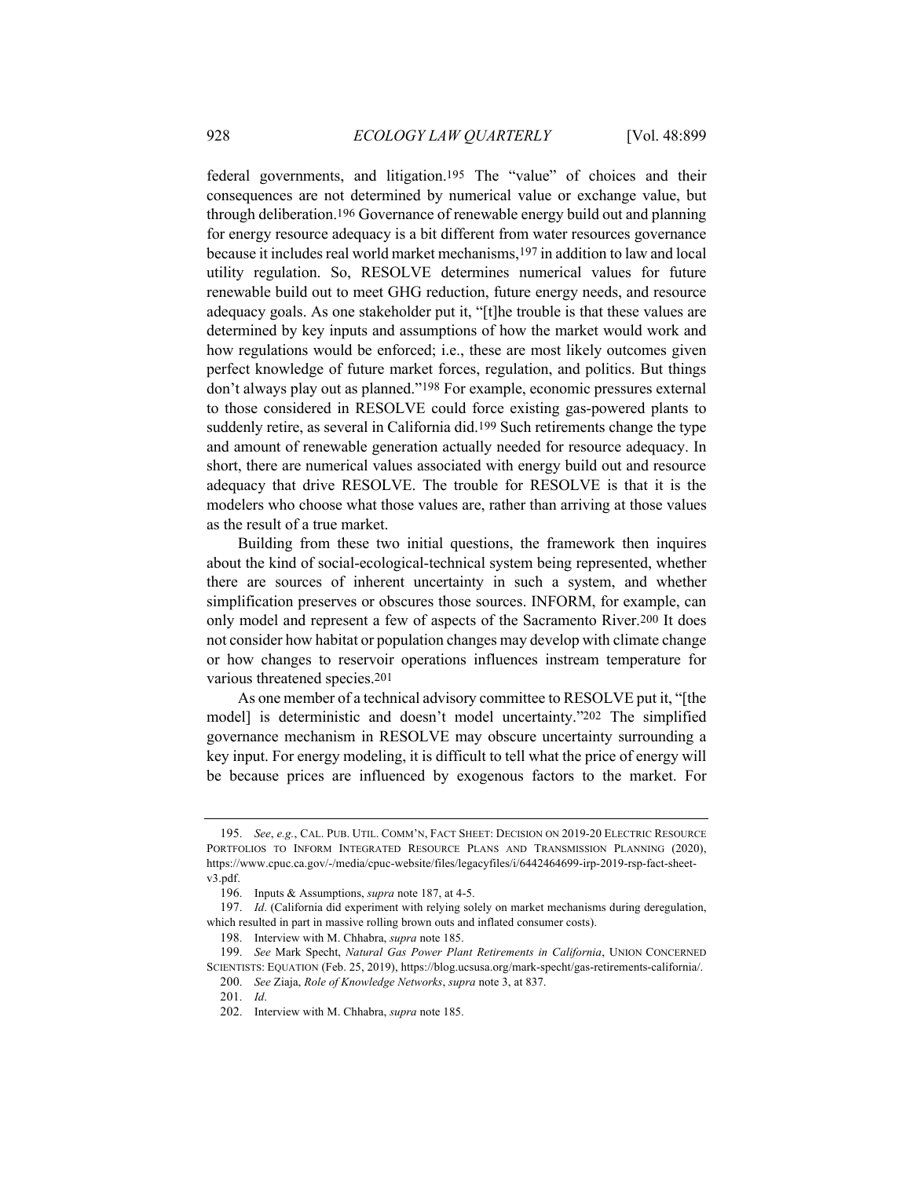federal governments, and litigation.[195] The "value" of choices and their consequences are not determined by numerical value or exchange value, but through deliberation.[196] Governance of renewable energy build out and planning for energy resource adequacy is a bit different from water resources governance because it includes real world market mechanisms,[197] in addition to law and local utility regulation. So, RESOLVE determines numerical values for future renewable build out to meet GHG reduction, future energy needs, and resource adequacy goals. As one stakeholder put it, "[t]he trouble is that these values are determined by key inputs and assumptions of how the market would work and how regulations would be enforced; i.e., these are most likely outcomes given perfect knowledge of future market forces, regulation, and politics. But things don't always play out as planned."[198] For example, economic pressures external to those considered in RESOLVE could force existing gas-powered plants to suddenly retire, as several in California did.[199] Such retirements change the type and amount of renewable generation actually needed for resource adequacy. In short, there are numerical values associated with energy build out and resource adequacy that drive RESOLVE. The trouble for RESOLVE is that it is the modelers who choose what those values are, rather than arriving at those values as the result of a true market.

Building from these two initial questions, the framework then inquires about the kind of social-ecological-technical system being represented, whether there are sources of inherent uncertainty in such a system, and whether simplification preserves or obscures those sources. INFORM, for example, can only model and represent a few of aspects of the Sacramento River.[200] It does not consider how habitat or population changes may develop with climate change or how changes to reservoir operations influences instream temperature for various threatened species.[201]

As one member of a technical advisory committee to RESOLVE put it, "[the model] is deterministic and doesn't model uncertainty."[202] The simplified governance mechanism in RESOLVE may obscure uncertainty surrounding a key input. For energy modeling, it is difficult to tell what the price of energy will be because prices are influenced by exogenous factors to the market. For

---

195. *See*, *e.g.*, CAL. PUB. UTIL. COMM'N, FACT SHEET: DECISION ON 2019-20 ELECTRIC RESOURCE PORTFOLIOS TO INFORM INTEGRATED RESOURCE PLANS AND TRANSMISSION PLANNING (2020), https://www.cpuc.ca.gov/-/media/cpuc-website/files/legacyfiles/i/6442464699-irp-2019-rsp-fact-sheet-v3.pdf.

196. Inputs & Assumptions, *supra* note 187, at 4-5.

197. *Id*. (California did experiment with relying solely on market mechanisms during deregulation, which resulted in part in massive rolling brown outs and inflated consumer costs).

198. Interview with M. Chhabra, *supra* note 185.

199. *See* Mark Specht, *Natural Gas Power Plant Retirements in California*, UNION CONCERNED SCIENTISTS: EQUATION (Feb. 25, 2019), https://blog.ucsusa.org/mark-specht/gas-retirements-california/.

200. *See* Ziaja, *Role of Knowledge Networks*, *supra* note 3, at 837.

201. *Id*.

202. Interview with M. Chhabra, *supra* note 185.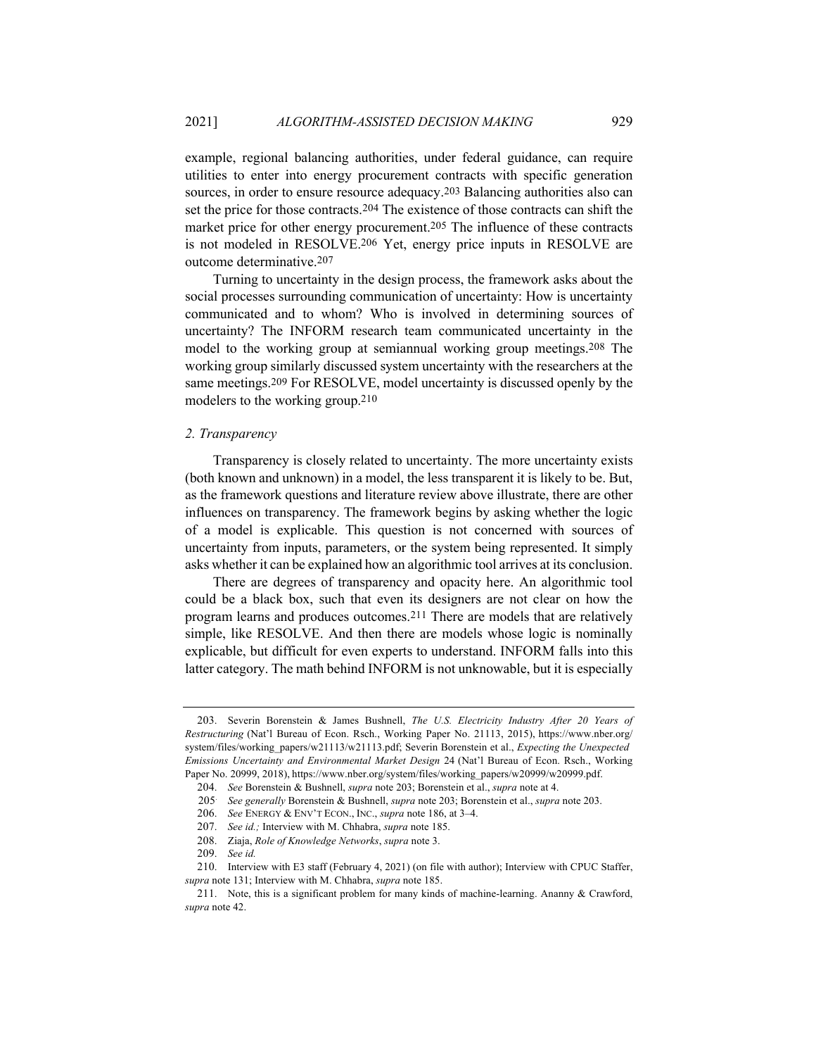example, regional balancing authorities, under federal guidance, can require utilities to enter into energy procurement contracts with specific generation sources, in order to ensure resource adequacy.[203] Balancing authorities also can set the price for those contracts.[204] The existence of those contracts can shift the market price for other energy procurement.[205] The influence of these contracts is not modeled in RESOLVE.[206] Yet, energy price inputs in RESOLVE are outcome determinative.[207]

Turning to uncertainty in the design process, the framework asks about the social processes surrounding communication of uncertainty: How is uncertainty communicated and to whom? Who is involved in determining sources of uncertainty? The INFORM research team communicated uncertainty in the model to the working group at semiannual working group meetings.[208] The working group similarly discussed system uncertainty with the researchers at the same meetings.[209] For RESOLVE, model uncertainty is discussed openly by the modelers to the working group.[210]

### 2. Transparency

Transparency is closely related to uncertainty. The more uncertainty exists (both known and unknown) in a model, the less transparent it is likely to be. But, as the framework questions and literature review above illustrate, there are other influences on transparency. The framework begins by asking whether the logic of a model is explicable. This question is not concerned with sources of uncertainty from inputs, parameters, or the system being represented. It simply asks whether it can be explained how an algorithmic tool arrives at its conclusion.

There are degrees of transparency and opacity here. An algorithmic tool could be a black box, such that even its designers are not clear on how the program learns and produces outcomes.[211] There are models that are relatively simple, like RESOLVE. And then there are models whose logic is nominally explicable, but difficult for even experts to understand. INFORM falls into this latter category. The math behind INFORM is not unknowable, but it is especially

---

203. Severin Borenstein & James Bushnell, *The U.S. Electricity Industry After 20 Years of Restructuring* (Nat'l Bureau of Econ. Rsch., Working Paper No. 21113, 2015), https://www.nber.org/system/files/working_papers/w21113/w21113.pdf; Severin Borenstein et al., *Expecting the Unexpected Emissions Uncertainty and Environmental Market Design* 24 (Nat'l Bureau of Econ. Rsch., Working Paper No. 20999, 2018), https://www.nber.org/system/files/working_papers/w20999/w20999.pdf.

204. *See* Borenstein & Bushnell, *supra* note 203; Borenstein et al., *supra* note at 4.

205. *See generally* Borenstein & Bushnell, *supra* note 203; Borenstein et al., *supra* note 203.

206. *See* ENERGY & ENV'T ECON., INC., *supra* note 186, at 3–4.

207. *See id.;* Interview with M. Chhabra, *supra* note 185.

208. Ziaja, *Role of Knowledge Networks*, *supra* note 3.

209. *See id.*

210. Interview with E3 staff (February 4, 2021) (on file with author); Interview with CPUC Staffer, *supra* note 131; Interview with M. Chhabra, *supra* note 185.

211. Note, this is a significant problem for many kinds of machine-learning. Ananny & Crawford, *supra* note 42.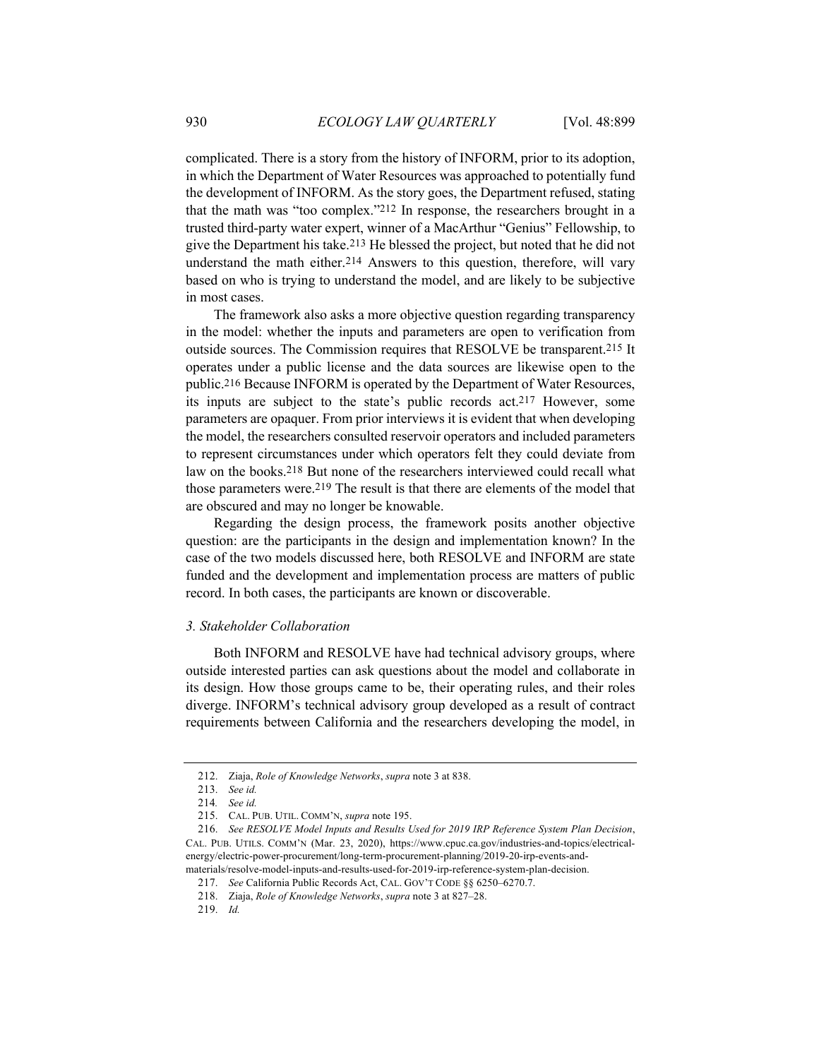complicated. There is a story from the history of INFORM, prior to its adoption, in which the Department of Water Resources was approached to potentially fund the development of INFORM. As the story goes, the Department refused, stating that the math was "too complex."[212] In response, the researchers brought in a trusted third-party water expert, winner of a MacArthur "Genius" Fellowship, to give the Department his take.[213] He blessed the project, but noted that he did not understand the math either.[214] Answers to this question, therefore, will vary based on who is trying to understand the model, and are likely to be subjective in most cases.

The framework also asks a more objective question regarding transparency in the model: whether the inputs and parameters are open to verification from outside sources. The Commission requires that RESOLVE be transparent.[215] It operates under a public license and the data sources are likewise open to the public.[216] Because INFORM is operated by the Department of Water Resources, its inputs are subject to the state's public records act.[217] However, some parameters are opaquer. From prior interviews it is evident that when developing the model, the researchers consulted reservoir operators and included parameters to represent circumstances under which operators felt they could deviate from law on the books.[218] But none of the researchers interviewed could recall what those parameters were.[219] The result is that there are elements of the model that are obscured and may no longer be knowable.

Regarding the design process, the framework posits another objective question: are the participants in the design and implementation known? In the case of the two models discussed here, both RESOLVE and INFORM are state funded and the development and implementation process are matters of public record. In both cases, the participants are known or discoverable.

### *3. Stakeholder Collaboration*

Both INFORM and RESOLVE have had technical advisory groups, where outside interested parties can ask questions about the model and collaborate in its design. How those groups came to be, their operating rules, and their roles diverge. INFORM's technical advisory group developed as a result of contract requirements between California and the researchers developing the model, in

---

212. Ziaja, *Role of Knowledge Networks*, *supra* note 3 at 838.

213. *See id.*

214. *See id.*

215. CAL. PUB. UTIL. COMM'N, *supra* note 195.

216. *See RESOLVE Model Inputs and Results Used for 2019 IRP Reference System Plan Decision*, CAL. PUB. UTILS. COMM'N (Mar. 23, 2020), https://www.cpuc.ca.gov/industries-and-topics/electrical-energy/electric-power-procurement/long-term-procurement-planning/2019-20-irp-events-and-materials/resolve-model-inputs-and-results-used-for-2019-irp-reference-system-plan-decision.

217. *See* California Public Records Act, CAL. GOV'T CODE §§ 6250–6270.7.

218. Ziaja, *Role of Knowledge Networks*, *supra* note 3 at 827–28.

219. *Id.*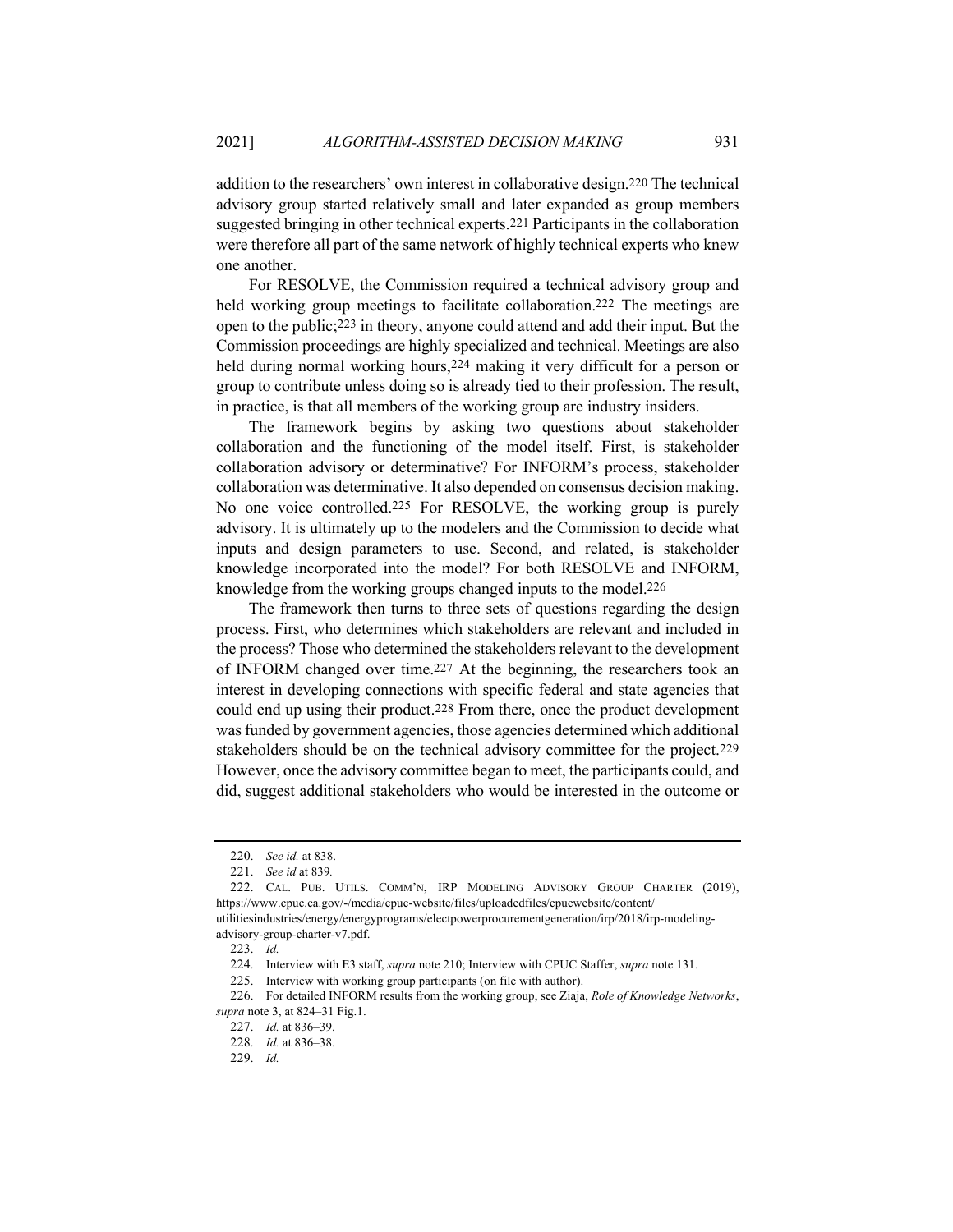addition to the researchers' own interest in collaborative design.[220] The technical advisory group started relatively small and later expanded as group members suggested bringing in other technical experts.[221] Participants in the collaboration were therefore all part of the same network of highly technical experts who knew one another.

For RESOLVE, the Commission required a technical advisory group and held working group meetings to facilitate collaboration.[222] The meetings are open to the public;[223] in theory, anyone could attend and add their input. But the Commission proceedings are highly specialized and technical. Meetings are also held during normal working hours,[224] making it very difficult for a person or group to contribute unless doing so is already tied to their profession. The result, in practice, is that all members of the working group are industry insiders.

The framework begins by asking two questions about stakeholder collaboration and the functioning of the model itself. First, is stakeholder collaboration advisory or determinative? For INFORM's process, stakeholder collaboration was determinative. It also depended on consensus decision making. No one voice controlled.[225] For RESOLVE, the working group is purely advisory. It is ultimately up to the modelers and the Commission to decide what inputs and design parameters to use. Second, and related, is stakeholder knowledge incorporated into the model? For both RESOLVE and INFORM, knowledge from the working groups changed inputs to the model.[226]

The framework then turns to three sets of questions regarding the design process. First, who determines which stakeholders are relevant and included in the process? Those who determined the stakeholders relevant to the development of INFORM changed over time.[227] At the beginning, the researchers took an interest in developing connections with specific federal and state agencies that could end up using their product.[228] From there, once the product development was funded by government agencies, those agencies determined which additional stakeholders should be on the technical advisory committee for the project.[229] However, once the advisory committee began to meet, the participants could, and did, suggest additional stakeholders who would be interested in the outcome or

---

220. *See id.* at 838.

221. *See id* at 839*.*

222. CAL. PUB. UTILS. COMM'N, IRP MODELING ADVISORY GROUP CHARTER (2019), https://www.cpuc.ca.gov/-/media/cpuc-website/files/uploadedfiles/cpucwebsite/content/utilitiesindustries/energy/energyprograms/electpowerprocurementgeneration/irp/2018/irp-modeling-advisory-group-charter-v7.pdf.

223. *Id.*

224. Interview with E3 staff, *supra* note 210; Interview with CPUC Staffer, *supra* note 131.

225. Interview with working group participants (on file with author).

226. For detailed INFORM results from the working group, see Ziaja, *Role of Knowledge Networks*, *supra* note 3, at 824–31 Fig.1.

227. *Id.* at 836–39.

228. *Id.* at 836–38.

229. *Id.*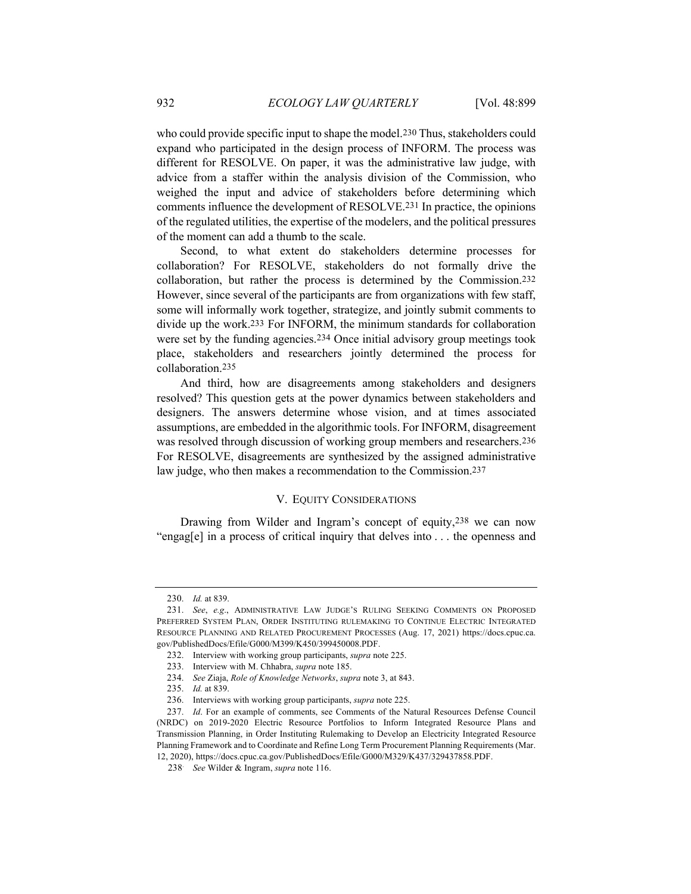who could provide specific input to shape the model.[230] Thus, stakeholders could expand who participated in the design process of INFORM. The process was different for RESOLVE. On paper, it was the administrative law judge, with advice from a staffer within the analysis division of the Commission, who weighed the input and advice of stakeholders before determining which comments influence the development of RESOLVE.[231] In practice, the opinions of the regulated utilities, the expertise of the modelers, and the political pressures of the moment can add a thumb to the scale.

Second, to what extent do stakeholders determine processes for collaboration? For RESOLVE, stakeholders do not formally drive the collaboration, but rather the process is determined by the Commission.[232] However, since several of the participants are from organizations with few staff, some will informally work together, strategize, and jointly submit comments to divide up the work.[233] For INFORM, the minimum standards for collaboration were set by the funding agencies.[234] Once initial advisory group meetings took place, stakeholders and researchers jointly determined the process for collaboration.[235]

And third, how are disagreements among stakeholders and designers resolved? This question gets at the power dynamics between stakeholders and designers. The answers determine whose vision, and at times associated assumptions, are embedded in the algorithmic tools. For INFORM, disagreement was resolved through discussion of working group members and researchers.[236] For RESOLVE, disagreements are synthesized by the assigned administrative law judge, who then makes a recommendation to the Commission.[237]

## V. EQUITY CONSIDERATIONS

Drawing from Wilder and Ingram's concept of equity,[238] we can now "engag[e] in a process of critical inquiry that delves into . . . the openness and

---

230. *Id.* at 839.

231. *See*, *e.g*., ADMINISTRATIVE LAW JUDGE'S RULING SEEKING COMMENTS ON PROPOSED PREFERRED SYSTEM PLAN, ORDER INSTITUTING RULEMAKING TO CONTINUE ELECTRIC INTEGRATED RESOURCE PLANNING AND RELATED PROCUREMENT PROCESSES (Aug. 17, 2021) https://docs.cpuc.ca.gov/PublishedDocs/Efile/G000/M399/K450/399450008.PDF.

232. Interview with working group participants, *supra* note 225.

233. Interview with M. Chhabra, *supra* note 185.

234. *See* Ziaja, *Role of Knowledge Networks*, *supra* note 3, at 843.

235. *Id.* at 839.

236. Interviews with working group participants, *supra* note 225.

237. *Id*. For an example of comments, see Comments of the Natural Resources Defense Council (NRDC) on 2019-2020 Electric Resource Portfolios to Inform Integrated Resource Plans and Transmission Planning, in Order Instituting Rulemaking to Develop an Electricity Integrated Resource Planning Framework and to Coordinate and Refine Long Term Procurement Planning Requirements (Mar. 12, 2020), https://docs.cpuc.ca.gov/PublishedDocs/Efile/G000/M329/K437/329437858.PDF.

238. *See* Wilder & Ingram, *supra* note 116.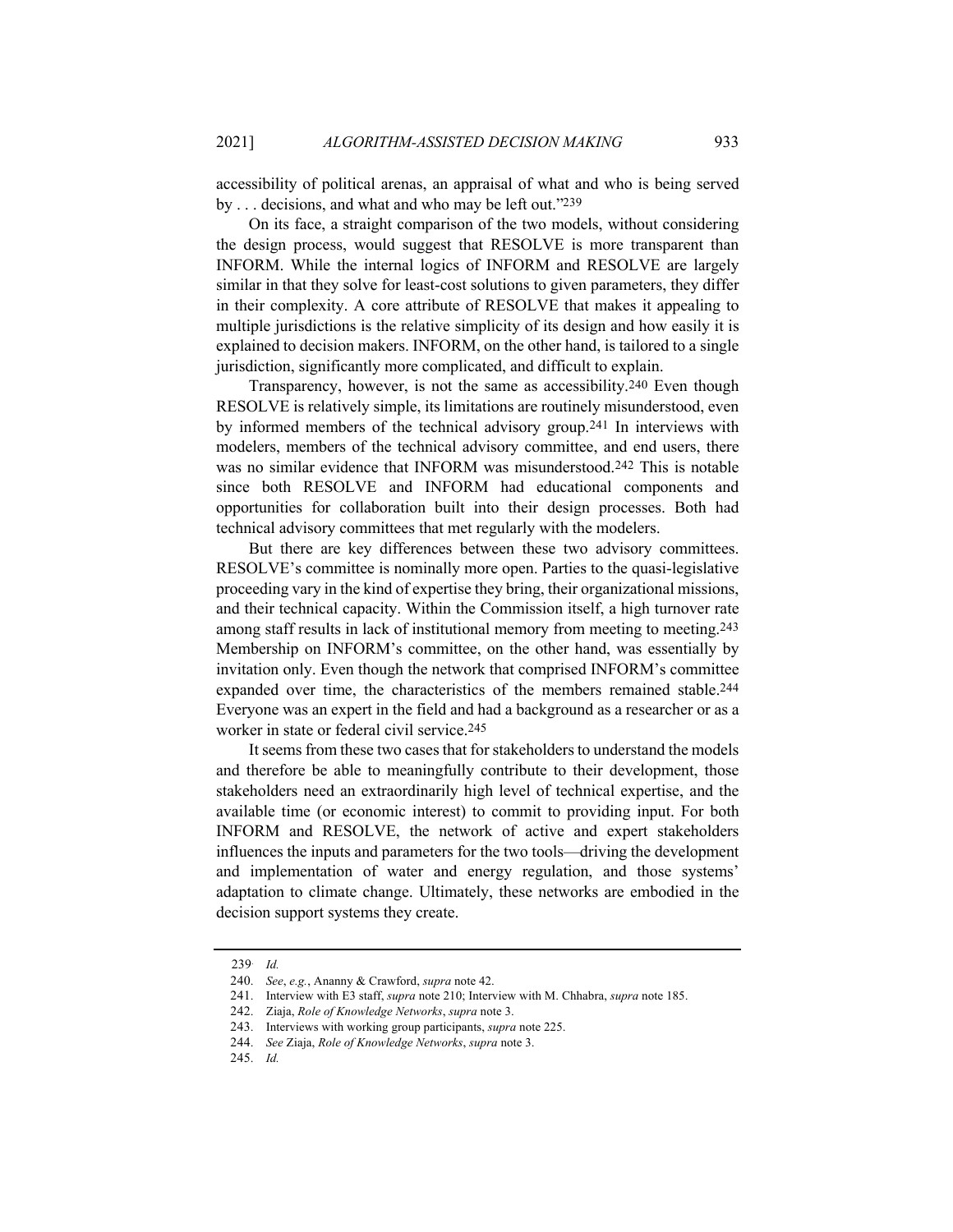accessibility of political arenas, an appraisal of what and who is being served by . . . decisions, and what and who may be left out."[239]

On its face, a straight comparison of the two models, without considering the design process, would suggest that RESOLVE is more transparent than INFORM. While the internal logics of INFORM and RESOLVE are largely similar in that they solve for least-cost solutions to given parameters, they differ in their complexity. A core attribute of RESOLVE that makes it appealing to multiple jurisdictions is the relative simplicity of its design and how easily it is explained to decision makers. INFORM, on the other hand, is tailored to a single jurisdiction, significantly more complicated, and difficult to explain.

Transparency, however, is not the same as accessibility.[240] Even though RESOLVE is relatively simple, its limitations are routinely misunderstood, even by informed members of the technical advisory group.[241] In interviews with modelers, members of the technical advisory committee, and end users, there was no similar evidence that INFORM was misunderstood.[242] This is notable since both RESOLVE and INFORM had educational components and opportunities for collaboration built into their design processes. Both had technical advisory committees that met regularly with the modelers.

But there are key differences between these two advisory committees. RESOLVE's committee is nominally more open. Parties to the quasi-legislative proceeding vary in the kind of expertise they bring, their organizational missions, and their technical capacity. Within the Commission itself, a high turnover rate among staff results in lack of institutional memory from meeting to meeting.[243] Membership on INFORM's committee, on the other hand, was essentially by invitation only. Even though the network that comprised INFORM's committee expanded over time, the characteristics of the members remained stable.[244] Everyone was an expert in the field and had a background as a researcher or as a worker in state or federal civil service.[245]

It seems from these two cases that for stakeholders to understand the models and therefore be able to meaningfully contribute to their development, those stakeholders need an extraordinarily high level of technical expertise, and the available time (or economic interest) to commit to providing input. For both INFORM and RESOLVE, the network of active and expert stakeholders influences the inputs and parameters for the two tools—driving the development and implementation of water and energy regulation, and those systems' adaptation to climate change. Ultimately, these networks are embodied in the decision support systems they create.

---

239. *Id.*

240. *See*, *e.g.*, Ananny & Crawford, *supra* note 42.

241. Interview with E3 staff, *supra* note 210; Interview with M. Chhabra, *supra* note 185.

242. Ziaja, *Role of Knowledge Networks*, *supra* note 3.

243. Interviews with working group participants, *supra* note 225.

244. *See* Ziaja, *Role of Knowledge Networks*, *supra* note 3.

245. *Id.*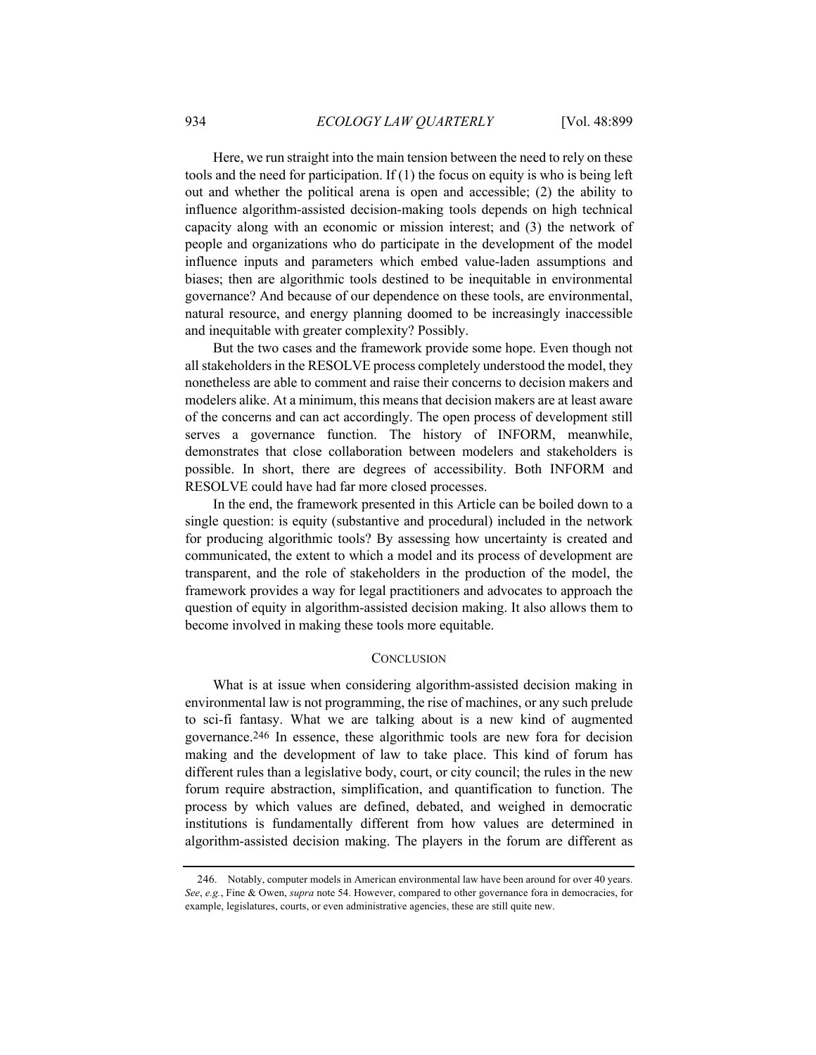Here, we run straight into the main tension between the need to rely on these tools and the need for participation. If (1) the focus on equity is who is being left out and whether the political arena is open and accessible; (2) the ability to influence algorithm-assisted decision-making tools depends on high technical capacity along with an economic or mission interest; and (3) the network of people and organizations who do participate in the development of the model influence inputs and parameters which embed value-laden assumptions and biases; then are algorithmic tools destined to be inequitable in environmental governance? And because of our dependence on these tools, are environmental, natural resource, and energy planning doomed to be increasingly inaccessible and inequitable with greater complexity? Possibly.

But the two cases and the framework provide some hope. Even though not all stakeholders in the RESOLVE process completely understood the model, they nonetheless are able to comment and raise their concerns to decision makers and modelers alike. At a minimum, this means that decision makers are at least aware of the concerns and can act accordingly. The open process of development still serves a governance function. The history of INFORM, meanwhile, demonstrates that close collaboration between modelers and stakeholders is possible. In short, there are degrees of accessibility. Both INFORM and RESOLVE could have had far more closed processes.

In the end, the framework presented in this Article can be boiled down to a single question: is equity (substantive and procedural) included in the network for producing algorithmic tools? By assessing how uncertainty is created and communicated, the extent to which a model and its process of development are transparent, and the role of stakeholders in the production of the model, the framework provides a way for legal practitioners and advocates to approach the question of equity in algorithm-assisted decision making. It also allows them to become involved in making these tools more equitable.

## CONCLUSION

What is at issue when considering algorithm-assisted decision making in environmental law is not programming, the rise of machines, or any such prelude to sci-fi fantasy. What we are talking about is a new kind of augmented governance.[246] In essence, these algorithmic tools are new fora for decision making and the development of law to take place. This kind of forum has different rules than a legislative body, court, or city council; the rules in the new forum require abstraction, simplification, and quantification to function. The process by which values are defined, debated, and weighed in democratic institutions is fundamentally different from how values are determined in algorithm-assisted decision making. The players in the forum are different as

---

246. Notably, computer models in American environmental law have been around for over 40 years. *See*, *e.g.*, Fine & Owen, *supra* note 54. However, compared to other governance fora in democracies, for example, legislatures, courts, or even administrative agencies, these are still quite new.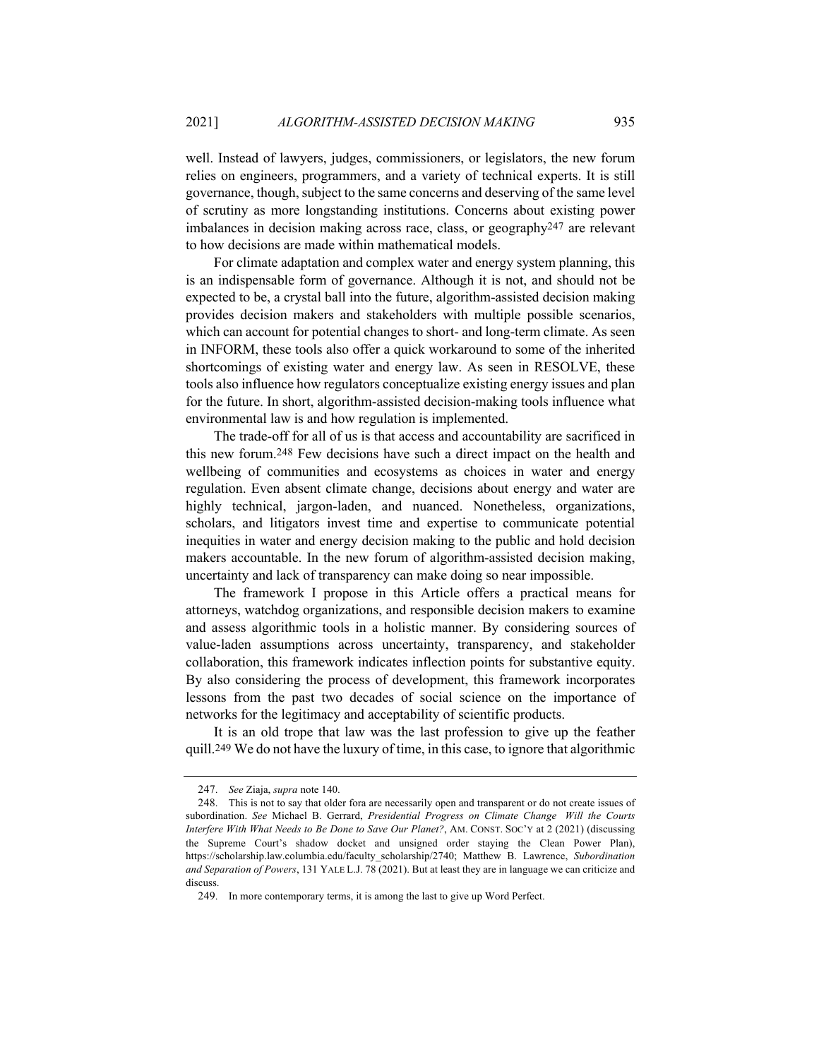well. Instead of lawyers, judges, commissioners, or legislators, the new forum relies on engineers, programmers, and a variety of technical experts. It is still governance, though, subject to the same concerns and deserving of the same level of scrutiny as more longstanding institutions. Concerns about existing power imbalances in decision making across race, class, or geography[247] are relevant to how decisions are made within mathematical models.

For climate adaptation and complex water and energy system planning, this is an indispensable form of governance. Although it is not, and should not be expected to be, a crystal ball into the future, algorithm-assisted decision making provides decision makers and stakeholders with multiple possible scenarios, which can account for potential changes to short- and long-term climate. As seen in INFORM, these tools also offer a quick workaround to some of the inherited shortcomings of existing water and energy law. As seen in RESOLVE, these tools also influence how regulators conceptualize existing energy issues and plan for the future. In short, algorithm-assisted decision-making tools influence what environmental law is and how regulation is implemented.

The trade-off for all of us is that access and accountability are sacrificed in this new forum.[248] Few decisions have such a direct impact on the health and wellbeing of communities and ecosystems as choices in water and energy regulation. Even absent climate change, decisions about energy and water are highly technical, jargon-laden, and nuanced. Nonetheless, organizations, scholars, and litigators invest time and expertise to communicate potential inequities in water and energy decision making to the public and hold decision makers accountable. In the new forum of algorithm-assisted decision making, uncertainty and lack of transparency can make doing so near impossible.

The framework I propose in this Article offers a practical means for attorneys, watchdog organizations, and responsible decision makers to examine and assess algorithmic tools in a holistic manner. By considering sources of value-laden assumptions across uncertainty, transparency, and stakeholder collaboration, this framework indicates inflection points for substantive equity. By also considering the process of development, this framework incorporates lessons from the past two decades of social science on the importance of networks for the legitimacy and acceptability of scientific products.

It is an old trope that law was the last profession to give up the feather quill.[249] We do not have the luxury of time, in this case, to ignore that algorithmic

---

247. *See* Ziaja, *supra* note 140.

248. This is not to say that older fora are necessarily open and transparent or do not create issues of subordination. *See* Michael B. Gerrard, *Presidential Progress on Climate Change Will the Courts Interfere With What Needs to Be Done to Save Our Planet?*, AM. CONST. SOC'Y at 2 (2021) (discussing the Supreme Court's shadow docket and unsigned order staying the Clean Power Plan), https://scholarship.law.columbia.edu/faculty_scholarship/2740; Matthew B. Lawrence, *Subordination and Separation of Powers*, 131 YALE L.J. 78 (2021). But at least they are in language we can criticize and discuss.

249. In more contemporary terms, it is among the last to give up Word Perfect.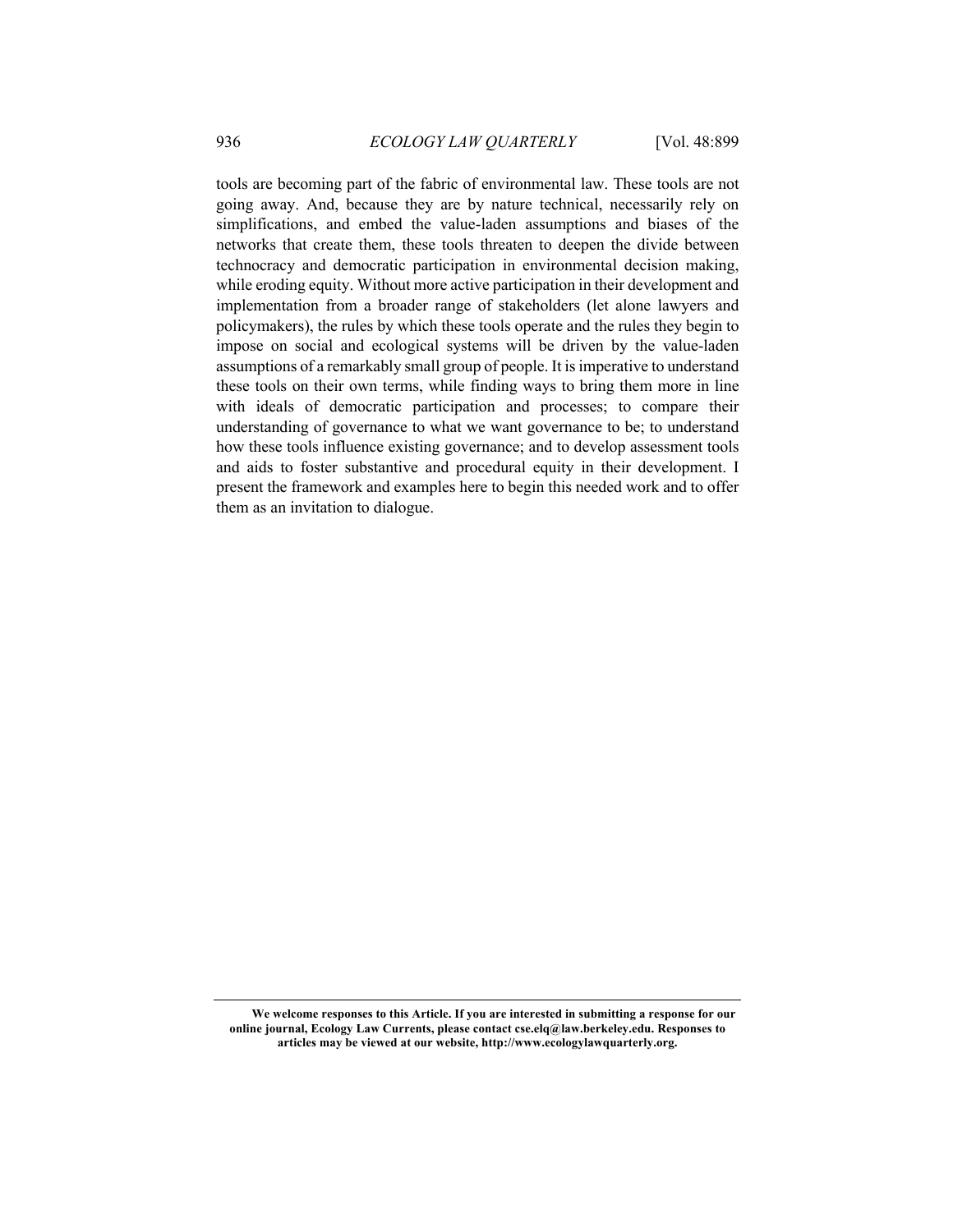tools are becoming part of the fabric of environmental law. These tools are not going away. And, because they are by nature technical, necessarily rely on simplifications, and embed the value-laden assumptions and biases of the networks that create them, these tools threaten to deepen the divide between technocracy and democratic participation in environmental decision making, while eroding equity. Without more active participation in their development and implementation from a broader range of stakeholders (let alone lawyers and policymakers), the rules by which these tools operate and the rules they begin to impose on social and ecological systems will be driven by the value-laden assumptions of a remarkably small group of people. It is imperative to understand these tools on their own terms, while finding ways to bring them more in line with ideals of democratic participation and processes; to compare their understanding of governance to what we want governance to be; to understand how these tools influence existing governance; and to develop assessment tools and aids to foster substantive and procedural equity in their development. I present the framework and examples here to begin this needed work and to offer them as an invitation to dialogue.

**We welcome responses to this Article. If you are interested in submitting a response for our online journal, Ecology Law Currents, please contact cse.elq@law.berkeley.edu. Responses to articles may be viewed at our website, http://www.ecologylawquarterly.org.**